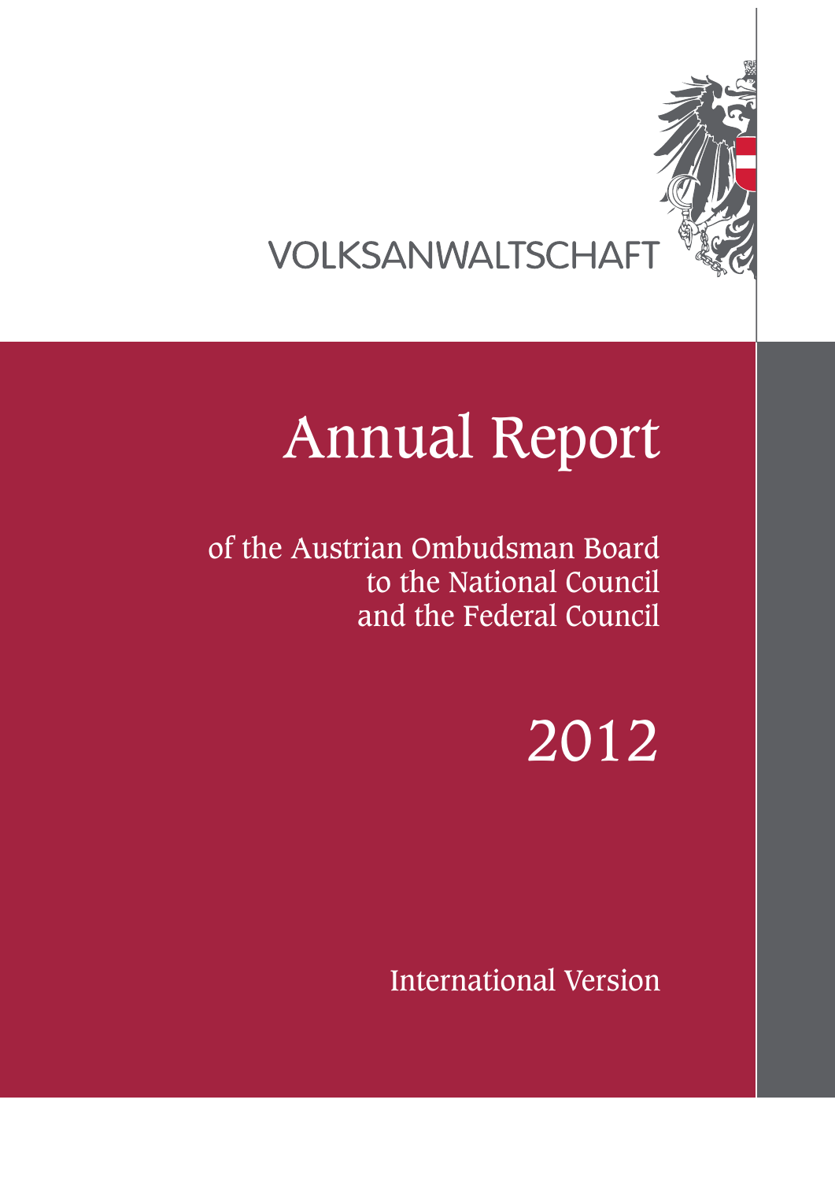VOLKSANWALTSCHAFT

# Annual Report

of the Austrian Ombudsman Board
to the National Council
and the Federal Council

2012

International Version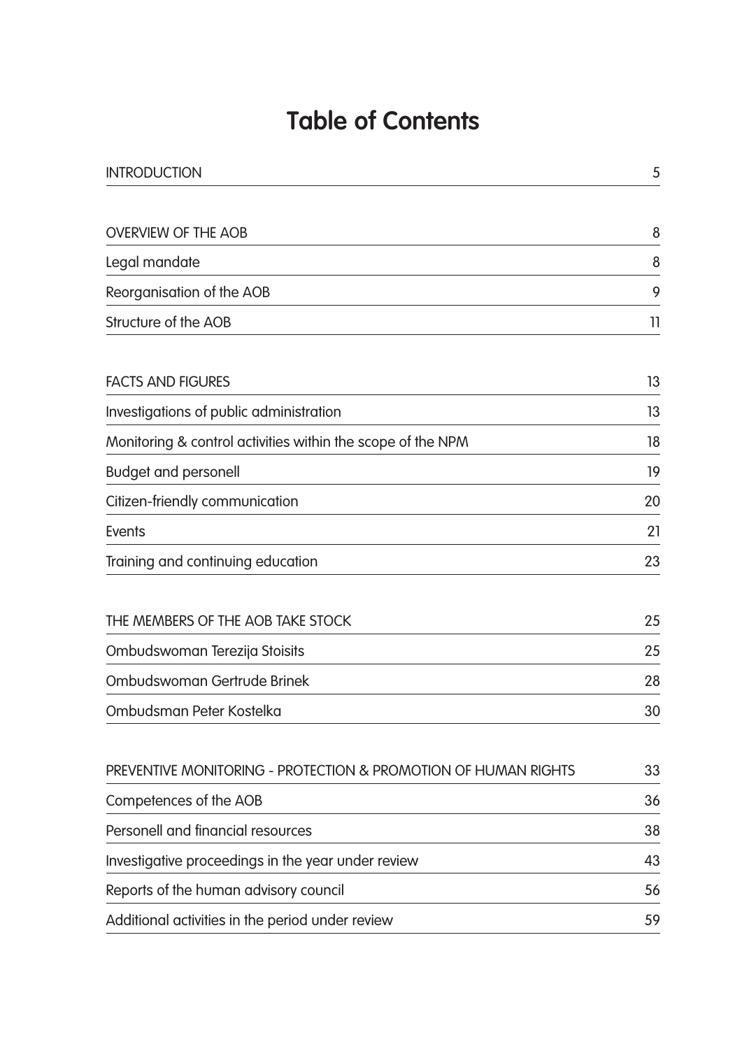# Table of Contents

| | |
|---|---|
| INTRODUCTION | 5 |
| | |
| OVERVIEW OF THE AOB | 8 |
| Legal mandate | 8 |
| Reorganisation of the AOB | 9 |
| Structure of the AOB | 11 |
| | |
| FACTS AND FIGURES | 13 |
| Investigations of public administration | 13 |
| Monitoring & control activities within the scope of the NPM | 18 |
| Budget and personell | 19 |
| Citizen-friendly communication | 20 |
| Events | 21 |
| Training and continuing education | 23 |
| | |
| THE MEMBERS OF THE AOB TAKE STOCK | 25 |
| Ombudswoman Terezija Stoisits | 25 |
| Ombudswoman Gertrude Brinek | 28 |
| Ombudsman Peter Kostelka | 30 |
| | |
| PREVENTIVE MONITORING - PROTECTION & PROMOTION OF HUMAN RIGHTS | 33 |
| Competences of the AOB | 36 |
| Personell and financial resources | 38 |
| Investigative proceedings in the year under review | 43 |
| Reports of the human advisory council | 56 |
| Additional activities in the period under review | 59 |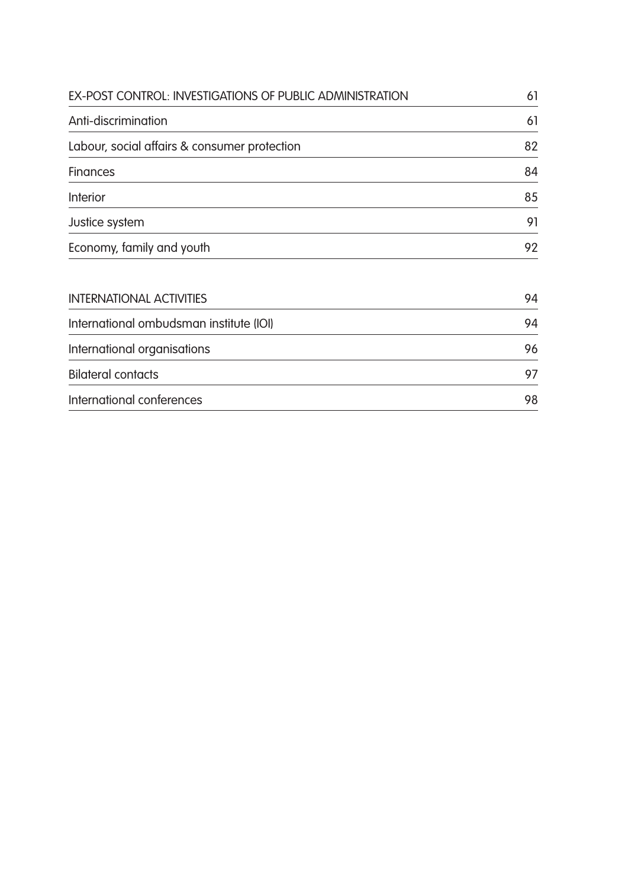| | |
|---|---|
| EX-POST CONTROL: INVESTIGATIONS OF PUBLIC ADMINISTRATION | 61 |
| Anti-discrimination | 61 |
| Labour, social affairs & consumer protection | 82 |
| Finances | 84 |
| Interior | 85 |
| Justice system | 91 |
| Economy, family and youth | 92 |

| | |
|---|---|
| INTERNATIONAL ACTIVITIES | 94 |
| International ombudsman institute (IOI) | 94 |
| International organisations | 96 |
| Bilateral contacts | 97 |
| International conferences | 98 |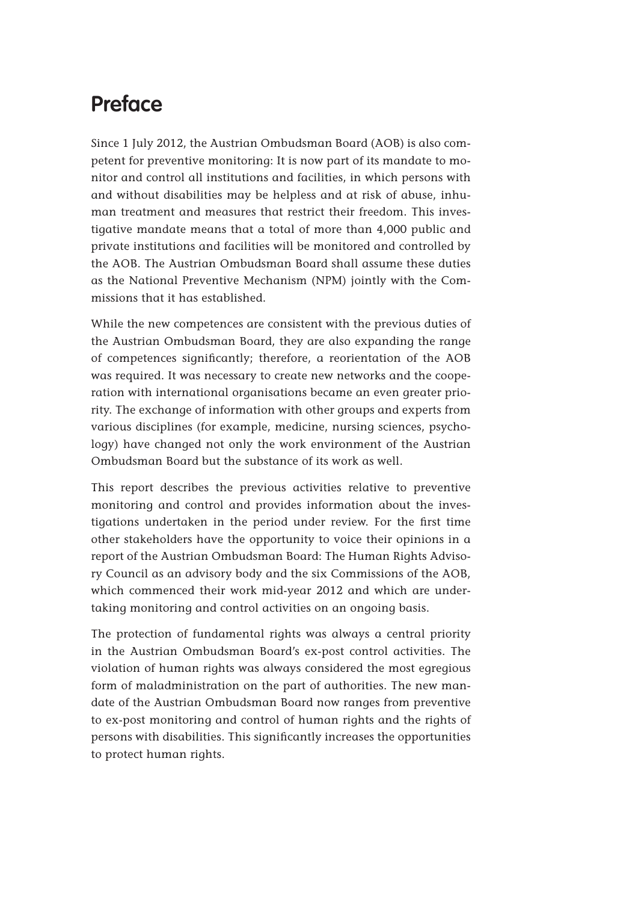# Preface

Since 1 July 2012, the Austrian Ombudsman Board (AOB) is also competent for preventive monitoring: It is now part of its mandate to monitor and control all institutions and facilities, in which persons with and without disabilities may be helpless and at risk of abuse, inhuman treatment and measures that restrict their freedom. This investigative mandate means that a total of more than 4,000 public and private institutions and facilities will be monitored and controlled by the AOB. The Austrian Ombudsman Board shall assume these duties as the National Preventive Mechanism (NPM) jointly with the Commissions that it has established.

While the new competences are consistent with the previous duties of the Austrian Ombudsman Board, they are also expanding the range of competences significantly; therefore, a reorientation of the AOB was required. It was necessary to create new networks and the cooperation with international organisations became an even greater priority. The exchange of information with other groups and experts from various disciplines (for example, medicine, nursing sciences, psychology) have changed not only the work environment of the Austrian Ombudsman Board but the substance of its work as well.

This report describes the previous activities relative to preventive monitoring and control and provides information about the investigations undertaken in the period under review. For the first time other stakeholders have the opportunity to voice their opinions in a report of the Austrian Ombudsman Board: The Human Rights Advisory Council as an advisory body and the six Commissions of the AOB, which commenced their work mid-year 2012 and which are undertaking monitoring and control activities on an ongoing basis.

The protection of fundamental rights was always a central priority in the Austrian Ombudsman Board's ex-post control activities. The violation of human rights was always considered the most egregious form of maladministration on the part of authorities. The new mandate of the Austrian Ombudsman Board now ranges from preventive to ex-post monitoring and control of human rights and the rights of persons with disabilities. This significantly increases the opportunities to protect human rights.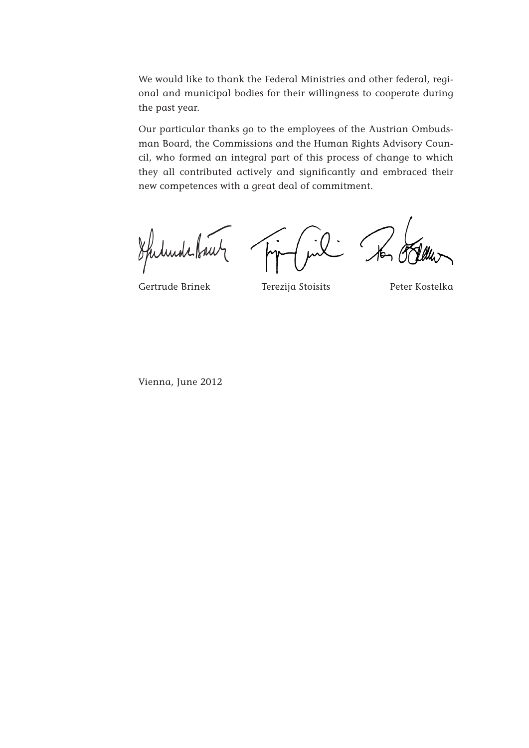We would like to thank the Federal Ministries and other federal, regional and municipal bodies for their willingness to cooperate during the past year.

Our particular thanks go to the employees of the Austrian Ombudsman Board, the Commissions and the Human Rights Advisory Council, who formed an integral part of this process of change to which they all contributed actively and significantly and embraced their new competences with a great deal of commitment.

Gertrude Brinek        Terezija Stoisits        Peter Kostelka

Vienna, June 2012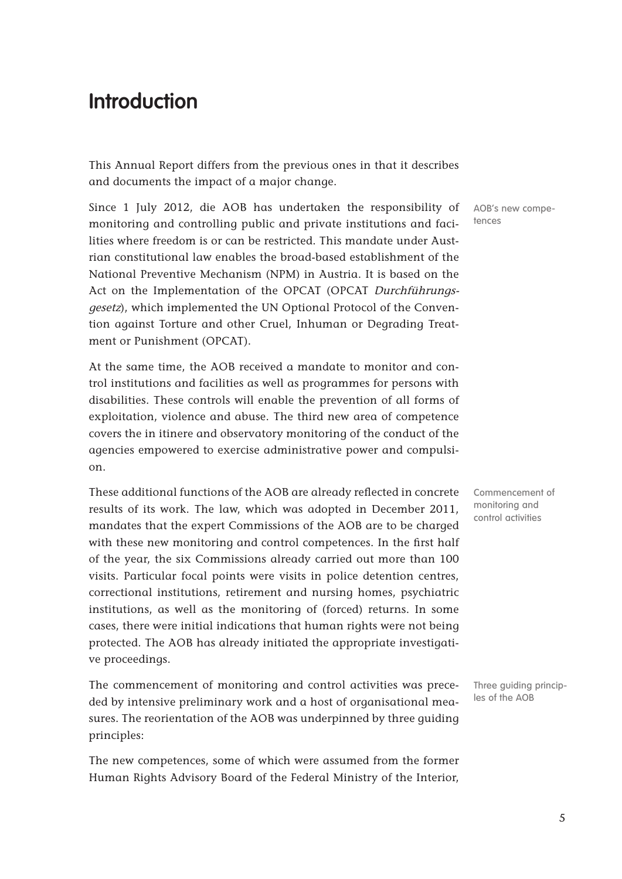# Introduction

This Annual Report differs from the previous ones in that it describes and documents the impact of a major change.

AOB's new competences

Since 1 July 2012, die AOB has undertaken the responsibility of monitoring and controlling public and private institutions and facilities where freedom is or can be restricted. This mandate under Austrian constitutional law enables the broad-based establishment of the National Preventive Mechanism (NPM) in Austria. It is based on the Act on the Implementation of the OPCAT (OPCAT *Durchführungsgesetz*), which implemented the UN Optional Protocol of the Convention against Torture and other Cruel, Inhuman or Degrading Treatment or Punishment (OPCAT).

At the same time, the AOB received a mandate to monitor and control institutions and facilities as well as programmes for persons with disabilities. These controls will enable the prevention of all forms of exploitation, violence and abuse. The third new area of competence covers the in itinere and observatory monitoring of the conduct of the agencies empowered to exercise administrative power and compulsion.

Commencement of monitoring and control activities

These additional functions of the AOB are already reflected in concrete results of its work. The law, which was adopted in December 2011, mandates that the expert Commissions of the AOB are to be charged with these new monitoring and control competences. In the first half of the year, the six Commissions already carried out more than 100 visits. Particular focal points were visits in police detention centres, correctional institutions, retirement and nursing homes, psychiatric institutions, as well as the monitoring of (forced) returns. In some cases, there were initial indications that human rights were not being protected. The AOB has already initiated the appropriate investigative proceedings.

Three guiding principles of the AOB

The commencement of monitoring and control activities was preceded by intensive preliminary work and a host of organisational measures. The reorientation of the AOB was underpinned by three guiding principles:

The new competences, some of which were assumed from the former Human Rights Advisory Board of the Federal Ministry of the Interior,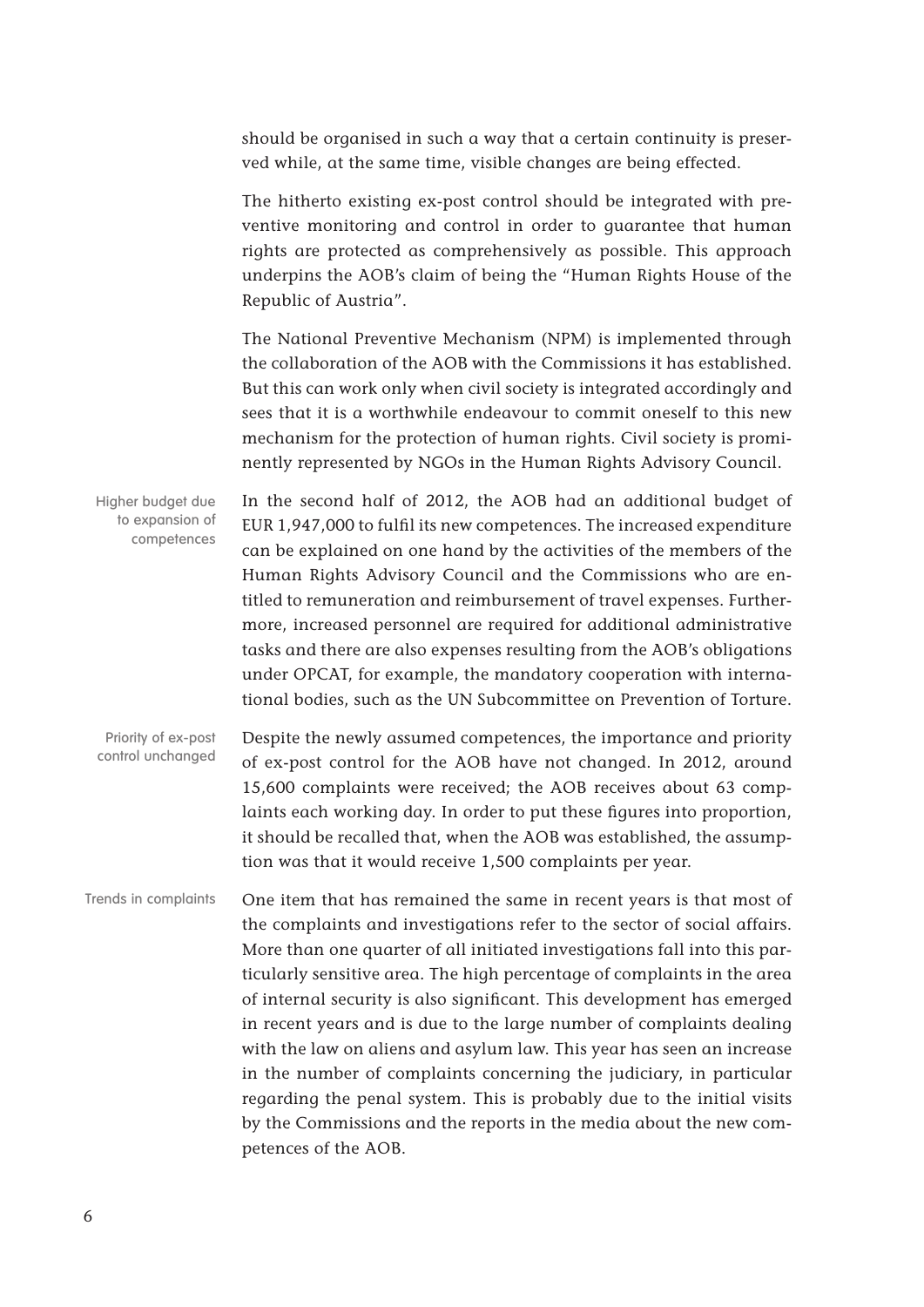should be organised in such a way that a certain continuity is preserved while, at the same time, visible changes are being effected.

The hitherto existing ex-post control should be integrated with preventive monitoring and control in order to guarantee that human rights are protected as comprehensively as possible. This approach underpins the AOB's claim of being the "Human Rights House of the Republic of Austria".

The National Preventive Mechanism (NPM) is implemented through the collaboration of the AOB with the Commissions it has established. But this can work only when civil society is integrated accordingly and sees that it is a worthwhile endeavour to commit oneself to this new mechanism for the protection of human rights. Civil society is prominently represented by NGOs in the Human Rights Advisory Council.

Higher budget due to expansion of competences

In the second half of 2012, the AOB had an additional budget of EUR 1,947,000 to fulfil its new competences. The increased expenditure can be explained on one hand by the activities of the members of the Human Rights Advisory Council and the Commissions who are entitled to remuneration and reimbursement of travel expenses. Furthermore, increased personnel are required for additional administrative tasks and there are also expenses resulting from the AOB's obligations under OPCAT, for example, the mandatory cooperation with international bodies, such as the UN Subcommittee on Prevention of Torture.

Priority of ex-post control unchanged

Despite the newly assumed competences, the importance and priority of ex-post control for the AOB have not changed. In 2012, around 15,600 complaints were received; the AOB receives about 63 complaints each working day. In order to put these figures into proportion, it should be recalled that, when the AOB was established, the assumption was that it would receive 1,500 complaints per year.

Trends in complaints

One item that has remained the same in recent years is that most of the complaints and investigations refer to the sector of social affairs. More than one quarter of all initiated investigations fall into this particularly sensitive area. The high percentage of complaints in the area of internal security is also significant. This development has emerged in recent years and is due to the large number of complaints dealing with the law on aliens and asylum law. This year has seen an increase in the number of complaints concerning the judiciary, in particular regarding the penal system. This is probably due to the initial visits by the Commissions and the reports in the media about the new competences of the AOB.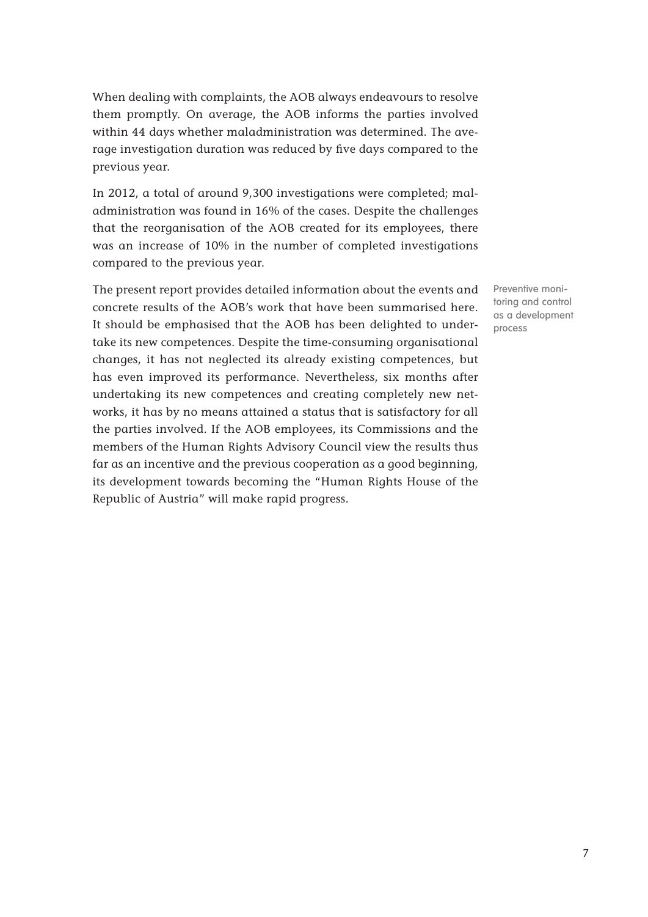When dealing with complaints, the AOB always endeavours to resolve them promptly. On average, the AOB informs the parties involved within 44 days whether maladministration was determined. The average investigation duration was reduced by five days compared to the previous year.

In 2012, a total of around 9,300 investigations were completed; maladministration was found in 16% of the cases. Despite the challenges that the reorganisation of the AOB created for its employees, there was an increase of 10% in the number of completed investigations compared to the previous year.

Preventive monitoring and control as a development process

The present report provides detailed information about the events and concrete results of the AOB's work that have been summarised here. It should be emphasised that the AOB has been delighted to undertake its new competences. Despite the time-consuming organisational changes, it has not neglected its already existing competences, but has even improved its performance. Nevertheless, six months after undertaking its new competences and creating completely new networks, it has by no means attained a status that is satisfactory for all the parties involved. If the AOB employees, its Commissions and the members of the Human Rights Advisory Council view the results thus far as an incentive and the previous cooperation as a good beginning, its development towards becoming the "Human Rights House of the Republic of Austria" will make rapid progress.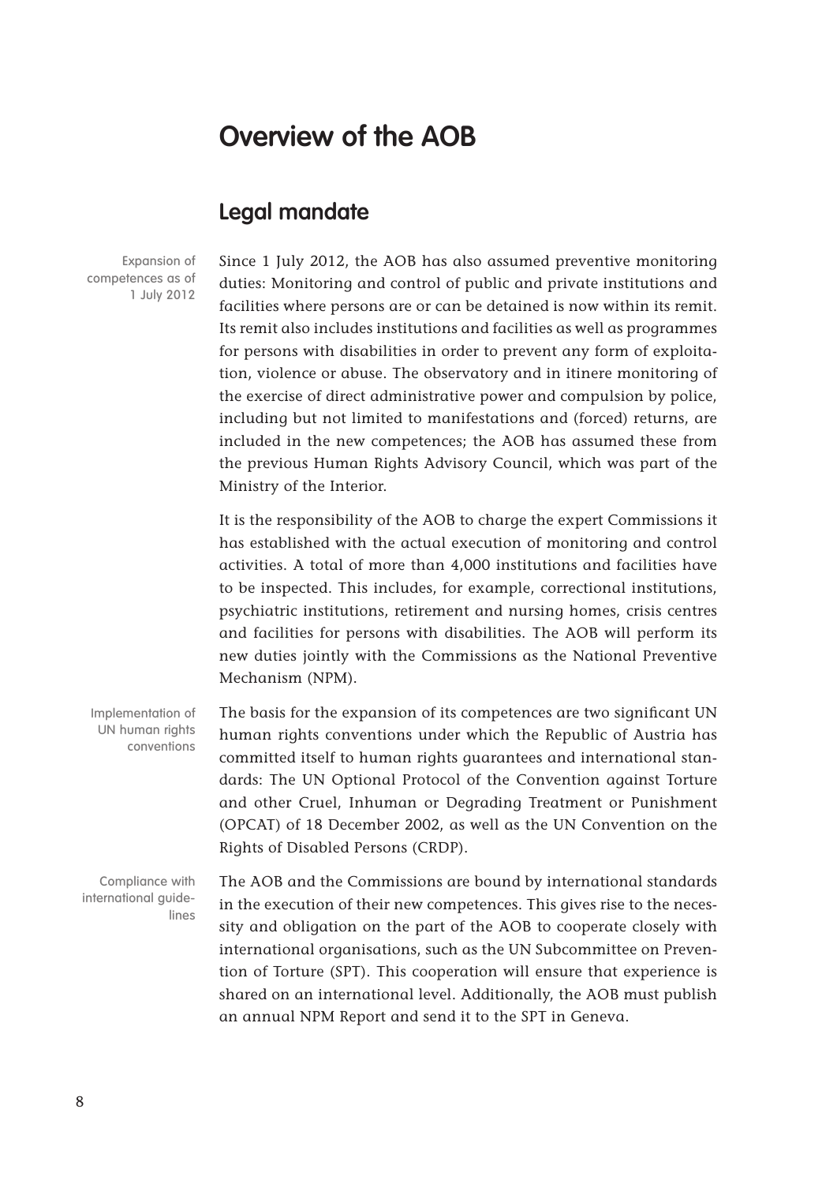# Overview of the AOB

## Legal mandate

Expansion of competences as of 1 July 2012

Since 1 July 2012, the AOB has also assumed preventive monitoring duties: Monitoring and control of public and private institutions and facilities where persons are or can be detained is now within its remit. Its remit also includes institutions and facilities as well as programmes for persons with disabilities in order to prevent any form of exploitation, violence or abuse. The observatory and in itinere monitoring of the exercise of direct administrative power and compulsion by police, including but not limited to manifestations and (forced) returns, are included in the new competences; the AOB has assumed these from the previous Human Rights Advisory Council, which was part of the Ministry of the Interior.

It is the responsibility of the AOB to charge the expert Commissions it has established with the actual execution of monitoring and control activities. A total of more than 4,000 institutions and facilities have to be inspected. This includes, for example, correctional institutions, psychiatric institutions, retirement and nursing homes, crisis centres and facilities for persons with disabilities. The AOB will perform its new duties jointly with the Commissions as the National Preventive Mechanism (NPM).

Implementation of UN human rights conventions

The basis for the expansion of its competences are two significant UN human rights conventions under which the Republic of Austria has committed itself to human rights guarantees and international standards: The UN Optional Protocol of the Convention against Torture and other Cruel, Inhuman or Degrading Treatment or Punishment (OPCAT) of 18 December 2002, as well as the UN Convention on the Rights of Disabled Persons (CRDP).

Compliance with international guidelines

The AOB and the Commissions are bound by international standards in the execution of their new competences. This gives rise to the necessity and obligation on the part of the AOB to cooperate closely with international organisations, such as the UN Subcommittee on Prevention of Torture (SPT). This cooperation will ensure that experience is shared on an international level. Additionally, the AOB must publish an annual NPM Report and send it to the SPT in Geneva.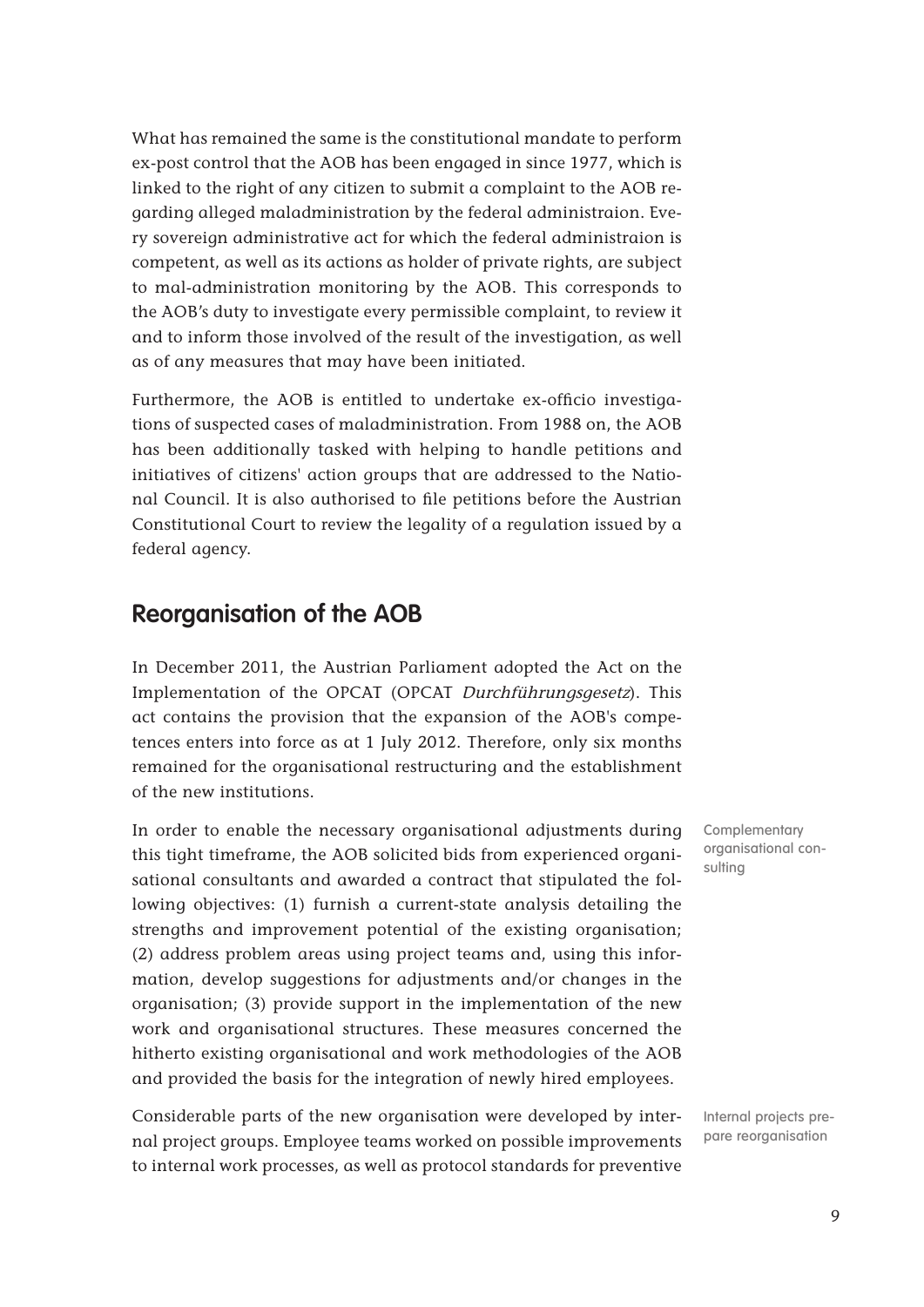What has remained the same is the constitutional mandate to perform ex-post control that the AOB has been engaged in since 1977, which is linked to the right of any citizen to submit a complaint to the AOB regarding alleged maladministration by the federal administraion. Every sovereign administrative act for which the federal administraion is competent, as well as its actions as holder of private rights, are subject to mal-administration monitoring by the AOB. This corresponds to the AOB's duty to investigate every permissible complaint, to review it and to inform those involved of the result of the investigation, as well as of any measures that may have been initiated.

Furthermore, the AOB is entitled to undertake ex-officio investigations of suspected cases of maladministration. From 1988 on, the AOB has been additionally tasked with helping to handle petitions and initiatives of citizens' action groups that are addressed to the National Council. It is also authorised to file petitions before the Austrian Constitutional Court to review the legality of a regulation issued by a federal agency.

## Reorganisation of the AOB

In December 2011, the Austrian Parliament adopted the Act on the Implementation of the OPCAT (OPCAT *Durchführungsgesetz*). This act contains the provision that the expansion of the AOB's competences enters into force as at 1 July 2012. Therefore, only six months remained for the organisational restructuring and the establishment of the new institutions.

Complementary organisational consulting

In order to enable the necessary organisational adjustments during this tight timeframe, the AOB solicited bids from experienced organisational consultants and awarded a contract that stipulated the following objectives: (1) furnish a current-state analysis detailing the strengths and improvement potential of the existing organisation; (2) address problem areas using project teams and, using this information, develop suggestions for adjustments and/or changes in the organisation; (3) provide support in the implementation of the new work and organisational structures. These measures concerned the hitherto existing organisational and work methodologies of the AOB and provided the basis for the integration of newly hired employees.

Internal projects prepare reorganisation

Considerable parts of the new organisation were developed by internal project groups. Employee teams worked on possible improvements to internal work processes, as well as protocol standards for preventive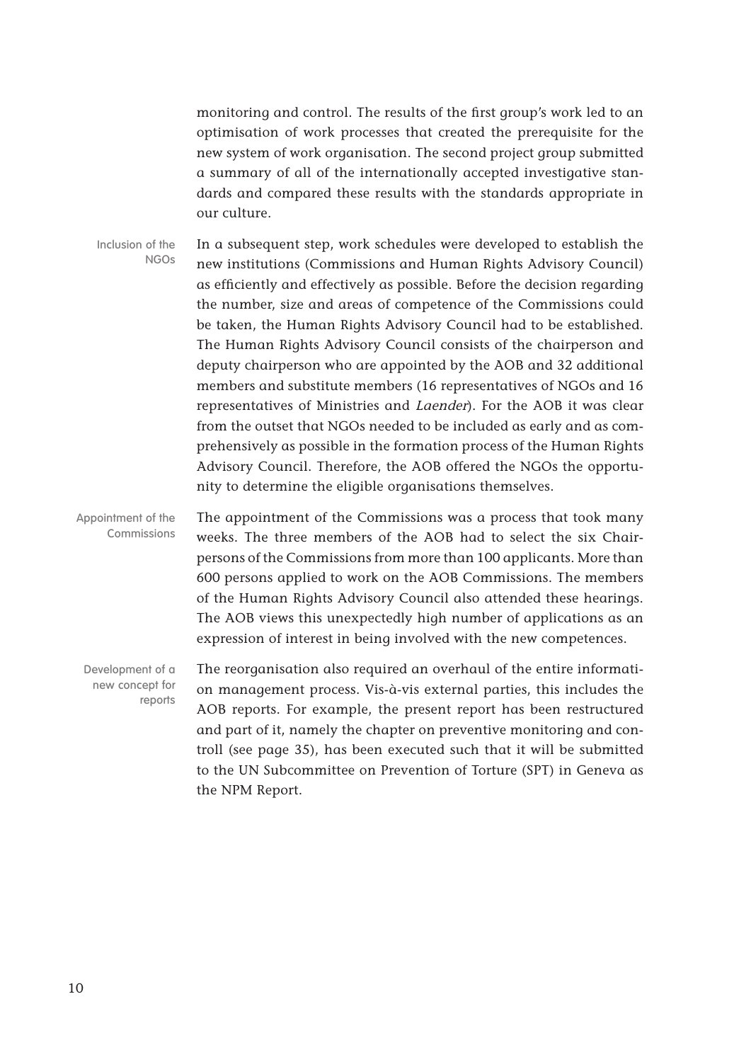monitoring and control. The results of the first group's work led to an optimisation of work processes that created the prerequisite for the new system of work organisation. The second project group submitted a summary of all of the internationally accepted investigative standards and compared these results with the standards appropriate in our culture.

Inclusion of the NGOs

In a subsequent step, work schedules were developed to establish the new institutions (Commissions and Human Rights Advisory Council) as efficiently and effectively as possible. Before the decision regarding the number, size and areas of competence of the Commissions could be taken, the Human Rights Advisory Council had to be established. The Human Rights Advisory Council consists of the chairperson and deputy chairperson who are appointed by the AOB and 32 additional members and substitute members (16 representatives of NGOs and 16 representatives of Ministries and *Laender*). For the AOB it was clear from the outset that NGOs needed to be included as early and as comprehensively as possible in the formation process of the Human Rights Advisory Council. Therefore, the AOB offered the NGOs the opportunity to determine the eligible organisations themselves.

Appointment of the Commissions

The appointment of the Commissions was a process that took many weeks. The three members of the AOB had to select the six Chairpersons of the Commissions from more than 100 applicants. More than 600 persons applied to work on the AOB Commissions. The members of the Human Rights Advisory Council also attended these hearings. The AOB views this unexpectedly high number of applications as an expression of interest in being involved with the new competences.

Development of a new concept for reports

The reorganisation also required an overhaul of the entire information management process. Vis-à-vis external parties, this includes the AOB reports. For example, the present report has been restructured and part of it, namely the chapter on preventive monitoring and controll (see page 35), has been executed such that it will be submitted to the UN Subcommittee on Prevention of Torture (SPT) in Geneva as the NPM Report.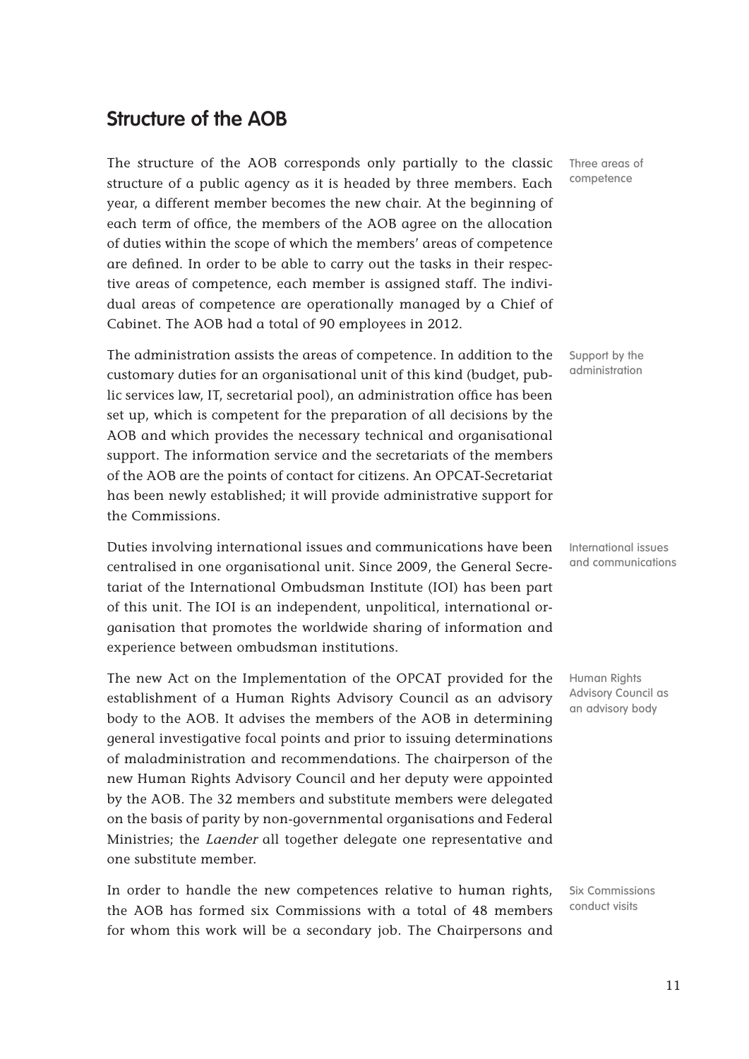## Structure of the AOB

Three areas of competence

The structure of the AOB corresponds only partially to the classic structure of a public agency as it is headed by three members. Each year, a different member becomes the new chair. At the beginning of each term of office, the members of the AOB agree on the allocation of duties within the scope of which the members' areas of competence are defined. In order to be able to carry out the tasks in their respective areas of competence, each member is assigned staff. The individual areas of competence are operationally managed by a Chief of Cabinet. The AOB had a total of 90 employees in 2012.

Support by the administration

The administration assists the areas of competence. In addition to the customary duties for an organisational unit of this kind (budget, public services law, IT, secretarial pool), an administration office has been set up, which is competent for the preparation of all decisions by the AOB and which provides the necessary technical and organisational support. The information service and the secretariats of the members of the AOB are the points of contact for citizens. An OPCAT-Secretariat has been newly established; it will provide administrative support for the Commissions.

International issues and communications

Duties involving international issues and communications have been centralised in one organisational unit. Since 2009, the General Secretariat of the International Ombudsman Institute (IOI) has been part of this unit. The IOI is an independent, unpolitical, international organisation that promotes the worldwide sharing of information and experience between ombudsman institutions.

Human Rights Advisory Council as an advisory body

The new Act on the Implementation of the OPCAT provided for the establishment of a Human Rights Advisory Council as an advisory body to the AOB. It advises the members of the AOB in determining general investigative focal points and prior to issuing determinations of maladministration and recommendations. The chairperson of the new Human Rights Advisory Council and her deputy were appointed by the AOB. The 32 members and substitute members were delegated on the basis of parity by non-governmental organisations and Federal Ministries; the *Laender* all together delegate one representative and one substitute member.

Six Commissions conduct visits

In order to handle the new competences relative to human rights, the AOB has formed six Commissions with a total of 48 members for whom this work will be a secondary job. The Chairpersons and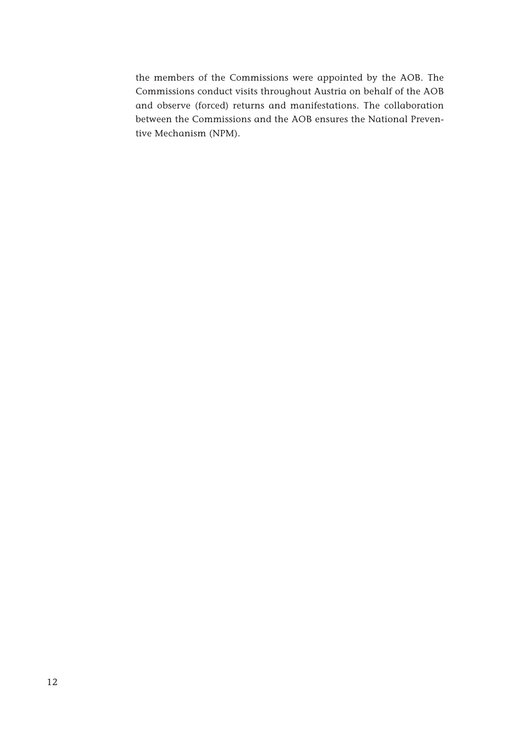the members of the Commissions were appointed by the AOB. The Commissions conduct visits throughout Austria on behalf of the AOB and observe (forced) returns and manifestations. The collaboration between the Commissions and the AOB ensures the National Preventive Mechanism (NPM).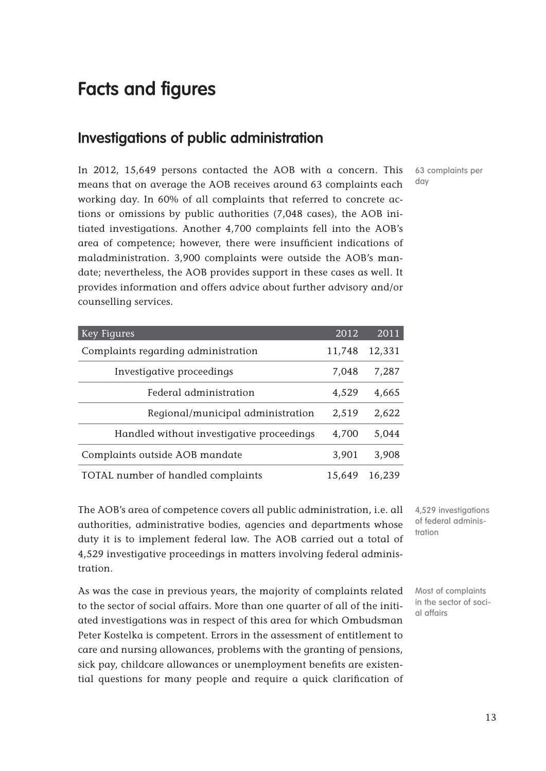# Facts and figures

## Investigations of public administration

In 2012, 15,649 persons contacted the AOB with a concern. This means that on average the AOB receives around 63 complaints each working day. In 60% of all complaints that referred to concrete actions or omissions by public authorities (7,048 cases), the AOB initiated investigations. Another 4,700 complaints fell into the AOB's area of competence; however, there were insufficient indications of maladministration. 3,900 complaints were outside the AOB's mandate; nevertheless, the AOB provides support in these cases as well. It provides information and offers advice about further advisory and/or counselling services.

63 complaints per day

| Key Figures | 2012 | 2011 |
|---|---|---|
| Complaints regarding administration | 11,748 | 12,331 |
| Investigative proceedings | 7,048 | 7,287 |
| Federal administration | 4,529 | 4,665 |
| Regional/municipal administration | 2,519 | 2,622 |
| Handled without investigative proceedings | 4,700 | 5,044 |
| Complaints outside AOB mandate | 3,901 | 3,908 |
| TOTAL number of handled complaints | 15,649 | 16,239 |

The AOB's area of competence covers all public administration, i.e. all authorities, administrative bodies, agencies and departments whose duty it is to implement federal law. The AOB carried out a total of 4,529 investigative proceedings in matters involving federal administration.

4,529 investigations of federal administration

As was the case in previous years, the majority of complaints related to the sector of social affairs. More than one quarter of all of the initiated investigations was in respect of this area for which Ombudsman Peter Kostelka is competent. Errors in the assessment of entitlement to care and nursing allowances, problems with the granting of pensions, sick pay, childcare allowances or unemployment benefits are existential questions for many people and require a quick clarification of

Most of complaints in the sector of social affairs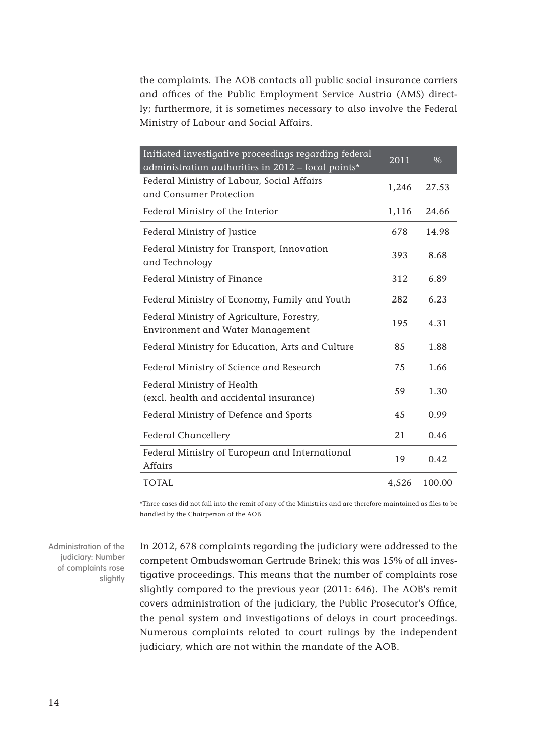the complaints. The AOB contacts all public social insurance carriers and offices of the Public Employment Service Austria (AMS) directly; furthermore, it is sometimes necessary to also involve the Federal Ministry of Labour and Social Affairs.

| Initiated investigative proceedings regarding federal administration authorities in 2012 – focal points* | 2011 | % |
|---|---|---|
| Federal Ministry of Labour, Social Affairs and Consumer Protection | 1,246 | 27.53 |
| Federal Ministry of the Interior | 1,116 | 24.66 |
| Federal Ministry of Justice | 678 | 14.98 |
| Federal Ministry for Transport, Innovation and Technology | 393 | 8.68 |
| Federal Ministry of Finance | 312 | 6.89 |
| Federal Ministry of Economy, Family and Youth | 282 | 6.23 |
| Federal Ministry of Agriculture, Forestry, Environment and Water Management | 195 | 4.31 |
| Federal Ministry for Education, Arts and Culture | 85 | 1.88 |
| Federal Ministry of Science and Research | 75 | 1.66 |
| Federal Ministry of Health (excl. health and accidental insurance) | 59 | 1.30 |
| Federal Ministry of Defence and Sports | 45 | 0.99 |
| Federal Chancellery | 21 | 0.46 |
| Federal Ministry of European and International Affairs | 19 | 0.42 |
| TOTAL | 4,526 | 100.00 |

*Three cases did not fall into the remit of any of the Ministries and are therefore maintained as files to be handled by the Chairperson of the AOB

Administration of the judiciary: Number of complaints rose slightly

In 2012, 678 complaints regarding the judiciary were addressed to the competent Ombudswoman Gertrude Brinek; this was 15% of all investigative proceedings. This means that the number of complaints rose slightly compared to the previous year (2011: 646). The AOB's remit covers administration of the judiciary, the Public Prosecutor's Office, the penal system and investigations of delays in court proceedings. Numerous complaints related to court rulings by the independent judiciary, which are not within the mandate of the AOB.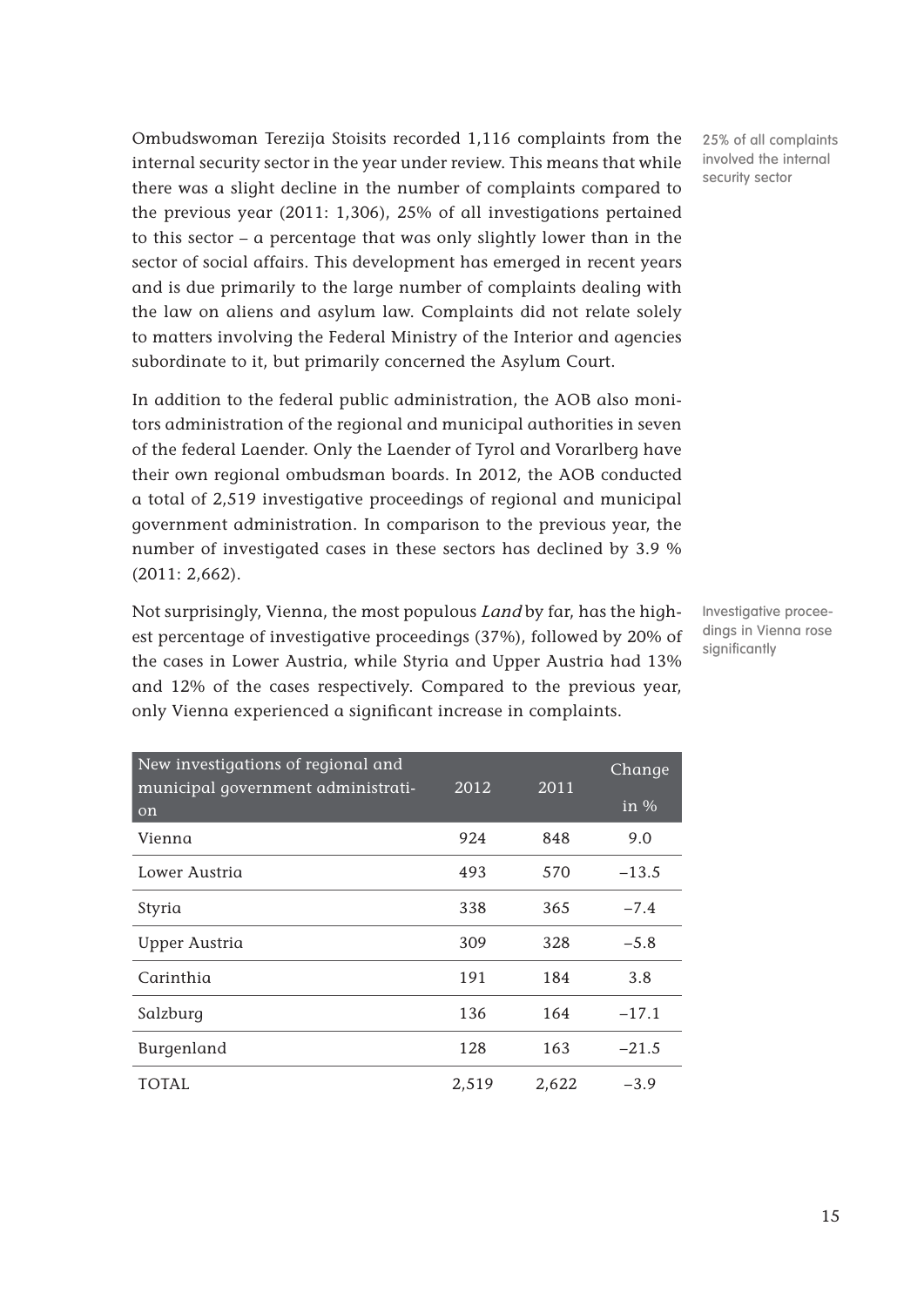Ombudswoman Terezija Stoisits recorded 1,116 complaints from the internal security sector in the year under review. This means that while there was a slight decline in the number of complaints compared to the previous year (2011: 1,306), 25% of all investigations pertained to this sector – a percentage that was only slightly lower than in the sector of social affairs. This development has emerged in recent years and is due primarily to the large number of complaints dealing with the law on aliens and asylum law. Complaints did not relate solely to matters involving the Federal Ministry of the Interior and agencies subordinate to it, but primarily concerned the Asylum Court.

25% of all complaints involved the internal security sector

In addition to the federal public administration, the AOB also monitors administration of the regional and municipal authorities in seven of the federal Laender. Only the Laender of Tyrol and Vorarlberg have their own regional ombudsman boards. In 2012, the AOB conducted a total of 2,519 investigative proceedings of regional and municipal government administration. In comparison to the previous year, the number of investigated cases in these sectors has declined by 3.9 % (2011: 2,662).

Not surprisingly, Vienna, the most populous *Land* by far, has the highest percentage of investigative proceedings (37%), followed by 20% of the cases in Lower Austria, while Styria and Upper Austria had 13% and 12% of the cases respectively. Compared to the previous year, only Vienna experienced a significant increase in complaints.

Investigative proceedings in Vienna rose significantly

| New investigations of regional and municipal government administration | 2012 | 2011 | Change in % |
|---|---|---|---|
| Vienna | 924 | 848 | 9.0 |
| Lower Austria | 493 | 570 | –13.5 |
| Styria | 338 | 365 | –7.4 |
| Upper Austria | 309 | 328 | –5.8 |
| Carinthia | 191 | 184 | 3.8 |
| Salzburg | 136 | 164 | –17.1 |
| Burgenland | 128 | 163 | –21.5 |
| TOTAL | 2,519 | 2,622 | –3.9 |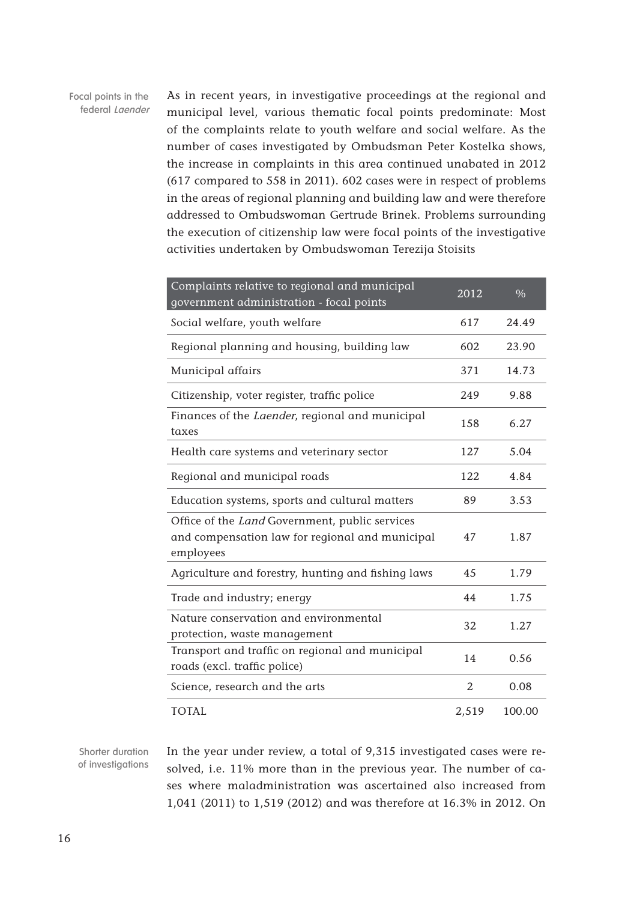Focal points in the federal *Laender*

As in recent years, in investigative proceedings at the regional and municipal level, various thematic focal points predominate: Most of the complaints relate to youth welfare and social welfare. As the number of cases investigated by Ombudsman Peter Kostelka shows, the increase in complaints in this area continued unabated in 2012 (617 compared to 558 in 2011). 602 cases were in respect of problems in the areas of regional planning and building law and were therefore addressed to Ombudswoman Gertrude Brinek. Problems surrounding the execution of citizenship law were focal points of the investigative activities undertaken by Ombudswoman Terezija Stoisits

| Complaints relative to regional and municipal government administration - focal points | 2012 | % |
|---|---|---|
| Social welfare, youth welfare | 617 | 24.49 |
| Regional planning and housing, building law | 602 | 23.90 |
| Municipal affairs | 371 | 14.73 |
| Citizenship, voter register, traffic police | 249 | 9.88 |
| Finances of the *Laender*, regional and municipal taxes | 158 | 6.27 |
| Health care systems and veterinary sector | 127 | 5.04 |
| Regional and municipal roads | 122 | 4.84 |
| Education systems, sports and cultural matters | 89 | 3.53 |
| Office of the *Land* Government, public services and compensation law for regional and municipal employees | 47 | 1.87 |
| Agriculture and forestry, hunting and fishing laws | 45 | 1.79 |
| Trade and industry; energy | 44 | 1.75 |
| Nature conservation and environmental protection, waste management | 32 | 1.27 |
| Transport and traffic on regional and municipal roads (excl. traffic police) | 14 | 0.56 |
| Science, research and the arts | 2 | 0.08 |
| TOTAL | 2,519 | 100.00 |

Shorter duration of investigations

In the year under review, a total of 9,315 investigated cases were resolved, i.e. 11% more than in the previous year. The number of cases where maladministration was ascertained also increased from 1,041 (2011) to 1,519 (2012) and was therefore at 16.3% in 2012. On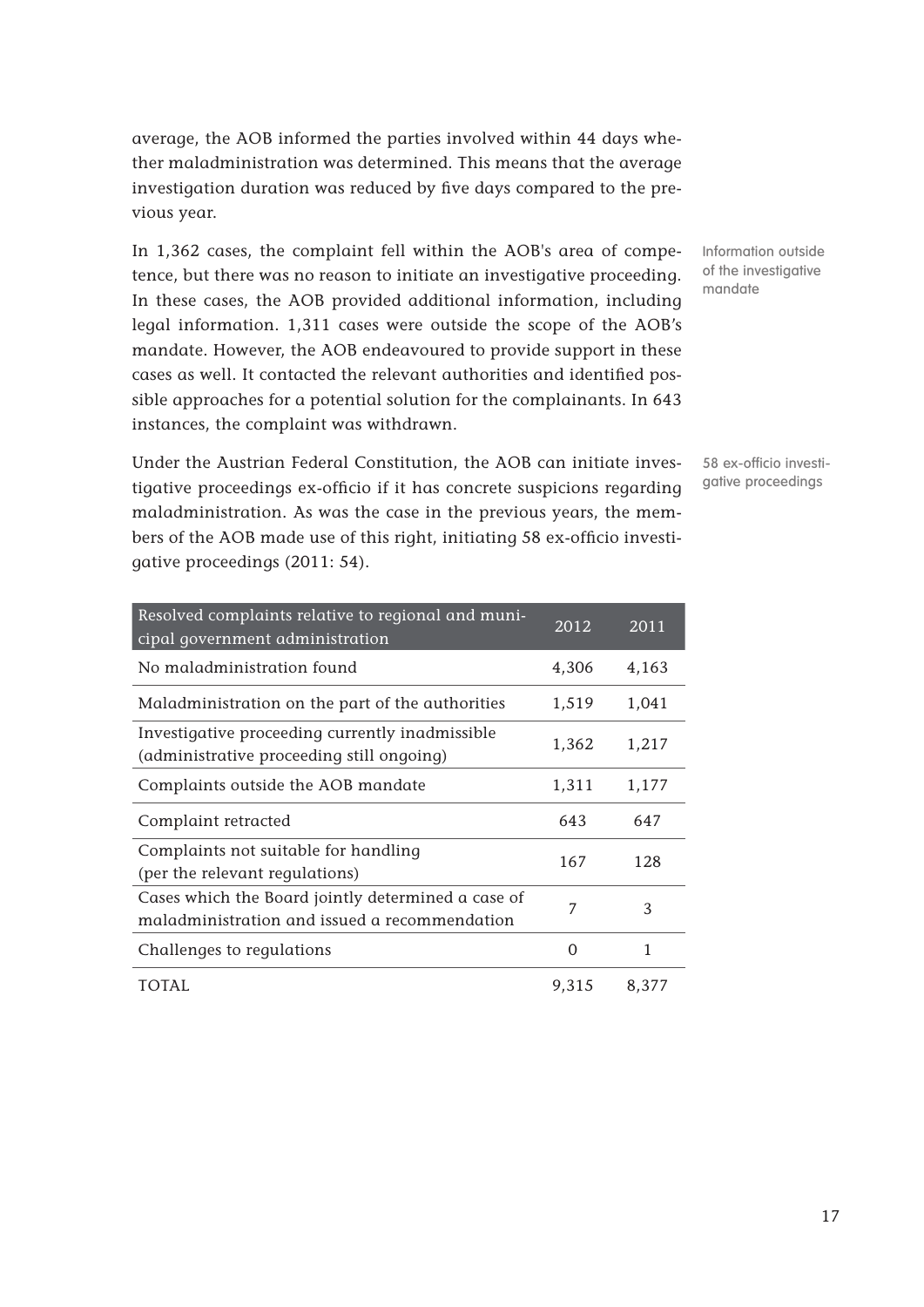average, the AOB informed the parties involved within 44 days whether maladministration was determined. This means that the average investigation duration was reduced by five days compared to the previous year.

Information outside of the investigative mandate

In 1,362 cases, the complaint fell within the AOB's area of competence, but there was no reason to initiate an investigative proceeding. In these cases, the AOB provided additional information, including legal information. 1,311 cases were outside the scope of the AOB's mandate. However, the AOB endeavoured to provide support in these cases as well. It contacted the relevant authorities and identified possible approaches for a potential solution for the complainants. In 643 instances, the complaint was withdrawn.

58 ex-officio investigative proceedings

Under the Austrian Federal Constitution, the AOB can initiate investigative proceedings ex-officio if it has concrete suspicions regarding maladministration. As was the case in the previous years, the members of the AOB made use of this right, initiating 58 ex-officio investigative proceedings (2011: 54).

| Resolved complaints relative to regional and municipal government administration | 2012 | 2011 |
|---|---|---|
| No maladministration found | 4,306 | 4,163 |
| Maladministration on the part of the authorities | 1,519 | 1,041 |
| Investigative proceeding currently inadmissible (administrative proceeding still ongoing) | 1,362 | 1,217 |
| Complaints outside the AOB mandate | 1,311 | 1,177 |
| Complaint retracted | 643 | 647 |
| Complaints not suitable for handling (per the relevant regulations) | 167 | 128 |
| Cases which the Board jointly determined a case of maladministration and issued a recommendation | 7 | 3 |
| Challenges to regulations | 0 | 1 |
| TOTAL | 9,315 | 8,377 |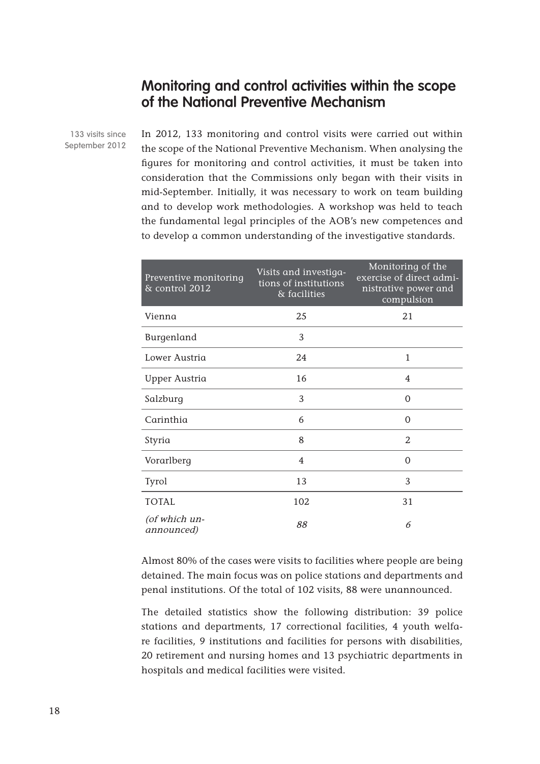## Monitoring and control activities within the scope of the National Preventive Mechanism

133 visits since September 2012

In 2012, 133 monitoring and control visits were carried out within the scope of the National Preventive Mechanism. When analysing the figures for monitoring and control activities, it must be taken into consideration that the Commissions only began with their visits in mid-September. Initially, it was necessary to work on team building and to develop work methodologies. A workshop was held to teach the fundamental legal principles of the AOB's new competences and to develop a common understanding of the investigative standards.

| Preventive monitoring & control 2012 | Visits and investigations of institutions & facilities | Monitoring of the exercise of direct administrative power and compulsion |
|---|---|---|
| Vienna | 25 | 21 |
| Burgenland | 3 | |
| Lower Austria | 24 | 1 |
| Upper Austria | 16 | 4 |
| Salzburg | 3 | 0 |
| Carinthia | 6 | 0 |
| Styria | 8 | 2 |
| Vorarlberg | 4 | 0 |
| Tyrol | 13 | 3 |
| TOTAL | 102 | 31 |
| *(of which unannounced)* | *88* | *6* |

Almost 80% of the cases were visits to facilities where people are being detained. The main focus was on police stations and departments and penal institutions. Of the total of 102 visits, 88 were unannounced.

The detailed statistics show the following distribution: 39 police stations and departments, 17 correctional facilities, 4 youth welfare facilities, 9 institutions and facilities for persons with disabilities, 20 retirement and nursing homes and 13 psychiatric departments in hospitals and medical facilities were visited.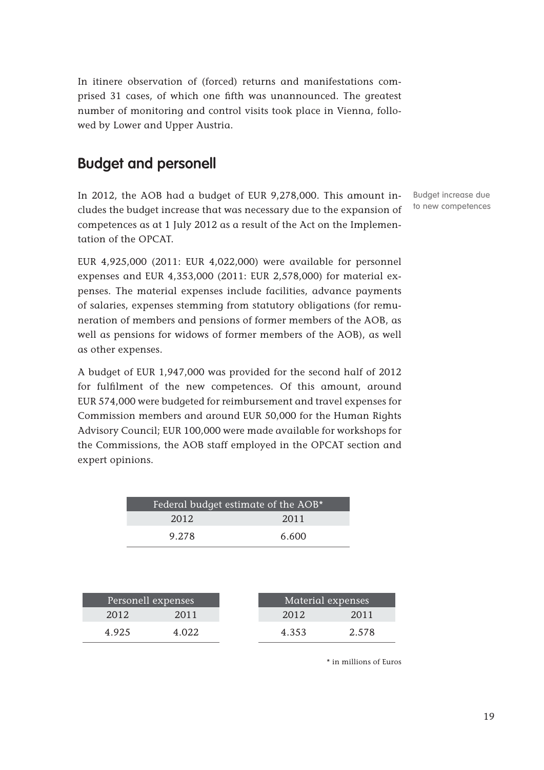In itinere observation of (forced) returns and manifestations comprised 31 cases, of which one fifth was unannounced. The greatest number of monitoring and control visits took place in Vienna, followed by Lower and Upper Austria.

## Budget and personell

Budget increase due to new competences

In 2012, the AOB had a budget of EUR 9,278,000. This amount includes the budget increase that was necessary due to the expansion of competences as at 1 July 2012 as a result of the Act on the Implementation of the OPCAT.

EUR 4,925,000 (2011: EUR 4,022,000) were available for personnel expenses and EUR 4,353,000 (2011: EUR 2,578,000) for material expenses. The material expenses include facilities, advance payments of salaries, expenses stemming from statutory obligations (for remuneration of members and pensions of former members of the AOB, as well as pensions for widows of former members of the AOB), as well as other expenses.

A budget of EUR 1,947,000 was provided for the second half of 2012 for fulfilment of the new competences. Of this amount, around EUR 574,000 were budgeted for reimbursement and travel expenses for Commission members and around EUR 50,000 for the Human Rights Advisory Council; EUR 100,000 were made available for workshops for the Commissions, the AOB staff employed in the OPCAT section and expert opinions.

| Federal budget estimate of the AOB* | |
|---|---|
| 2012 | 2011 |
| 9.278 | 6.600 |

| Personell expenses | |
|---|---|
| 2012 | 2011 |
| 4.925 | 4.022 |

| Material expenses | |
|---|---|
| 2012 | 2011 |
| 4.353 | 2.578 |

* in millions of Euros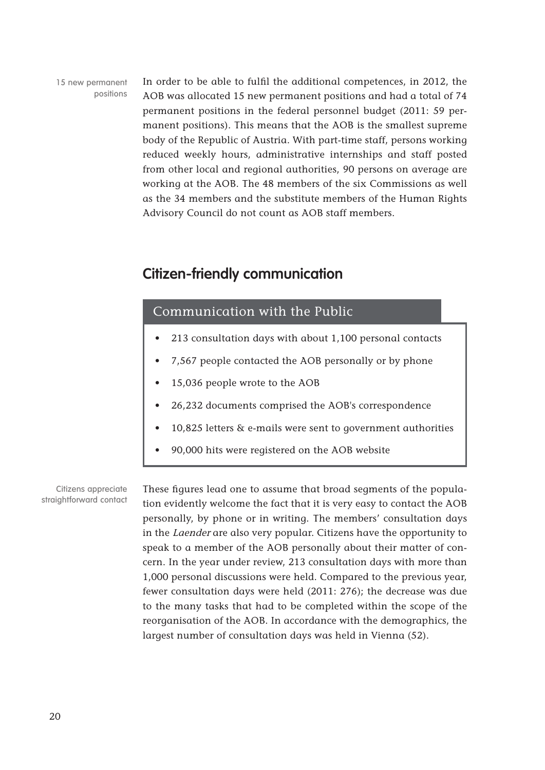15 new permanent positions

In order to be able to fulfil the additional competences, in 2012, the AOB was allocated 15 new permanent positions and had a total of 74 permanent positions in the federal personnel budget (2011: 59 permanent positions). This means that the AOB is the smallest supreme body of the Republic of Austria. With part-time staff, persons working reduced weekly hours, administrative internships and staff posted from other local and regional authorities, 90 persons on average are working at the AOB. The 48 members of the six Commissions as well as the 34 members and the substitute members of the Human Rights Advisory Council do not count as AOB staff members.

## Citizen-friendly communication

### Communication with the Public

- 213 consultation days with about 1,100 personal contacts
- 7,567 people contacted the AOB personally or by phone
- 15,036 people wrote to the AOB
- 26,232 documents comprised the AOB's correspondence
- 10,825 letters & e-mails were sent to government authorities
- 90,000 hits were registered on the AOB website

Citizens appreciate straightforward contact

These figures lead one to assume that broad segments of the population evidently welcome the fact that it is very easy to contact the AOB personally, by phone or in writing. The members' consultation days in the *Laender* are also very popular. Citizens have the opportunity to speak to a member of the AOB personally about their matter of concern. In the year under review, 213 consultation days with more than 1,000 personal discussions were held. Compared to the previous year, fewer consultation days were held (2011: 276); the decrease was due to the many tasks that had to be completed within the scope of the reorganisation of the AOB. In accordance with the demographics, the largest number of consultation days was held in Vienna (52).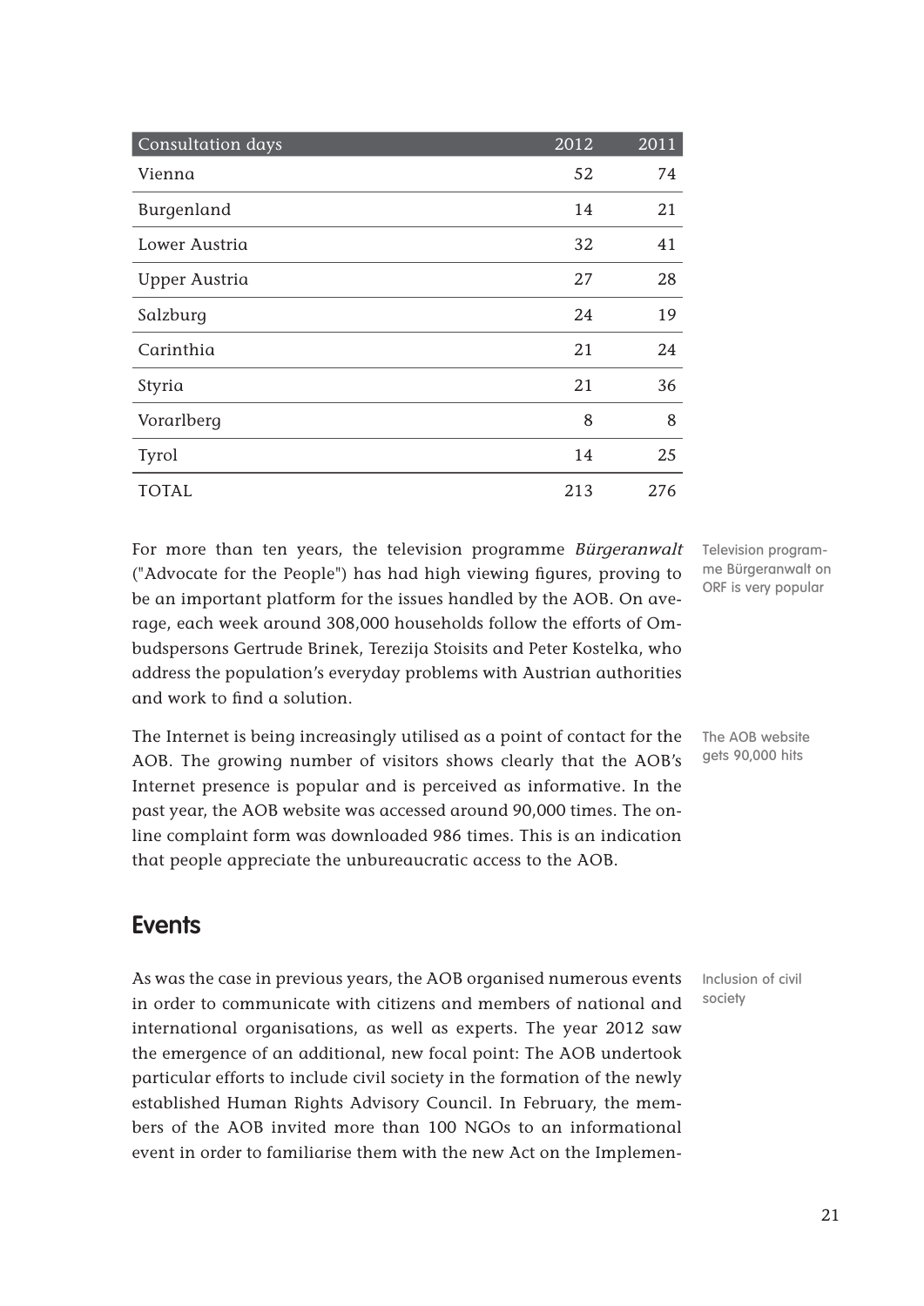| Consultation days | 2012 | 2011 |
|---|---|---|
| Vienna | 52 | 74 |
| Burgenland | 14 | 21 |
| Lower Austria | 32 | 41 |
| Upper Austria | 27 | 28 |
| Salzburg | 24 | 19 |
| Carinthia | 21 | 24 |
| Styria | 21 | 36 |
| Vorarlberg | 8 | 8 |
| Tyrol | 14 | 25 |
| TOTAL | 213 | 276 |

Television programme Bürgeranwalt on ORF is very popular

For more than ten years, the television programme *Bürgeranwalt* ("Advocate for the People") has had high viewing figures, proving to be an important platform for the issues handled by the AOB. On average, each week around 308,000 households follow the efforts of Ombudspersons Gertrude Brinek, Terezija Stoisits and Peter Kostelka, who address the population's everyday problems with Austrian authorities and work to find a solution.

The AOB website gets 90,000 hits

The Internet is being increasingly utilised as a point of contact for the AOB. The growing number of visitors shows clearly that the AOB's Internet presence is popular and is perceived as informative. In the past year, the AOB website was accessed around 90,000 times. The online complaint form was downloaded 986 times. This is an indication that people appreciate the unbureaucratic access to the AOB.

## Events

Inclusion of civil society

As was the case in previous years, the AOB organised numerous events in order to communicate with citizens and members of national and international organisations, as well as experts. The year 2012 saw the emergence of an additional, new focal point: The AOB undertook particular efforts to include civil society in the formation of the newly established Human Rights Advisory Council. In February, the members of the AOB invited more than 100 NGOs to an informational event in order to familiarise them with the new Act on the Implemen-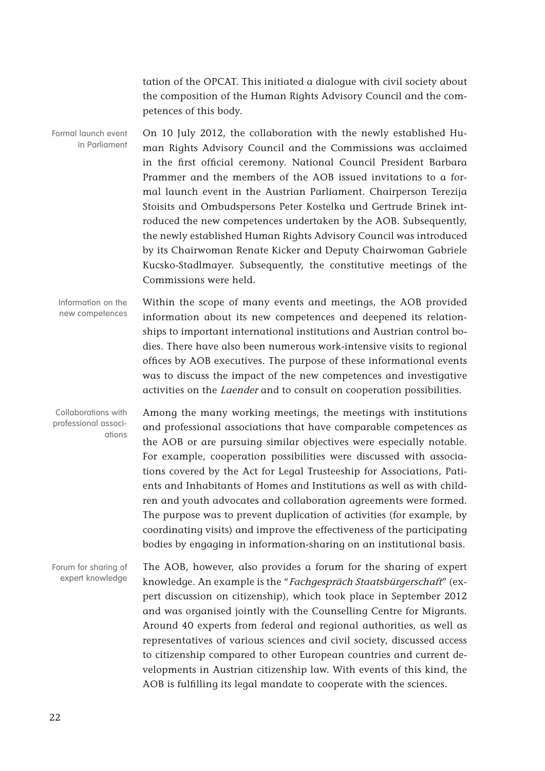tation of the OPCAT. This initiated a dialogue with civil society about the composition of the Human Rights Advisory Council and the competences of this body.

Formal launch event in Parliament

On 10 July 2012, the collaboration with the newly established Human Rights Advisory Council and the Commissions was acclaimed in the first official ceremony. National Council President Barbara Prammer and the members of the AOB issued invitations to a formal launch event in the Austrian Parliament. Chairperson Terezija Stoisits and Ombudspersons Peter Kostelka und Gertrude Brinek introduced the new competences undertaken by the AOB. Subsequently, the newly established Human Rights Advisory Council was introduced by its Chairwoman Renate Kicker and Deputy Chairwoman Gabriele Kucsko-Stadlmayer. Subsequently, the constitutive meetings of the Commissions were held.

Information on the new competences

Within the scope of many events and meetings, the AOB provided information about its new competences and deepened its relationships to important international institutions and Austrian control bodies. There have also been numerous work-intensive visits to regional offices by AOB executives. The purpose of these informational events was to discuss the impact of the new competences and investigative activities on the *Laender* and to consult on cooperation possibilities.

Collaborations with professional associations

Among the many working meetings, the meetings with institutions and professional associations that have comparable competences as the AOB or are pursuing similar objectives were especially notable. For example, cooperation possibilities were discussed with associations covered by the Act for Legal Trusteeship for Associations, Patients and Inhabitants of Homes and Institutions as well as with children and youth advocates and collaboration agreements were formed. The purpose was to prevent duplication of activities (for example, by coordinating visits) and improve the effectiveness of the participating bodies by engaging in information-sharing on an institutional basis.

Forum for sharing of expert knowledge

The AOB, however, also provides a forum for the sharing of expert knowledge. An example is the "*Fachgespräch Staatsbürgerschaft*" (expert discussion on citizenship), which took place in September 2012 and was organised jointly with the Counselling Centre for Migrants. Around 40 experts from federal and regional authorities, as well as representatives of various sciences and civil society, discussed access to citizenship compared to other European countries and current developments in Austrian citizenship law. With events of this kind, the AOB is fulfilling its legal mandate to cooperate with the sciences.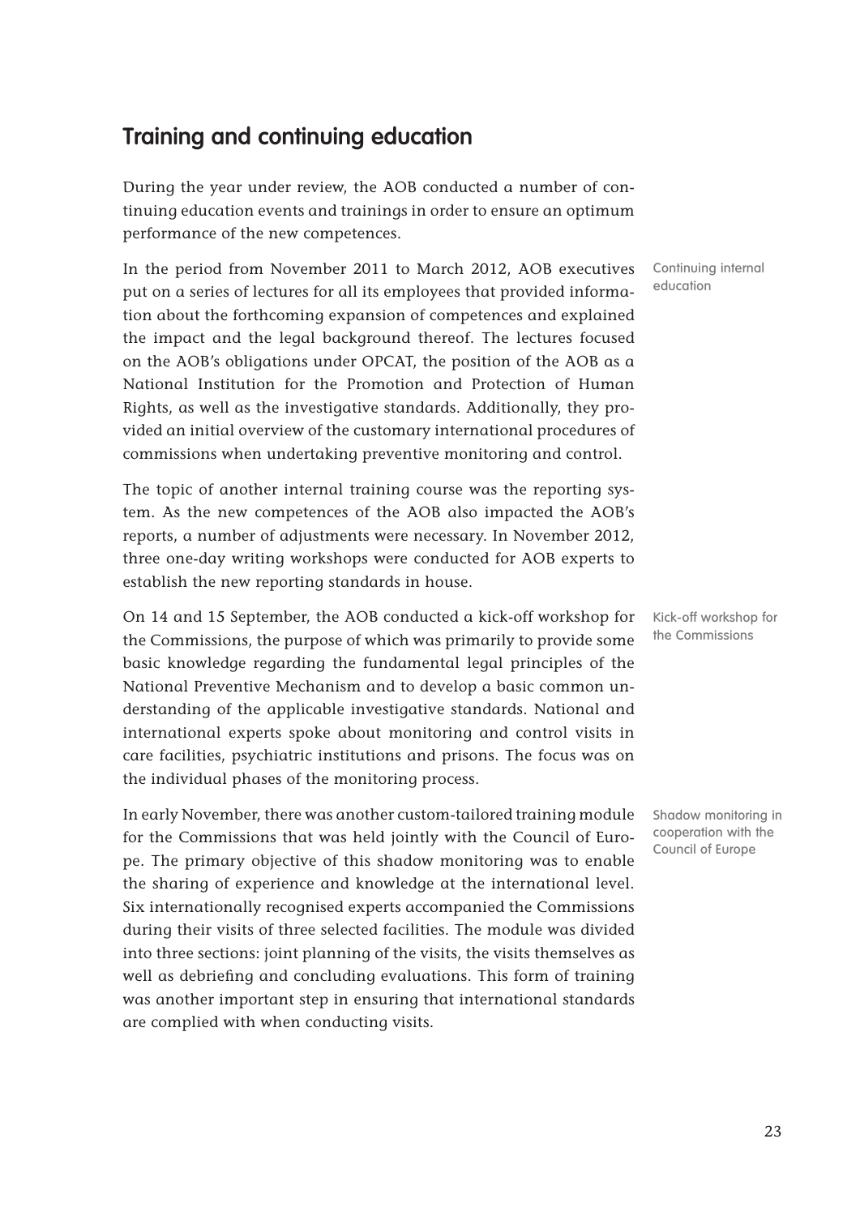## Training and continuing education

During the year under review, the AOB conducted a number of continuing education events and trainings in order to ensure an optimum performance of the new competences.

Continuing internal education

In the period from November 2011 to March 2012, AOB executives put on a series of lectures for all its employees that provided information about the forthcoming expansion of competences and explained the impact and the legal background thereof. The lectures focused on the AOB's obligations under OPCAT, the position of the AOB as a National Institution for the Promotion and Protection of Human Rights, as well as the investigative standards. Additionally, they provided an initial overview of the customary international procedures of commissions when undertaking preventive monitoring and control.

The topic of another internal training course was the reporting system. As the new competences of the AOB also impacted the AOB's reports, a number of adjustments were necessary. In November 2012, three one-day writing workshops were conducted for AOB experts to establish the new reporting standards in house.

Kick-off workshop for the Commissions

On 14 and 15 September, the AOB conducted a kick-off workshop for the Commissions, the purpose of which was primarily to provide some basic knowledge regarding the fundamental legal principles of the National Preventive Mechanism and to develop a basic common understanding of the applicable investigative standards. National and international experts spoke about monitoring and control visits in care facilities, psychiatric institutions and prisons. The focus was on the individual phases of the monitoring process.

Shadow monitoring in cooperation with the Council of Europe

In early November, there was another custom-tailored training module for the Commissions that was held jointly with the Council of Europe. The primary objective of this shadow monitoring was to enable the sharing of experience and knowledge at the international level. Six internationally recognised experts accompanied the Commissions during their visits of three selected facilities. The module was divided into three sections: joint planning of the visits, the visits themselves as well as debriefing and concluding evaluations. This form of training was another important step in ensuring that international standards are complied with when conducting visits.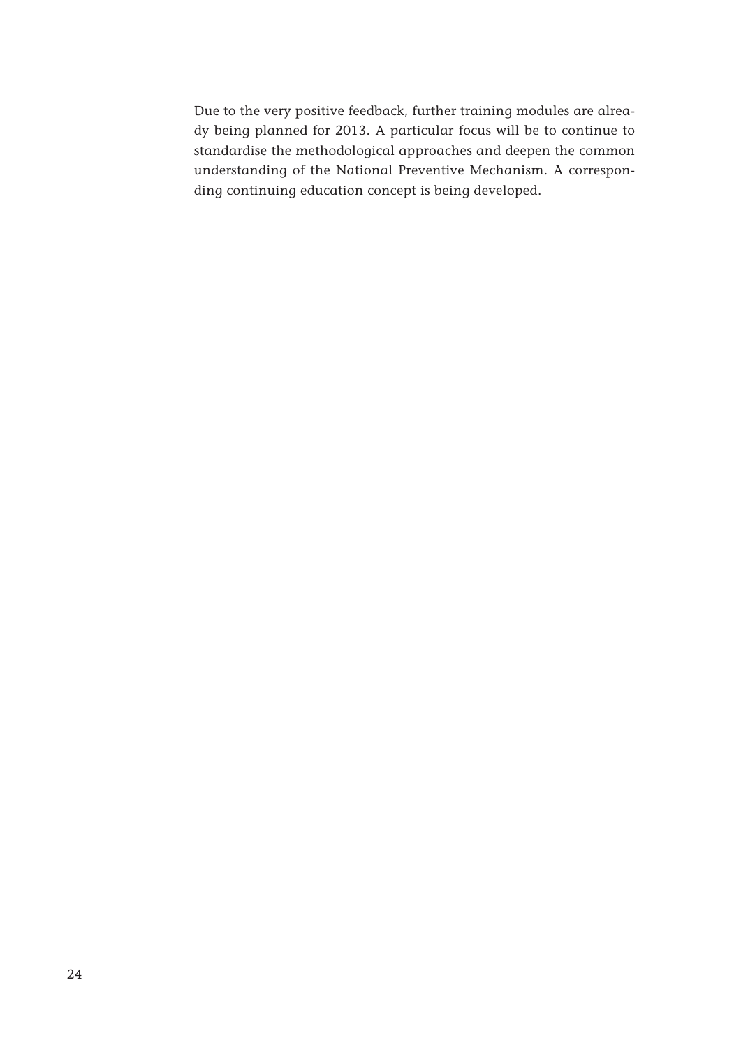Due to the very positive feedback, further training modules are already being planned for 2013. A particular focus will be to continue to standardise the methodological approaches and deepen the common understanding of the National Preventive Mechanism. A corresponding continuing education concept is being developed.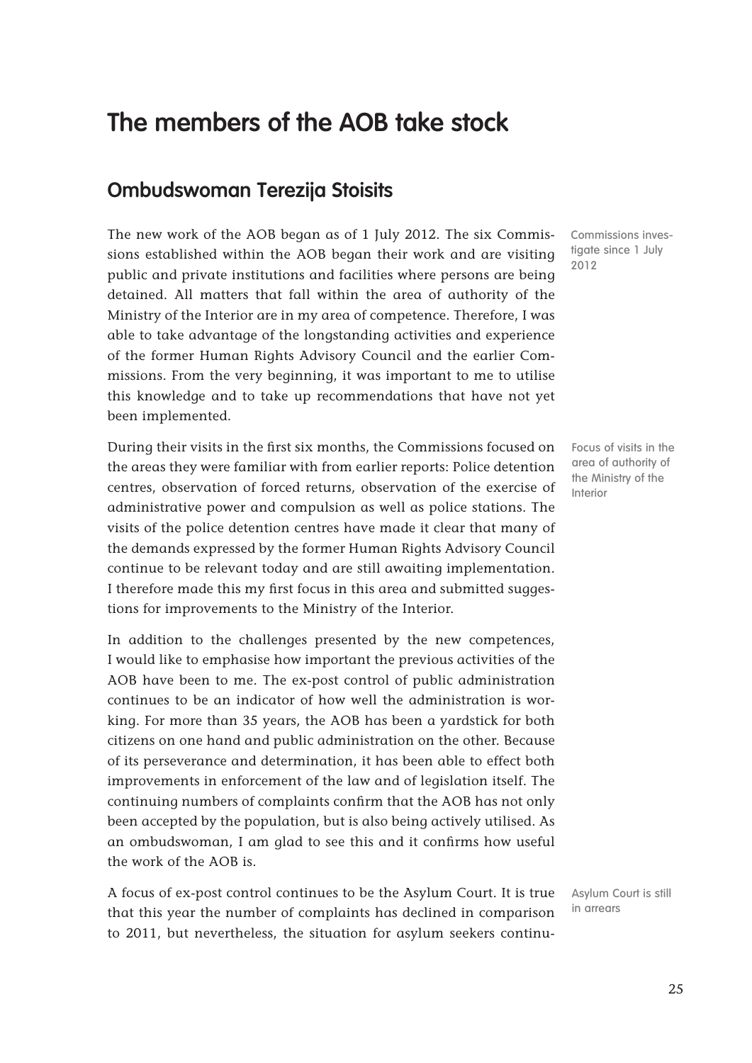# The members of the AOB take stock

## Ombudswoman Terezija Stoisits

Commissions investigate since 1 July 2012

The new work of the AOB began as of 1 July 2012. The six Commissions established within the AOB began their work and are visiting public and private institutions and facilities where persons are being detained. All matters that fall within the area of authority of the Ministry of the Interior are in my area of competence. Therefore, I was able to take advantage of the longstanding activities and experience of the former Human Rights Advisory Council and the earlier Commissions. From the very beginning, it was important to me to utilise this knowledge and to take up recommendations that have not yet been implemented.

Focus of visits in the area of authority of the Ministry of the Interior

During their visits in the first six months, the Commissions focused on the areas they were familiar with from earlier reports: Police detention centres, observation of forced returns, observation of the exercise of administrative power and compulsion as well as police stations. The visits of the police detention centres have made it clear that many of the demands expressed by the former Human Rights Advisory Council continue to be relevant today and are still awaiting implementation. I therefore made this my first focus in this area and submitted suggestions for improvements to the Ministry of the Interior.

In addition to the challenges presented by the new competences, I would like to emphasise how important the previous activities of the AOB have been to me. The ex-post control of public administration continues to be an indicator of how well the administration is working. For more than 35 years, the AOB has been a yardstick for both citizens on one hand and public administration on the other. Because of its perseverance and determination, it has been able to effect both improvements in enforcement of the law and of legislation itself. The continuing numbers of complaints confirm that the AOB has not only been accepted by the population, but is also being actively utilised. As an ombudswoman, I am glad to see this and it confirms how useful the work of the AOB is.

Asylum Court is still in arrears

A focus of ex-post control continues to be the Asylum Court. It is true that this year the number of complaints has declined in comparison to 2011, but nevertheless, the situation for asylum seekers continu-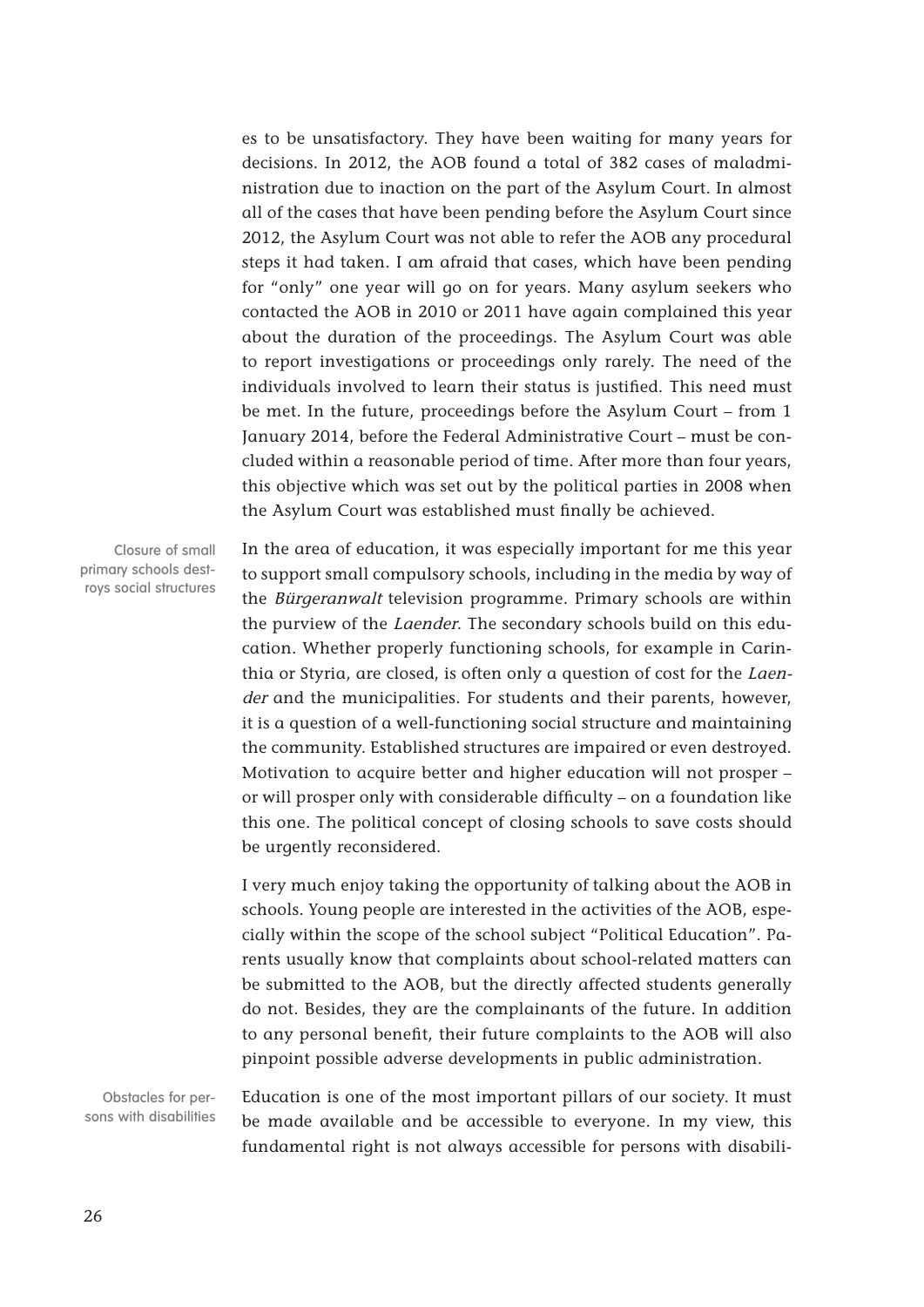es to be unsatisfactory. They have been waiting for many years for decisions. In 2012, the AOB found a total of 382 cases of maladministration due to inaction on the part of the Asylum Court. In almost all of the cases that have been pending before the Asylum Court since 2012, the Asylum Court was not able to refer the AOB any procedural steps it had taken. I am afraid that cases, which have been pending for "only" one year will go on for years. Many asylum seekers who contacted the AOB in 2010 or 2011 have again complained this year about the duration of the proceedings. The Asylum Court was able to report investigations or proceedings only rarely. The need of the individuals involved to learn their status is justified. This need must be met. In the future, proceedings before the Asylum Court – from 1 January 2014, before the Federal Administrative Court – must be concluded within a reasonable period of time. After more than four years, this objective which was set out by the political parties in 2008 when the Asylum Court was established must finally be achieved.

*Closure of small primary schools destroys social structures*

In the area of education, it was especially important for me this year to support small compulsory schools, including in the media by way of the *Bürgeranwalt* television programme. Primary schools are within the purview of the *Laender*. The secondary schools build on this education. Whether properly functioning schools, for example in Carinthia or Styria, are closed, is often only a question of cost for the *Laender* and the municipalities. For students and their parents, however, it is a question of a well-functioning social structure and maintaining the community. Established structures are impaired or even destroyed. Motivation to acquire better and higher education will not prosper – or will prosper only with considerable difficulty – on a foundation like this one. The political concept of closing schools to save costs should be urgently reconsidered.

I very much enjoy taking the opportunity of talking about the AOB in schools. Young people are interested in the activities of the AOB, especially within the scope of the school subject "Political Education". Parents usually know that complaints about school-related matters can be submitted to the AOB, but the directly affected students generally do not. Besides, they are the complainants of the future. In addition to any personal benefit, their future complaints to the AOB will also pinpoint possible adverse developments in public administration.

*Obstacles for persons with disabilities*

Education is one of the most important pillars of our society. It must be made available and be accessible to everyone. In my view, this fundamental right is not always accessible for persons with disabili-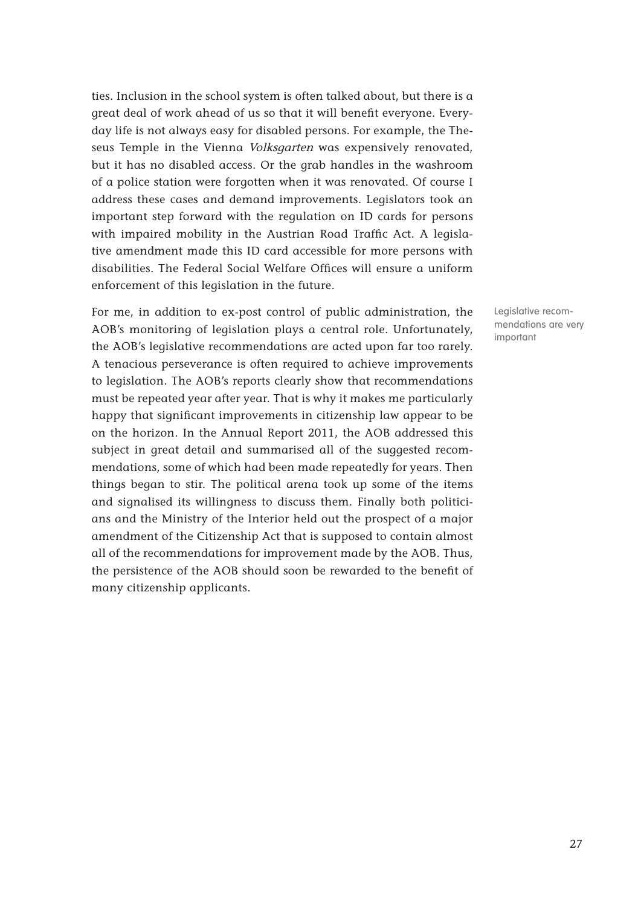ties. Inclusion in the school system is often talked about, but there is a great deal of work ahead of us so that it will benefit everyone. Everyday life is not always easy for disabled persons. For example, the Theseus Temple in the Vienna *Volksgarten* was expensively renovated, but it has no disabled access. Or the grab handles in the washroom of a police station were forgotten when it was renovated. Of course I address these cases and demand improvements. Legislators took an important step forward with the regulation on ID cards for persons with impaired mobility in the Austrian Road Traffic Act. A legislative amendment made this ID card accessible for more persons with disabilities. The Federal Social Welfare Offices will ensure a uniform enforcement of this legislation in the future.

Legislative recommendations are very important

For me, in addition to ex-post control of public administration, the AOB's monitoring of legislation plays a central role. Unfortunately, the AOB's legislative recommendations are acted upon far too rarely. A tenacious perseverance is often required to achieve improvements to legislation. The AOB's reports clearly show that recommendations must be repeated year after year. That is why it makes me particularly happy that significant improvements in citizenship law appear to be on the horizon. In the Annual Report 2011, the AOB addressed this subject in great detail and summarised all of the suggested recommendations, some of which had been made repeatedly for years. Then things began to stir. The political arena took up some of the items and signalised its willingness to discuss them. Finally both politicians and the Ministry of the Interior held out the prospect of a major amendment of the Citizenship Act that is supposed to contain almost all of the recommendations for improvement made by the AOB. Thus, the persistence of the AOB should soon be rewarded to the benefit of many citizenship applicants.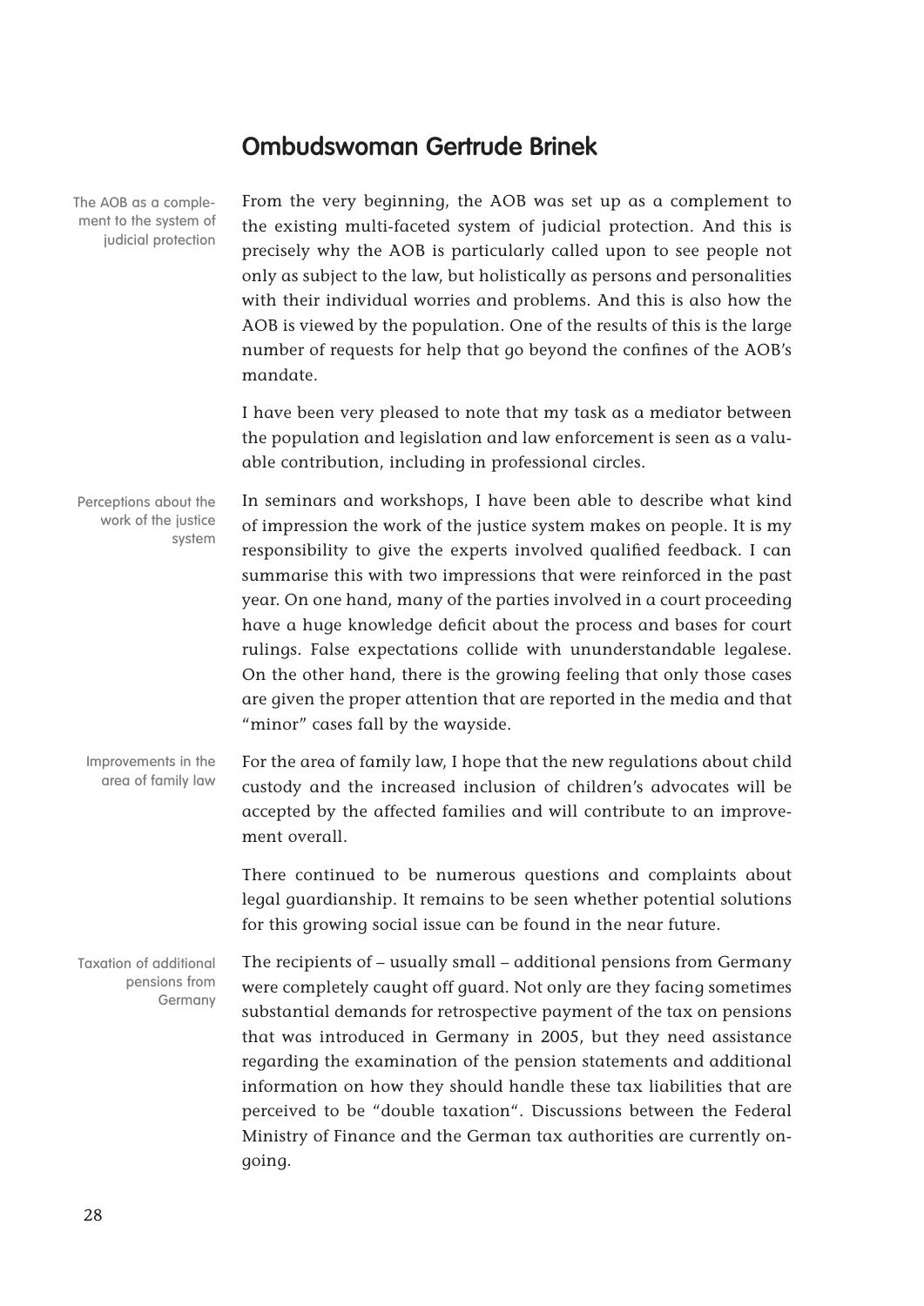## Ombudswoman Gertrude Brinek

The AOB as a complement to the system of judicial protection

From the very beginning, the AOB was set up as a complement to the existing multi-faceted system of judicial protection. And this is precisely why the AOB is particularly called upon to see people not only as subject to the law, but holistically as persons and personalities with their individual worries and problems. And this is also how the AOB is viewed by the population. One of the results of this is the large number of requests for help that go beyond the confines of the AOB's mandate.

I have been very pleased to note that my task as a mediator between the population and legislation and law enforcement is seen as a valuable contribution, including in professional circles.

Perceptions about the work of the justice system

In seminars and workshops, I have been able to describe what kind of impression the work of the justice system makes on people. It is my responsibility to give the experts involved qualified feedback. I can summarise this with two impressions that were reinforced in the past year. On one hand, many of the parties involved in a court proceeding have a huge knowledge deficit about the process and bases for court rulings. False expectations collide with ununderstandable legalese. On the other hand, there is the growing feeling that only those cases are given the proper attention that are reported in the media and that "minor" cases fall by the wayside.

Improvements in the area of family law

For the area of family law, I hope that the new regulations about child custody and the increased inclusion of children's advocates will be accepted by the affected families and will contribute to an improvement overall.

There continued to be numerous questions and complaints about legal guardianship. It remains to be seen whether potential solutions for this growing social issue can be found in the near future.

Taxation of additional pensions from Germany

The recipients of – usually small – additional pensions from Germany were completely caught off guard. Not only are they facing sometimes substantial demands for retrospective payment of the tax on pensions that was introduced in Germany in 2005, but they need assistance regarding the examination of the pension statements and additional information on how they should handle these tax liabilities that are perceived to be "double taxation". Discussions between the Federal Ministry of Finance and the German tax authorities are currently ongoing.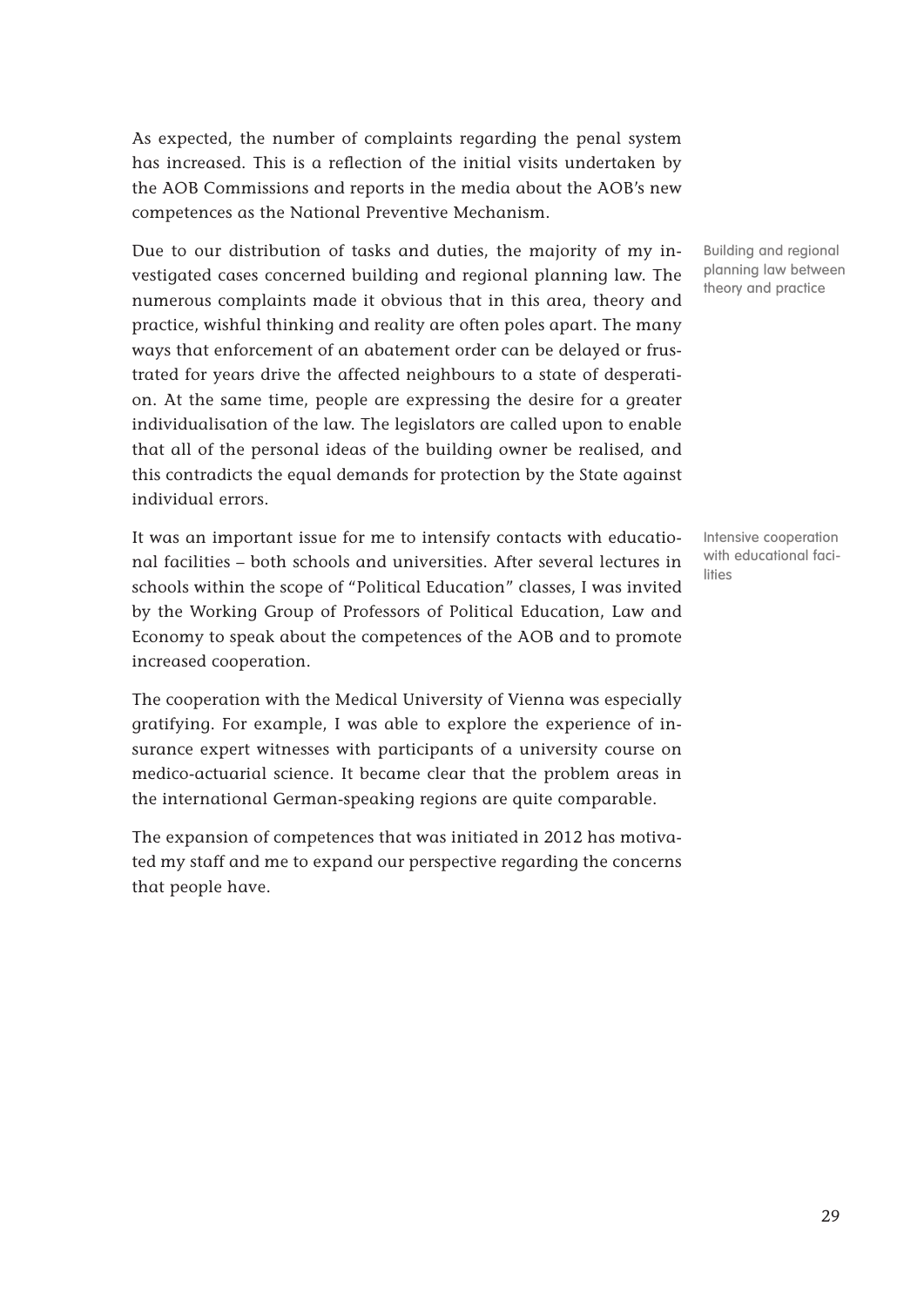As expected, the number of complaints regarding the penal system has increased. This is a reflection of the initial visits undertaken by the AOB Commissions and reports in the media about the AOB's new competences as the National Preventive Mechanism.

Building and regional planning law between theory and practice

Due to our distribution of tasks and duties, the majority of my investigated cases concerned building and regional planning law. The numerous complaints made it obvious that in this area, theory and practice, wishful thinking and reality are often poles apart. The many ways that enforcement of an abatement order can be delayed or frustrated for years drive the affected neighbours to a state of desperation. At the same time, people are expressing the desire for a greater individualisation of the law. The legislators are called upon to enable that all of the personal ideas of the building owner be realised, and this contradicts the equal demands for protection by the State against individual errors.

Intensive cooperation with educational facilities

It was an important issue for me to intensify contacts with educational facilities – both schools and universities. After several lectures in schools within the scope of "Political Education" classes, I was invited by the Working Group of Professors of Political Education, Law and Economy to speak about the competences of the AOB and to promote increased cooperation.

The cooperation with the Medical University of Vienna was especially gratifying. For example, I was able to explore the experience of insurance expert witnesses with participants of a university course on medico-actuarial science. It became clear that the problem areas in the international German-speaking regions are quite comparable.

The expansion of competences that was initiated in 2012 has motivated my staff and me to expand our perspective regarding the concerns that people have.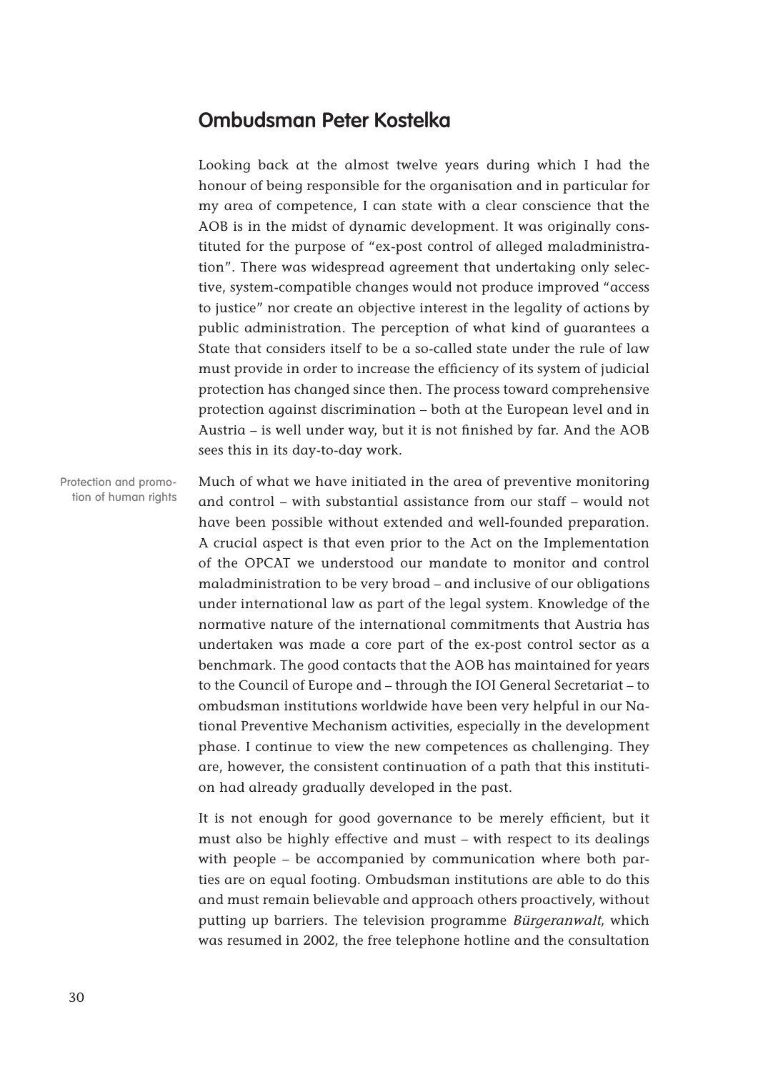## Ombudsman Peter Kostelka

Looking back at the almost twelve years during which I had the honour of being responsible for the organisation and in particular for my area of competence, I can state with a clear conscience that the AOB is in the midst of dynamic development. It was originally constituted for the purpose of "ex-post control of alleged maladministration". There was widespread agreement that undertaking only selective, system-compatible changes would not produce improved "access to justice" nor create an objective interest in the legality of actions by public administration. The perception of what kind of guarantees a State that considers itself to be a so-called state under the rule of law must provide in order to increase the efficiency of its system of judicial protection has changed since then. The process toward comprehensive protection against discrimination – both at the European level and in Austria – is well under way, but it is not finished by far. And the AOB sees this in its day-to-day work.

Protection and promotion of human rights

Much of what we have initiated in the area of preventive monitoring and control – with substantial assistance from our staff – would not have been possible without extended and well-founded preparation. A crucial aspect is that even prior to the Act on the Implementation of the OPCAT we understood our mandate to monitor and control maladministration to be very broad – and inclusive of our obligations under international law as part of the legal system. Knowledge of the normative nature of the international commitments that Austria has undertaken was made a core part of the ex-post control sector as a benchmark. The good contacts that the AOB has maintained for years to the Council of Europe and – through the IOI General Secretariat – to ombudsman institutions worldwide have been very helpful in our National Preventive Mechanism activities, especially in the development phase. I continue to view the new competences as challenging. They are, however, the consistent continuation of a path that this institution had already gradually developed in the past.

It is not enough for good governance to be merely efficient, but it must also be highly effective and must – with respect to its dealings with people – be accompanied by communication where both parties are on equal footing. Ombudsman institutions are able to do this and must remain believable and approach others proactively, without putting up barriers. The television programme *Bürgeranwalt*, which was resumed in 2002, the free telephone hotline and the consultation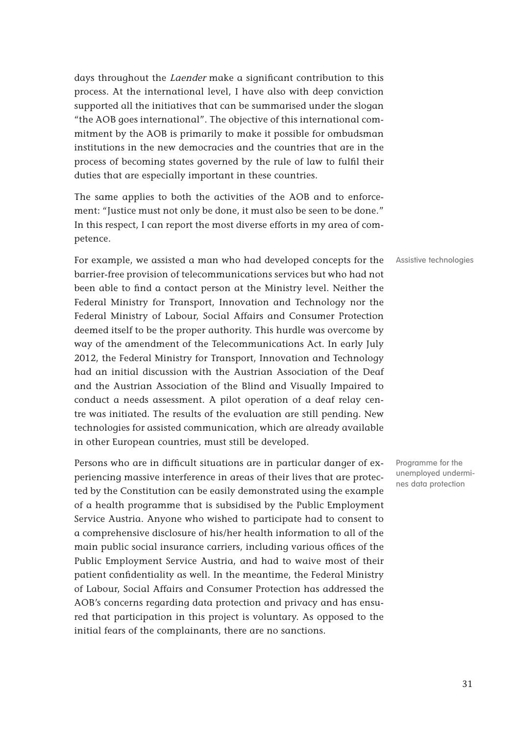days throughout the *Laender* make a significant contribution to this process. At the international level, I have also with deep conviction supported all the initiatives that can be summarised under the slogan "the AOB goes international". The objective of this international commitment by the AOB is primarily to make it possible for ombudsman institutions in the new democracies and the countries that are in the process of becoming states governed by the rule of law to fulfil their duties that are especially important in these countries.

The same applies to both the activities of the AOB and to enforcement: "Justice must not only be done, it must also be seen to be done." In this respect, I can report the most diverse efforts in my area of competence.

Assistive technologies

For example, we assisted a man who had developed concepts for the barrier-free provision of telecommunications services but who had not been able to find a contact person at the Ministry level. Neither the Federal Ministry for Transport, Innovation and Technology nor the Federal Ministry of Labour, Social Affairs and Consumer Protection deemed itself to be the proper authority. This hurdle was overcome by way of the amendment of the Telecommunications Act. In early July 2012, the Federal Ministry for Transport, Innovation and Technology had an initial discussion with the Austrian Association of the Deaf and the Austrian Association of the Blind and Visually Impaired to conduct a needs assessment. A pilot operation of a deaf relay centre was initiated. The results of the evaluation are still pending. New technologies for assisted communication, which are already available in other European countries, must still be developed.

Programme for the unemployed undermines data protection

Persons who are in difficult situations are in particular danger of experiencing massive interference in areas of their lives that are protected by the Constitution can be easily demonstrated using the example of a health programme that is subsidised by the Public Employment Service Austria. Anyone who wished to participate had to consent to a comprehensive disclosure of his/her health information to all of the main public social insurance carriers, including various offices of the Public Employment Service Austria, and had to waive most of their patient confidentiality as well. In the meantime, the Federal Ministry of Labour, Social Affairs and Consumer Protection has addressed the AOB's concerns regarding data protection and privacy and has ensured that participation in this project is voluntary. As opposed to the initial fears of the complainants, there are no sanctions.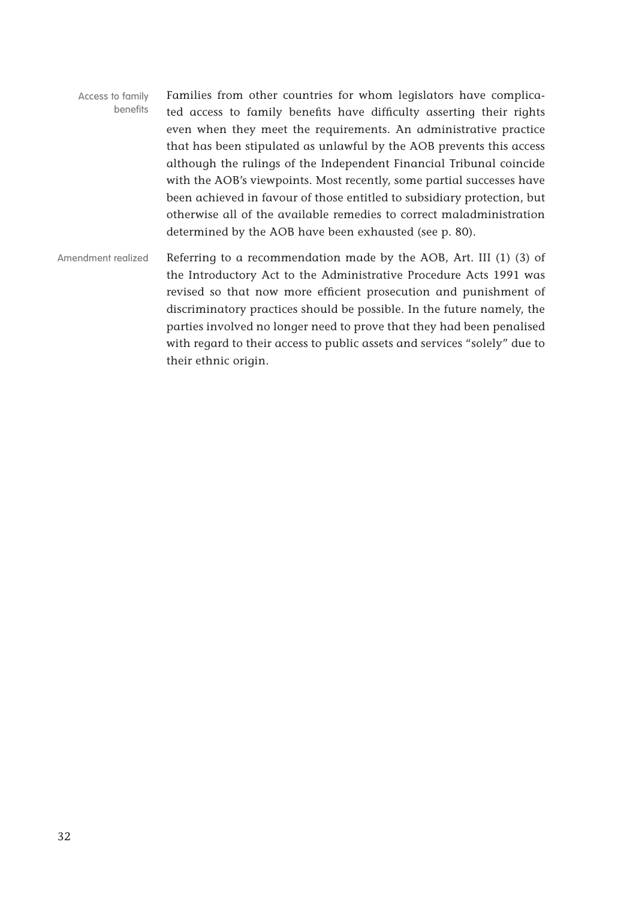**Access to family benefits**

Families from other countries for whom legislators have complicated access to family benefits have difficulty asserting their rights even when they meet the requirements. An administrative practice that has been stipulated as unlawful by the AOB prevents this access although the rulings of the Independent Financial Tribunal coincide with the AOB's viewpoints. Most recently, some partial successes have been achieved in favour of those entitled to subsidiary protection, but otherwise all of the available remedies to correct maladministration determined by the AOB have been exhausted (see p. 80).

**Amendment realized**

Referring to a recommendation made by the AOB, Art. III (1) (3) of the Introductory Act to the Administrative Procedure Acts 1991 was revised so that now more efficient prosecution and punishment of discriminatory practices should be possible. In the future namely, the parties involved no longer need to prove that they had been penalised with regard to their access to public assets and services "solely" due to their ethnic origin.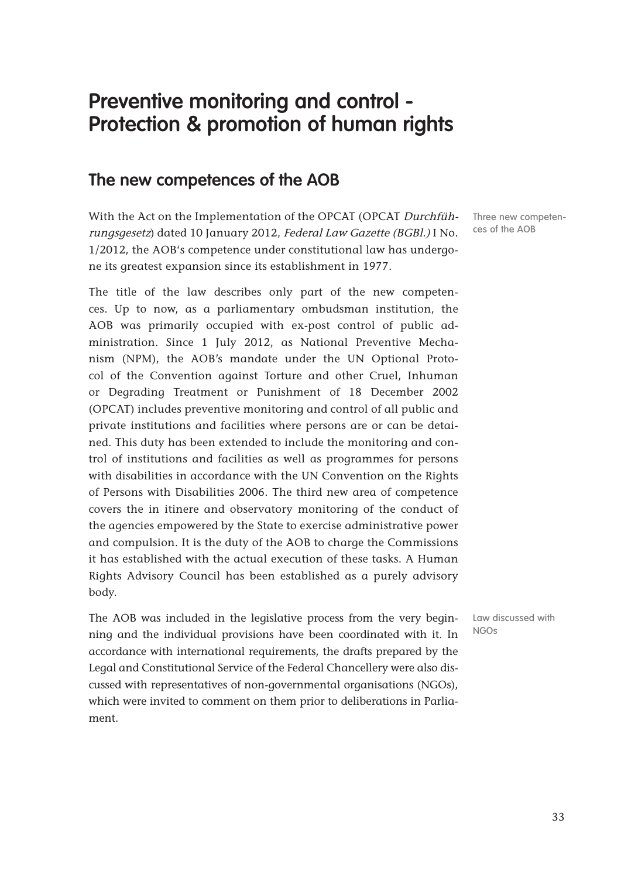# Preventive monitoring and control - Protection & promotion of human rights

## The new competences of the AOB

Three new competences of the AOB

With the Act on the Implementation of the OPCAT (OPCAT *Durchführungsgesetz*) dated 10 January 2012, *Federal Law Gazette (BGBl.)* I No. 1/2012, the AOB's competence under constitutional law has undergone its greatest expansion since its establishment in 1977.

The title of the law describes only part of the new competences. Up to now, as a parliamentary ombudsman institution, the AOB was primarily occupied with ex-post control of public administration. Since 1 July 2012, as National Preventive Mechanism (NPM), the AOB's mandate under the UN Optional Protocol of the Convention against Torture and other Cruel, Inhuman or Degrading Treatment or Punishment of 18 December 2002 (OPCAT) includes preventive monitoring and control of all public and private institutions and facilities where persons are or can be detained. This duty has been extended to include the monitoring and control of institutions and facilities as well as programmes for persons with disabilities in accordance with the UN Convention on the Rights of Persons with Disabilities 2006. The third new area of competence covers the in itinere and observatory monitoring of the conduct of the agencies empowered by the State to exercise administrative power and compulsion. It is the duty of the AOB to charge the Commissions it has established with the actual execution of these tasks. A Human Rights Advisory Council has been established as a purely advisory body.

Law discussed with NGOs

The AOB was included in the legislative process from the very beginning and the individual provisions have been coordinated with it. In accordance with international requirements, the drafts prepared by the Legal and Constitutional Service of the Federal Chancellery were also discussed with representatives of non-governmental organisations (NGOs), which were invited to comment on them prior to deliberations in Parliament.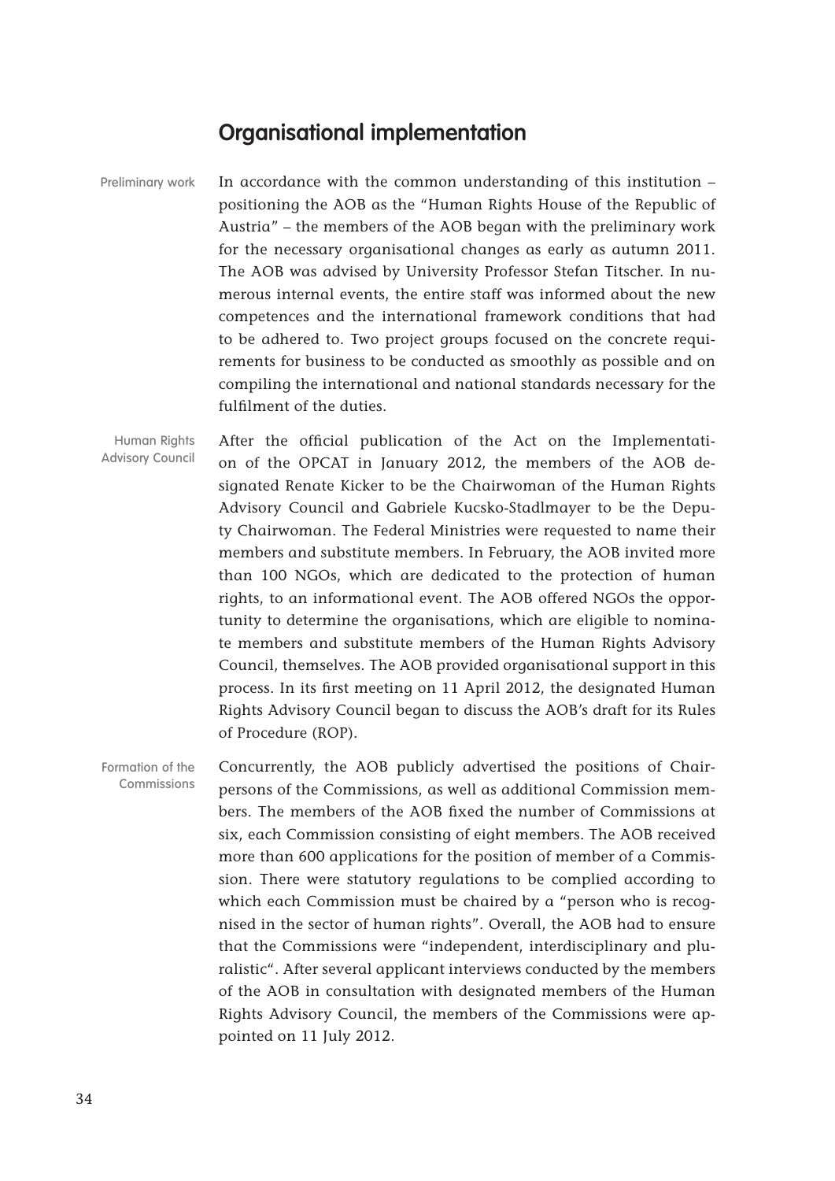## Organisational implementation

Preliminary work

In accordance with the common understanding of this institution – positioning the AOB as the "Human Rights House of the Republic of Austria" – the members of the AOB began with the preliminary work for the necessary organisational changes as early as autumn 2011. The AOB was advised by University Professor Stefan Titscher. In numerous internal events, the entire staff was informed about the new competences and the international framework conditions that had to be adhered to. Two project groups focused on the concrete requirements for business to be conducted as smoothly as possible and on compiling the international and national standards necessary for the fulfilment of the duties.

Human Rights Advisory Council

After the official publication of the Act on the Implementation of the OPCAT in January 2012, the members of the AOB designated Renate Kicker to be the Chairwoman of the Human Rights Advisory Council and Gabriele Kucsko-Stadlmayer to be the Deputy Chairwoman. The Federal Ministries were requested to name their members and substitute members. In February, the AOB invited more than 100 NGOs, which are dedicated to the protection of human rights, to an informational event. The AOB offered NGOs the opportunity to determine the organisations, which are eligible to nominate members and substitute members of the Human Rights Advisory Council, themselves. The AOB provided organisational support in this process. In its first meeting on 11 April 2012, the designated Human Rights Advisory Council began to discuss the AOB's draft for its Rules of Procedure (ROP).

Formation of the Commissions

Concurrently, the AOB publicly advertised the positions of Chairpersons of the Commissions, as well as additional Commission members. The members of the AOB fixed the number of Commissions at six, each Commission consisting of eight members. The AOB received more than 600 applications for the position of member of a Commission. There were statutory regulations to be complied according to which each Commission must be chaired by a "person who is recognised in the sector of human rights". Overall, the AOB had to ensure that the Commissions were "independent, interdisciplinary and pluralistic". After several applicant interviews conducted by the members of the AOB in consultation with designated members of the Human Rights Advisory Council, the members of the Commissions were appointed on 11 July 2012.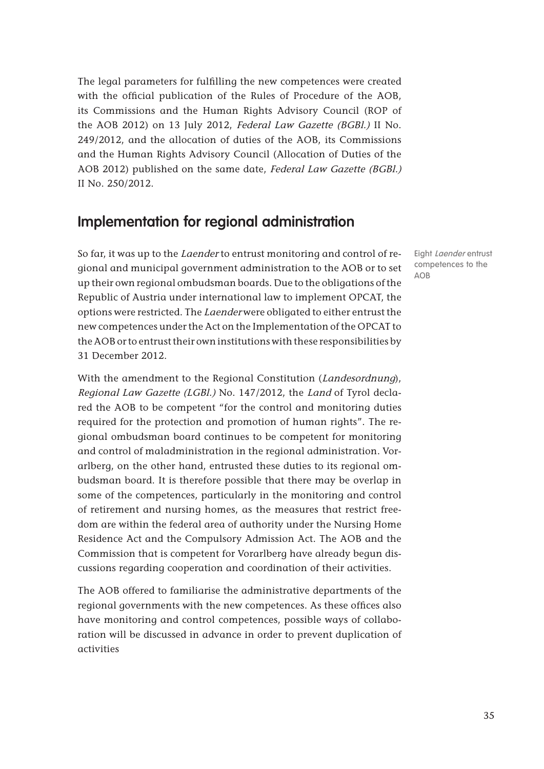The legal parameters for fulfilling the new competences were created with the official publication of the Rules of Procedure of the AOB, its Commissions and the Human Rights Advisory Council (ROP of the AOB 2012) on 13 July 2012, *Federal Law Gazette (BGBl.)* II No. 249/2012, and the allocation of duties of the AOB, its Commissions and the Human Rights Advisory Council (Allocation of Duties of the AOB 2012) published on the same date, *Federal Law Gazette (BGBl.)* II No. 250/2012.

## Implementation for regional administration

Eight *Laender* entrust competences to the AOB

So far, it was up to the *Laender* to entrust monitoring and control of regional and municipal government administration to the AOB or to set up their own regional ombudsman boards. Due to the obligations of the Republic of Austria under international law to implement OPCAT, the options were restricted. The *Laender* were obligated to either entrust the new competences under the Act on the Implementation of the OPCAT to the AOB or to entrust their own institutions with these responsibilities by 31 December 2012.

With the amendment to the Regional Constitution (*Landesordnung*), *Regional Law Gazette (LGBl.)* No. 147/2012, the *Land* of Tyrol declared the AOB to be competent "for the control and monitoring duties required for the protection and promotion of human rights". The regional ombudsman board continues to be competent for monitoring and control of maladministration in the regional administration. Vorarlberg, on the other hand, entrusted these duties to its regional ombudsman board. It is therefore possible that there may be overlap in some of the competences, particularly in the monitoring and control of retirement and nursing homes, as the measures that restrict freedom are within the federal area of authority under the Nursing Home Residence Act and the Compulsory Admission Act. The AOB and the Commission that is competent for Vorarlberg have already begun discussions regarding cooperation and coordination of their activities.

The AOB offered to familiarise the administrative departments of the regional governments with the new competences. As these offices also have monitoring and control competences, possible ways of collaboration will be discussed in advance in order to prevent duplication of activities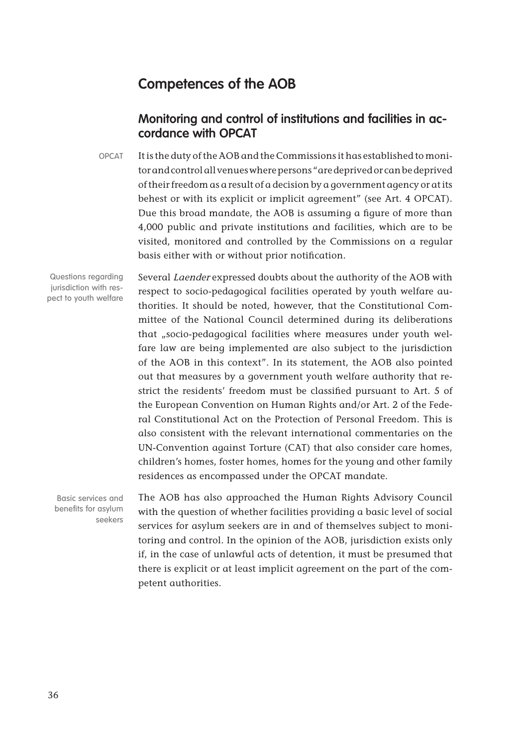## Competences of the AOB

### Monitoring and control of institutions and facilities in accordance with OPCAT

OPCAT

It is the duty of the AOB and the Commissions it has established to monitor and control all venues where persons "are deprived or can be deprived of their freedom as a result of a decision by a government agency or at its behest or with its explicit or implicit agreement" (see Art. 4 OPCAT). Due this broad mandate, the AOB is assuming a figure of more than 4,000 public and private institutions and facilities, which are to be visited, monitored and controlled by the Commissions on a regular basis either with or without prior notification.

Questions regarding jurisdiction with respect to youth welfare

Several *Laender* expressed doubts about the authority of the AOB with respect to socio-pedagogical facilities operated by youth welfare authorities. It should be noted, however, that the Constitutional Committee of the National Council determined during its deliberations that „socio-pedagogical facilities where measures under youth welfare law are being implemented are also subject to the jurisdiction of the AOB in this context". In its statement, the AOB also pointed out that measures by a government youth welfare authority that restrict the residents' freedom must be classified pursuant to Art. 5 of the European Convention on Human Rights and/or Art. 2 of the Federal Constitutional Act on the Protection of Personal Freedom. This is also consistent with the relevant international commentaries on the UN-Convention against Torture (CAT) that also consider care homes, children's homes, foster homes, homes for the young and other family residences as encompassed under the OPCAT mandate.

Basic services and benefits for asylum seekers

The AOB has also approached the Human Rights Advisory Council with the question of whether facilities providing a basic level of social services for asylum seekers are in and of themselves subject to monitoring and control. In the opinion of the AOB, jurisdiction exists only if, in the case of unlawful acts of detention, it must be presumed that there is explicit or at least implicit agreement on the part of the competent authorities.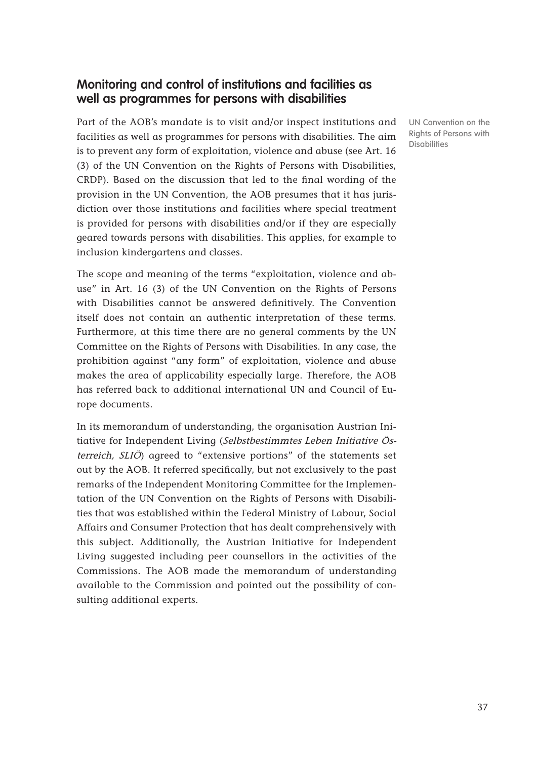## Monitoring and control of institutions and facilities as well as programmes for persons with disabilities

UN Convention on the Rights of Persons with Disabilities

Part of the AOB's mandate is to visit and/or inspect institutions and facilities as well as programmes for persons with disabilities. The aim is to prevent any form of exploitation, violence and abuse (see Art. 16 (3) of the UN Convention on the Rights of Persons with Disabilities, CRDP). Based on the discussion that led to the final wording of the provision in the UN Convention, the AOB presumes that it has jurisdiction over those institutions and facilities where special treatment is provided for persons with disabilities and/or if they are especially geared towards persons with disabilities. This applies, for example to inclusion kindergartens and classes.

The scope and meaning of the terms "exploitation, violence and abuse" in Art. 16 (3) of the UN Convention on the Rights of Persons with Disabilities cannot be answered definitively. The Convention itself does not contain an authentic interpretation of these terms. Furthermore, at this time there are no general comments by the UN Committee on the Rights of Persons with Disabilities. In any case, the prohibition against "any form" of exploitation, violence and abuse makes the area of applicability especially large. Therefore, the AOB has referred back to additional international UN and Council of Europe documents.

In its memorandum of understanding, the organisation Austrian Initiative for Independent Living (*Selbstbestimmtes Leben Initiative Österreich, SLIÖ*) agreed to "extensive portions" of the statements set out by the AOB. It referred specifically, but not exclusively to the past remarks of the Independent Monitoring Committee for the Implementation of the UN Convention on the Rights of Persons with Disabilities that was established within the Federal Ministry of Labour, Social Affairs and Consumer Protection that has dealt comprehensively with this subject. Additionally, the Austrian Initiative for Independent Living suggested including peer counsellors in the activities of the Commissions. The AOB made the memorandum of understanding available to the Commission and pointed out the possibility of consulting additional experts.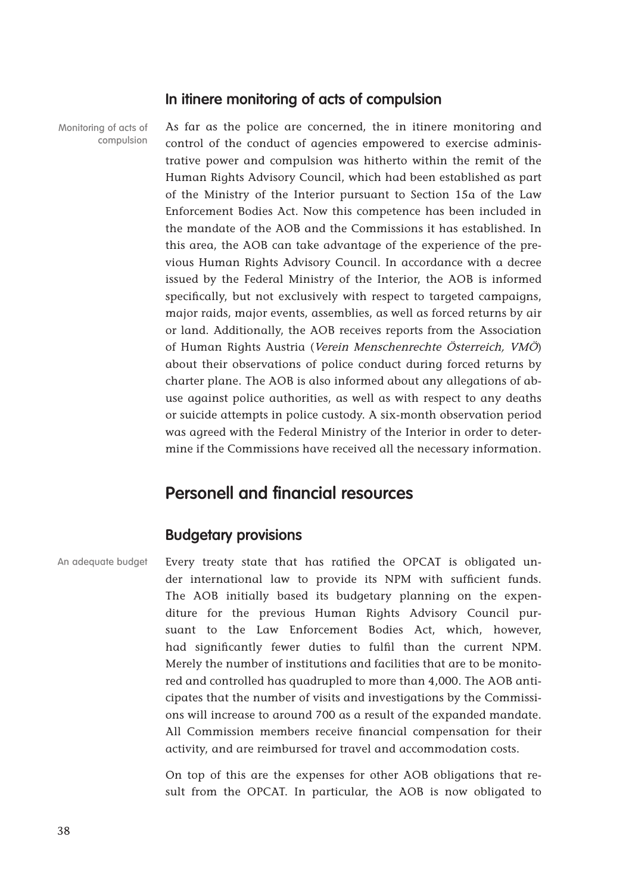### In itinere monitoring of acts of compulsion

Monitoring of acts of compulsion

As far as the police are concerned, the in itinere monitoring and control of the conduct of agencies empowered to exercise administrative power and compulsion was hitherto within the remit of the Human Rights Advisory Council, which had been established as part of the Ministry of the Interior pursuant to Section 15a of the Law Enforcement Bodies Act. Now this competence has been included in the mandate of the AOB and the Commissions it has established. In this area, the AOB can take advantage of the experience of the previous Human Rights Advisory Council. In accordance with a decree issued by the Federal Ministry of the Interior, the AOB is informed specifically, but not exclusively with respect to targeted campaigns, major raids, major events, assemblies, as well as forced returns by air or land. Additionally, the AOB receives reports from the Association of Human Rights Austria (*Verein Menschenrechte Österreich, VMÖ*) about their observations of police conduct during forced returns by charter plane. The AOB is also informed about any allegations of abuse against police authorities, as well as with respect to any deaths or suicide attempts in police custody. A six-month observation period was agreed with the Federal Ministry of the Interior in order to determine if the Commissions have received all the necessary information.

## Personell and financial resources

### Budgetary provisions

An adequate budget

Every treaty state that has ratified the OPCAT is obligated under international law to provide its NPM with sufficient funds. The AOB initially based its budgetary planning on the expenditure for the previous Human Rights Advisory Council pursuant to the Law Enforcement Bodies Act, which, however, had significantly fewer duties to fulfil than the current NPM. Merely the number of institutions and facilities that are to be monitored and controlled has quadrupled to more than 4,000. The AOB anticipates that the number of visits and investigations by the Commissions will increase to around 700 as a result of the expanded mandate. All Commission members receive financial compensation for their activity, and are reimbursed for travel and accommodation costs.

On top of this are the expenses for other AOB obligations that result from the OPCAT. In particular, the AOB is now obligated to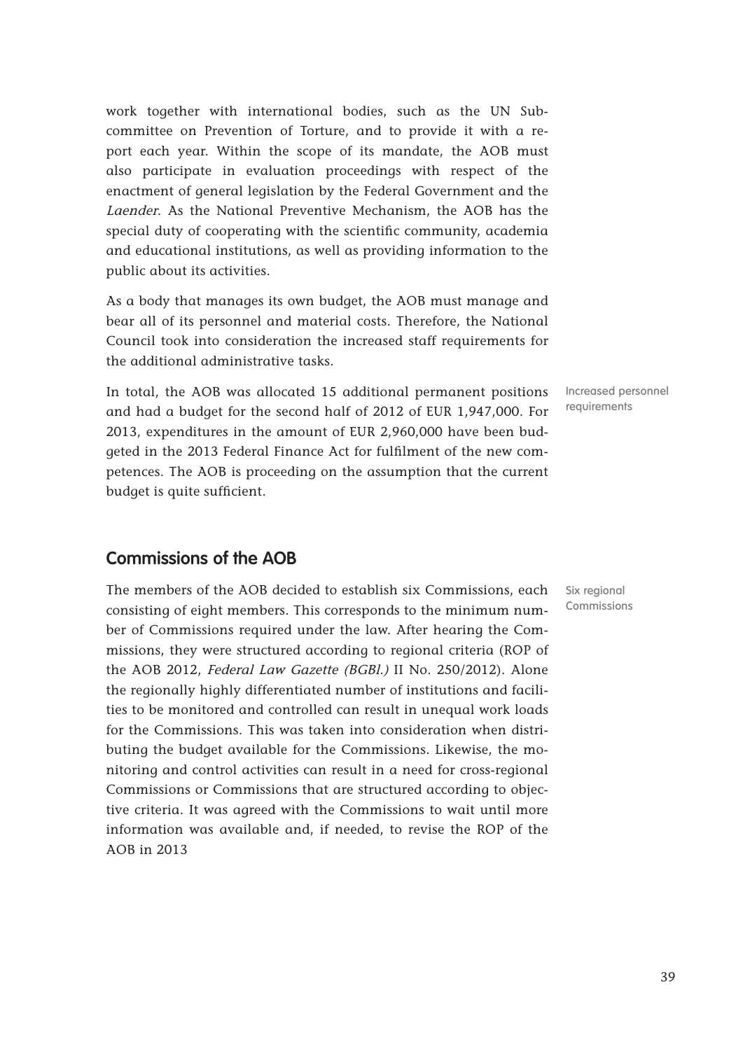work together with international bodies, such as the UN Subcommittee on Prevention of Torture, and to provide it with a report each year. Within the scope of its mandate, the AOB must also participate in evaluation proceedings with respect of the enactment of general legislation by the Federal Government and the *Laender*. As the National Preventive Mechanism, the AOB has the special duty of cooperating with the scientific community, academia and educational institutions, as well as providing information to the public about its activities.

As a body that manages its own budget, the AOB must manage and bear all of its personnel and material costs. Therefore, the National Council took into consideration the increased staff requirements for the additional administrative tasks.

Increased personnel requirements

In total, the AOB was allocated 15 additional permanent positions and had a budget for the second half of 2012 of EUR 1,947,000. For 2013, expenditures in the amount of EUR 2,960,000 have been budgeted in the 2013 Federal Finance Act for fulfilment of the new competences. The AOB is proceeding on the assumption that the current budget is quite sufficient.

## Commissions of the AOB

Six regional Commissions

The members of the AOB decided to establish six Commissions, each consisting of eight members. This corresponds to the minimum number of Commissions required under the law. After hearing the Commissions, they were structured according to regional criteria (ROP of the AOB 2012, *Federal Law Gazette (BGBl.)* II No. 250/2012). Alone the regionally highly differentiated number of institutions and facilities to be monitored and controlled can result in unequal work loads for the Commissions. This was taken into consideration when distributing the budget available for the Commissions. Likewise, the monitoring and control activities can result in a need for cross-regional Commissions or Commissions that are structured according to objective criteria. It was agreed with the Commissions to wait until more information was available and, if needed, to revise the ROP of the AOB in 2013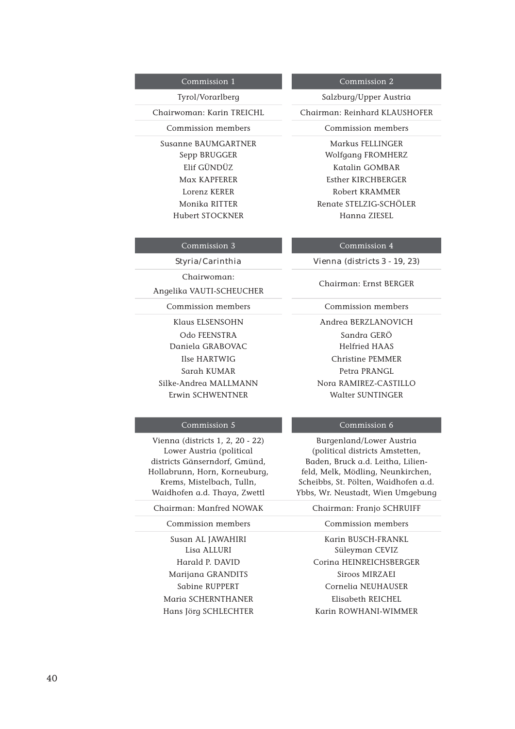| Commission 1 |
| --- |
| Tyrol/Vorarlberg |
| Chairwoman: Karin TREICHL |
| Commission members |
| Susanne BAUMGARTNER<br>Sepp BRUGGER<br>Elif GÜNDÜZ<br>Max KAPFERER<br>Lorenz KERER<br>Monika RITTER<br>Hubert STOCKNER |

| Commission 2 |
| --- |
| Salzburg/Upper Austria |
| Chairman: Reinhard KLAUSHOFER |
| Commission members |
| Markus FELLINGER<br>Wolfgang FROMHERZ<br>Katalin GOMBAR<br>Esther KIRCHBERGER<br>Robert KRAMMER<br>Renate STELZIG-SCHÖLER<br>Hanna ZIESEL |

| Commission 3 |
| --- |
| Styria/Carinthia |
| Chairwoman:<br>Angelika VAUTI-SCHEUCHER |
| Commission members |
| Klaus ELSENSOHN<br>Odo FEENSTRA<br>Daniela GRABOVAC<br>Ilse HARTWIG<br>Sarah KUMAR<br>Silke-Andrea MALLMANN<br>Erwin SCHWENTNER |

| Commission 4 |
| --- |
| Vienna (districts 3 - 19, 23) |
| Chairman: Ernst BERGER |
| Commission members |
| Andrea BERZLANOVICH<br>Sandra GERÖ<br>Helfried HAAS<br>Christine PEMMER<br>Petra PRANGL<br>Nora RAMIREZ-CASTILLO<br>Walter SUNTINGER |

| Commission 5 |
| --- |
| Vienna (districts 1, 2, 20 - 22)<br>Lower Austria (political districts Gänserndorf, Gmünd, Hollabrunn, Horn, Korneuburg, Krems, Mistelbach, Tulln, Waidhofen a.d. Thaya, Zwettl |
| Chairman: Manfred NOWAK |
| Commission members |
| Susan AL JAWAHIRI<br>Lisa ALLURI<br>Harald P. DAVID<br>Marijana GRANDITS<br>Sabine RUPPERT<br>Maria SCHERNTHANER<br>Hans Jörg SCHLECHTER |

| Commission 6 |
| --- |
| Burgenland/Lower Austria (political districts Amstetten, Baden, Bruck a.d. Leitha, Lilienfeld, Melk, Mödling, Neunkirchen, Scheibbs, St. Pölten, Waidhofen a.d. Ybbs, Wr. Neustadt, Wien Umgebung |
| Chairman: Franjo SCHRUIFF |
| Commission members |
| Karin BUSCH-FRANKL<br>Süleyman CEVIZ<br>Corina HEINREICHSBERGER<br>Siroos MIRZAEI<br>Cornelia NEUHAUSER<br>Elisabeth REICHEL<br>Karin ROWHANI-WIMMER |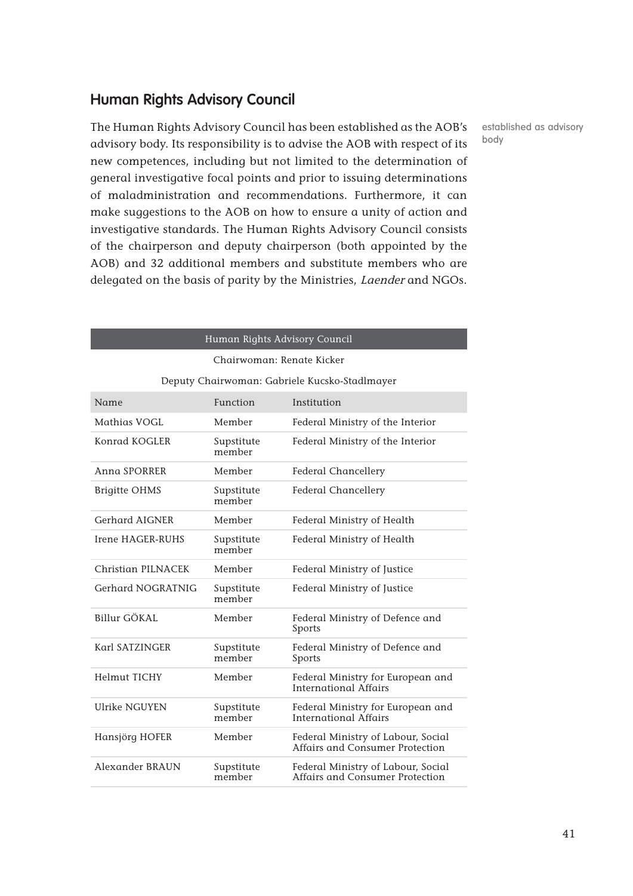## Human Rights Advisory Council

The Human Rights Advisory Council has been established as the AOB's advisory body. Its responsibility is to advise the AOB with respect of its new competences, including but not limited to the determination of general investigative focal points and prior to issuing determinations of maladministration and recommendations. Furthermore, it can make suggestions to the AOB on how to ensure a unity of action and investigative standards. The Human Rights Advisory Council consists of the chairperson and deputy chairperson (both appointed by the AOB) and 32 additional members and substitute members who are delegated on the basis of parity by the Ministries, *Laender* and NGOs.

established as advisory body

| Human Rights Advisory Council | | |
|---|---|---|
| Chairwoman: Renate Kicker | | |
| Deputy Chairwoman: Gabriele Kucsko-Stadlmayer | | |
| Name | Function | Institution |
| Mathias VOGL | Member | Federal Ministry of the Interior |
| Konrad KOGLER | Supstitute member | Federal Ministry of the Interior |
| Anna SPORRER | Member | Federal Chancellery |
| Brigitte OHMS | Supstitute member | Federal Chancellery |
| Gerhard AIGNER | Member | Federal Ministry of Health |
| Irene HAGER-RUHS | Supstitute member | Federal Ministry of Health |
| Christian PILNACEK | Member | Federal Ministry of Justice |
| Gerhard NOGRATNIG | Supstitute member | Federal Ministry of Justice |
| Billur GÖKAL | Member | Federal Ministry of Defence and Sports |
| Karl SATZINGER | Supstitute member | Federal Ministry of Defence and Sports |
| Helmut TICHY | Member | Federal Ministry for European and International Affairs |
| Ulrike NGUYEN | Supstitute member | Federal Ministry for European and International Affairs |
| Hansjörg HOFER | Member | Federal Ministry of Labour, Social Affairs and Consumer Protection |
| Alexander BRAUN | Supstitute member | Federal Ministry of Labour, Social Affairs and Consumer Protection |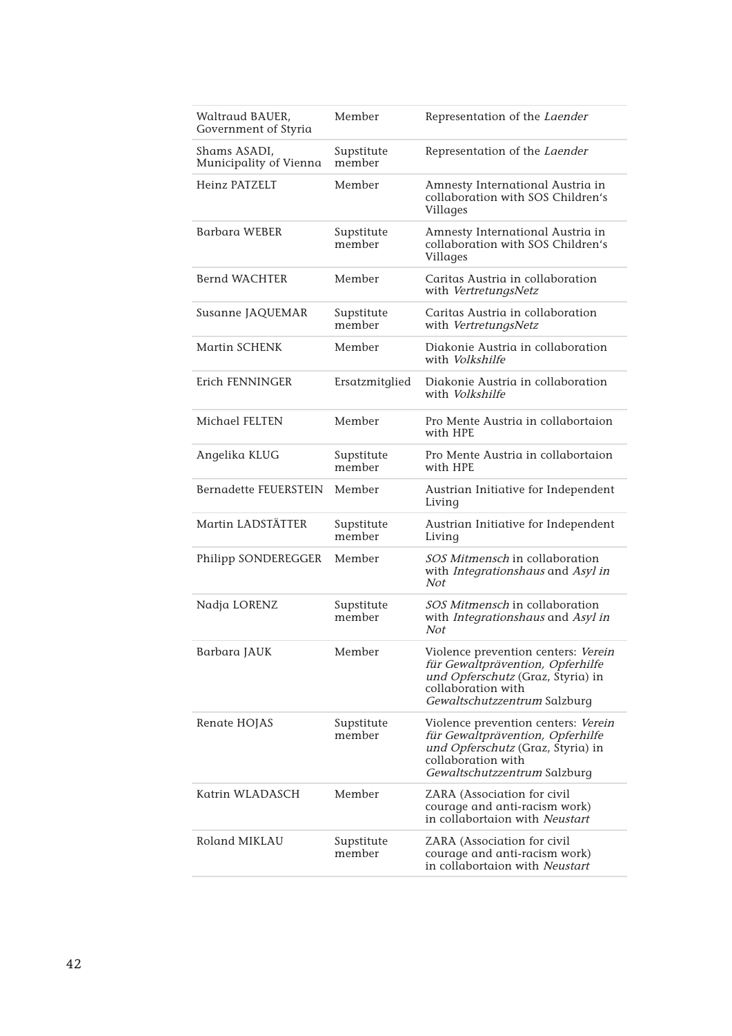| | | |
|---|---|---|
| Waltraud BAUER, Government of Styria | Member | Representation of the *Laender* |
| Shams ASADI, Municipality of Vienna | Supstitute member | Representation of the *Laender* |
| Heinz PATZELT | Member | Amnesty International Austria in collaboration with SOS Children's Villages |
| Barbara WEBER | Supstitute member | Amnesty International Austria in collaboration with SOS Children's Villages |
| Bernd WACHTER | Member | Caritas Austria in collaboration with *VertretungsNetz* |
| Susanne JAQUEMAR | Supstitute member | Caritas Austria in collaboration with *VertretungsNetz* |
| Martin SCHENK | Member | Diakonie Austria in collaboration with *Volkshilfe* |
| Erich FENNINGER | Ersatzmitglied | Diakonie Austria in collaboration with *Volkshilfe* |
| Michael FELTEN | Member | Pro Mente Austria in collabortaion with HPE |
| Angelika KLUG | Supstitute member | Pro Mente Austria in collabortaion with HPE |
| Bernadette FEUERSTEIN | Member | Austrian Initiative for Independent Living |
| Martin LADSTÄTTER | Supstitute member | Austrian Initiative for Independent Living |
| Philipp SONDEREGGER | Member | *SOS Mitmensch* in collaboration with *Integrationshaus* and *Asyl in Not* |
| Nadja LORENZ | Supstitute member | *SOS Mitmensch* in collaboration with *Integrationshaus* and *Asyl in Not* |
| Barbara JAUK | Member | Violence prevention centers: *Verein für Gewaltprävention, Opferhilfe und Opferschutz* (Graz, Styria) in collaboration with *Gewaltschutzzentrum* Salzburg |
| Renate HOJAS | Supstitute member | Violence prevention centers: *Verein für Gewaltprävention, Opferhilfe und Opferschutz* (Graz, Styria) in collaboration with *Gewaltschutzzentrum* Salzburg |
| Katrin WLADASCH | Member | ZARA (Association for civil courage and anti-racism work) in collabortaion with *Neustart* |
| Roland MIKLAU | Supstitute member | ZARA (Association for civil courage and anti-racism work) in collabortaion with *Neustart* |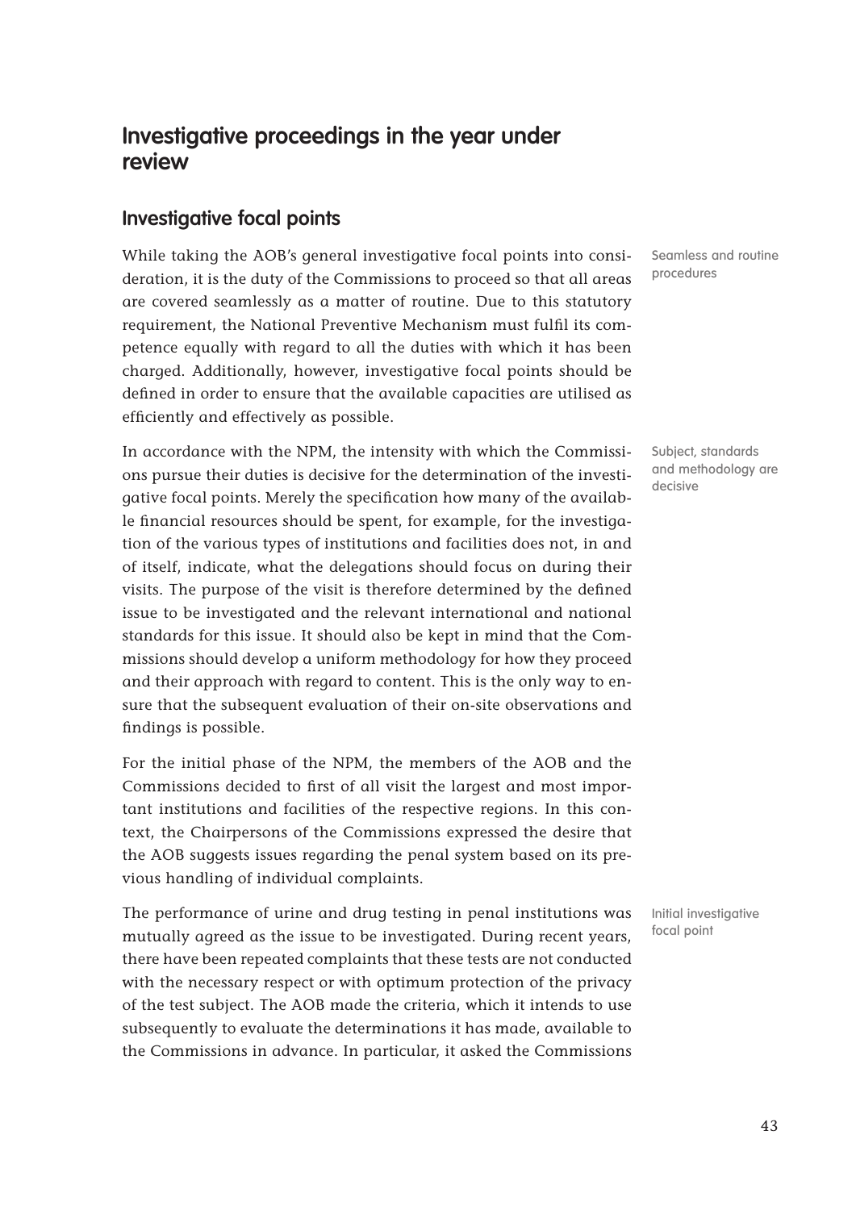## Investigative proceedings in the year under review

### Investigative focal points

Seamless and routine procedures

While taking the AOB's general investigative focal points into consideration, it is the duty of the Commissions to proceed so that all areas are covered seamlessly as a matter of routine. Due to this statutory requirement, the National Preventive Mechanism must fulfil its competence equally with regard to all the duties with which it has been charged. Additionally, however, investigative focal points should be defined in order to ensure that the available capacities are utilised as efficiently and effectively as possible.

Subject, standards and methodology are decisive

In accordance with the NPM, the intensity with which the Commissions pursue their duties is decisive for the determination of the investigative focal points. Merely the specification how many of the available financial resources should be spent, for example, for the investigation of the various types of institutions and facilities does not, in and of itself, indicate, what the delegations should focus on during their visits. The purpose of the visit is therefore determined by the defined issue to be investigated and the relevant international and national standards for this issue. It should also be kept in mind that the Commissions should develop a uniform methodology for how they proceed and their approach with regard to content. This is the only way to ensure that the subsequent evaluation of their on-site observations and findings is possible.

For the initial phase of the NPM, the members of the AOB and the Commissions decided to first of all visit the largest and most important institutions and facilities of the respective regions. In this context, the Chairpersons of the Commissions expressed the desire that the AOB suggests issues regarding the penal system based on its previous handling of individual complaints.

Initial investigative focal point

The performance of urine and drug testing in penal institutions was mutually agreed as the issue to be investigated. During recent years, there have been repeated complaints that these tests are not conducted with the necessary respect or with optimum protection of the privacy of the test subject. The AOB made the criteria, which it intends to use subsequently to evaluate the determinations it has made, available to the Commissions in advance. In particular, it asked the Commissions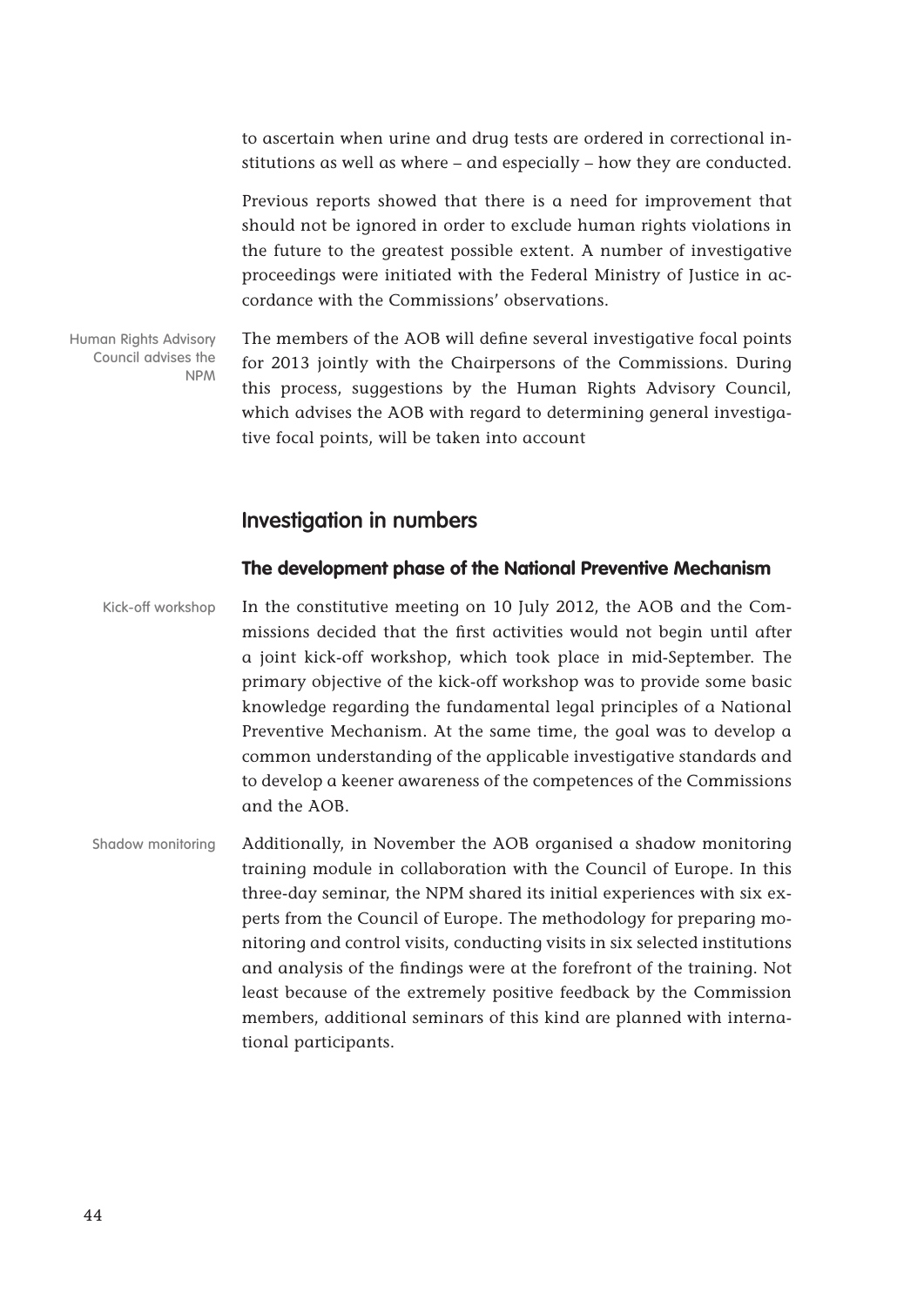to ascertain when urine and drug tests are ordered in correctional institutions as well as where – and especially – how they are conducted.

Previous reports showed that there is a need for improvement that should not be ignored in order to exclude human rights violations in the future to the greatest possible extent. A number of investigative proceedings were initiated with the Federal Ministry of Justice in accordance with the Commissions' observations.

Human Rights Advisory Council advises the NPM

The members of the AOB will define several investigative focal points for 2013 jointly with the Chairpersons of the Commissions. During this process, suggestions by the Human Rights Advisory Council, which advises the AOB with regard to determining general investigative focal points, will be taken into account

## Investigation in numbers

### The development phase of the National Preventive Mechanism

Kick-off workshop

In the constitutive meeting on 10 July 2012, the AOB and the Commissions decided that the first activities would not begin until after a joint kick-off workshop, which took place in mid-September. The primary objective of the kick-off workshop was to provide some basic knowledge regarding the fundamental legal principles of a National Preventive Mechanism. At the same time, the goal was to develop a common understanding of the applicable investigative standards and to develop a keener awareness of the competences of the Commissions and the AOB.

Shadow monitoring

Additionally, in November the AOB organised a shadow monitoring training module in collaboration with the Council of Europe. In this three-day seminar, the NPM shared its initial experiences with six experts from the Council of Europe. The methodology for preparing monitoring and control visits, conducting visits in six selected institutions and analysis of the findings were at the forefront of the training. Not least because of the extremely positive feedback by the Commission members, additional seminars of this kind are planned with international participants.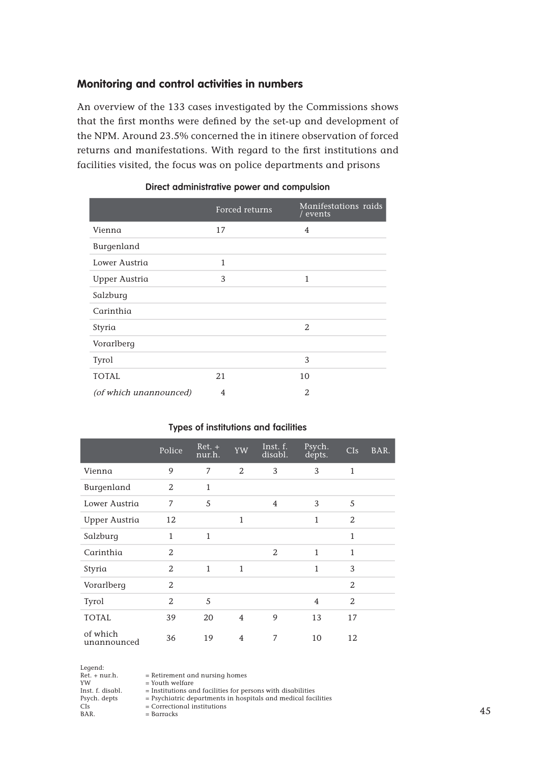## Monitoring and control activities in numbers

An overview of the 133 cases investigated by the Commissions shows that the first months were defined by the set-up and development of the NPM. Around 23.5% concerned the in itinere observation of forced returns and manifestations. With regard to the first institutions and facilities visited, the focus was on police departments and prisons

**Direct administrative power and compulsion**

| | Forced returns | Manifestations raids / events |
|---|---|---|
| Vienna | 17 | 4 |
| Burgenland | | |
| Lower Austria | 1 | |
| Upper Austria | 3 | 1 |
| Salzburg | | |
| Carinthia | | |
| Styria | | 2 |
| Vorarlberg | | |
| Tyrol | | 3 |
| TOTAL | 21 | 10 |
| *(of which unannounced)* | 4 | 2 |

**Types of institutions and facilities**

| | Police | Ret. + nur.h. | YW | Inst. f. disabl. | Psych. depts. | CIs | BAR. |
|---|---|---|---|---|---|---|---|
| Vienna | 9 | 7 | 2 | 3 | 3 | 1 | |
| Burgenland | 2 | 1 | | | | | |
| Lower Austria | 7 | 5 | | 4 | 3 | 5 | |
| Upper Austria | 12 | | 1 | | 1 | 2 | |
| Salzburg | 1 | 1 | | | | 1 | |
| Carinthia | 2 | | | 2 | 1 | 1 | |
| Styria | 2 | 1 | 1 | | 1 | 3 | |
| Vorarlberg | 2 | | | | | 2 | |
| Tyrol | 2 | 5 | | | 4 | 2 | |
| TOTAL | 39 | 20 | 4 | 9 | 13 | 17 | |
| of which unannounced | 36 | 19 | 4 | 7 | 10 | 12 | |

Legend:
Ret. + nur.h. = Retirement and nursing homes
YW = Youth welfare
Inst. f. disabl. = Institutions and facilities for persons with disabilities
Psych. depts = Psychiatric departments in hospitals and medical facilities
CIs = Correctional institutions
BAR. = Barracks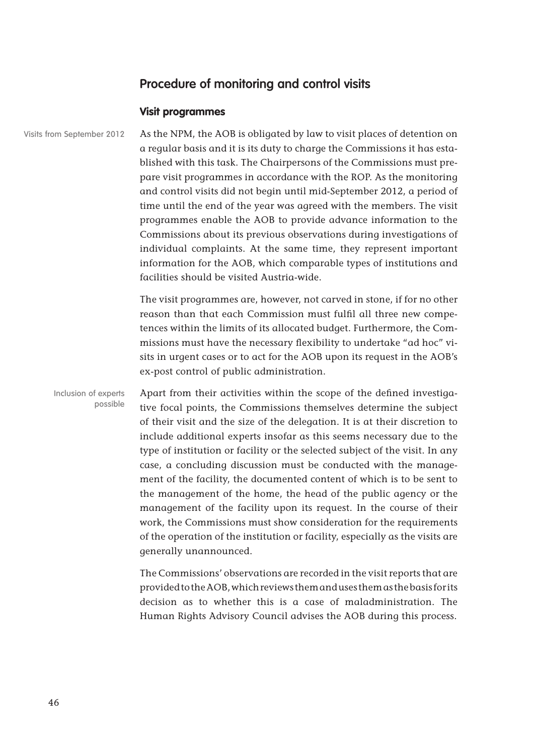## Procedure of monitoring and control visits

### Visit programmes

Visits from September 2012

As the NPM, the AOB is obligated by law to visit places of detention on a regular basis and it is its duty to charge the Commissions it has established with this task. The Chairpersons of the Commissions must prepare visit programmes in accordance with the ROP. As the monitoring and control visits did not begin until mid-September 2012, a period of time until the end of the year was agreed with the members. The visit programmes enable the AOB to provide advance information to the Commissions about its previous observations during investigations of individual complaints. At the same time, they represent important information for the AOB, which comparable types of institutions and facilities should be visited Austria-wide.

The visit programmes are, however, not carved in stone, if for no other reason than that each Commission must fulfil all three new competences within the limits of its allocated budget. Furthermore, the Commissions must have the necessary flexibility to undertake "ad hoc" visits in urgent cases or to act for the AOB upon its request in the AOB's ex-post control of public administration.

Inclusion of experts possible

Apart from their activities within the scope of the defined investigative focal points, the Commissions themselves determine the subject of their visit and the size of the delegation. It is at their discretion to include additional experts insofar as this seems necessary due to the type of institution or facility or the selected subject of the visit. In any case, a concluding discussion must be conducted with the management of the facility, the documented content of which is to be sent to the management of the home, the head of the public agency or the management of the facility upon its request. In the course of their work, the Commissions must show consideration for the requirements of the operation of the institution or facility, especially as the visits are generally unannounced.

The Commissions' observations are recorded in the visit reports that are provided to the AOB, which reviews them and uses them as the basis for its decision as to whether this is a case of maladministration. The Human Rights Advisory Council advises the AOB during this process.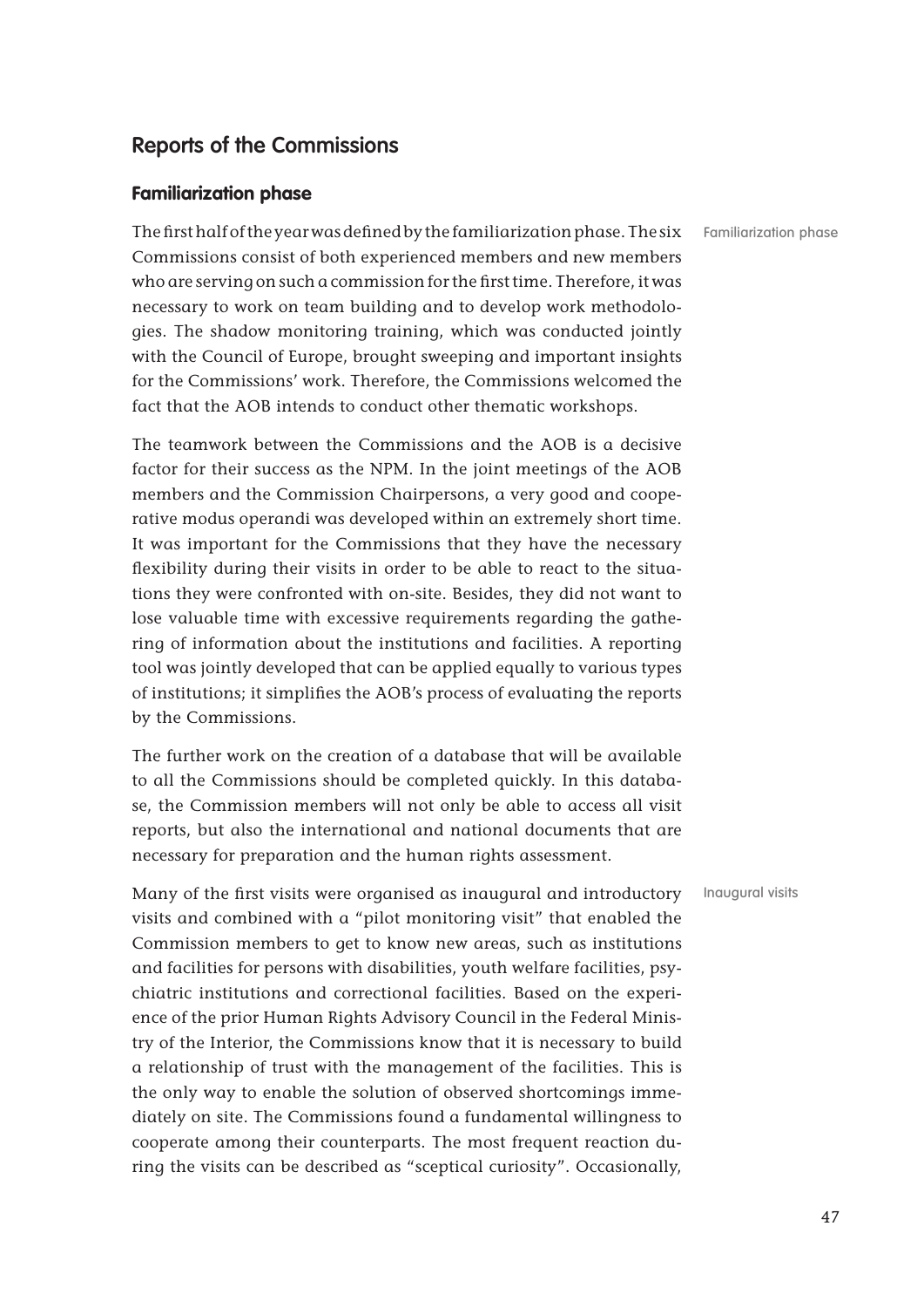## Reports of the Commissions

### Familiarization phase

Familiarization phase

The first half of the year was defined by the familiarization phase. The six Commissions consist of both experienced members and new members who are serving on such a commission for the first time. Therefore, it was necessary to work on team building and to develop work methodologies. The shadow monitoring training, which was conducted jointly with the Council of Europe, brought sweeping and important insights for the Commissions' work. Therefore, the Commissions welcomed the fact that the AOB intends to conduct other thematic workshops.

The teamwork between the Commissions and the AOB is a decisive factor for their success as the NPM. In the joint meetings of the AOB members and the Commission Chairpersons, a very good and cooperative modus operandi was developed within an extremely short time. It was important for the Commissions that they have the necessary flexibility during their visits in order to be able to react to the situations they were confronted with on-site. Besides, they did not want to lose valuable time with excessive requirements regarding the gathering of information about the institutions and facilities. A reporting tool was jointly developed that can be applied equally to various types of institutions; it simplifies the AOB's process of evaluating the reports by the Commissions.

The further work on the creation of a database that will be available to all the Commissions should be completed quickly. In this database, the Commission members will not only be able to access all visit reports, but also the international and national documents that are necessary for preparation and the human rights assessment.

Inaugural visits

Many of the first visits were organised as inaugural and introductory visits and combined with a "pilot monitoring visit" that enabled the Commission members to get to know new areas, such as institutions and facilities for persons with disabilities, youth welfare facilities, psychiatric institutions and correctional facilities. Based on the experience of the prior Human Rights Advisory Council in the Federal Ministry of the Interior, the Commissions know that it is necessary to build a relationship of trust with the management of the facilities. This is the only way to enable the solution of observed shortcomings immediately on site. The Commissions found a fundamental willingness to cooperate among their counterparts. The most frequent reaction during the visits can be described as "sceptical curiosity". Occasionally,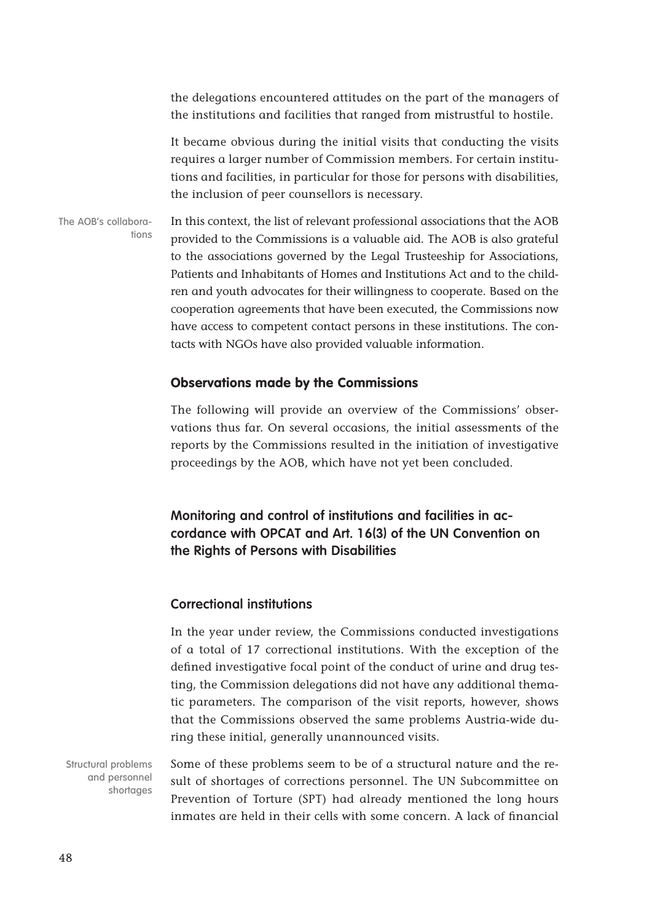the delegations encountered attitudes on the part of the managers of the institutions and facilities that ranged from mistrustful to hostile.

It became obvious during the initial visits that conducting the visits requires a larger number of Commission members. For certain institutions and facilities, in particular for those for persons with disabilities, the inclusion of peer counsellors is necessary.

The AOB's collaborations

In this context, the list of relevant professional associations that the AOB provided to the Commissions is a valuable aid. The AOB is also grateful to the associations governed by the Legal Trusteeship for Associations, Patients and Inhabitants of Homes and Institutions Act and to the children and youth advocates for their willingness to cooperate. Based on the cooperation agreements that have been executed, the Commissions now have access to competent contact persons in these institutions. The contacts with NGOs have also provided valuable information.

### Observations made by the Commissions

The following will provide an overview of the Commissions' observations thus far. On several occasions, the initial assessments of the reports by the Commissions resulted in the initiation of investigative proceedings by the AOB, which have not yet been concluded.

## Monitoring and control of institutions and facilities in accordance with OPCAT and Art. 16(3) of the UN Convention on the Rights of Persons with Disabilities

### Correctional institutions

In the year under review, the Commissions conducted investigations of a total of 17 correctional institutions. With the exception of the defined investigative focal point of the conduct of urine and drug testing, the Commission delegations did not have any additional thematic parameters. The comparison of the visit reports, however, shows that the Commissions observed the same problems Austria-wide during these initial, generally unannounced visits.

Structural problems and personnel shortages

Some of these problems seem to be of a structural nature and the result of shortages of corrections personnel. The UN Subcommittee on Prevention of Torture (SPT) had already mentioned the long hours inmates are held in their cells with some concern. A lack of financial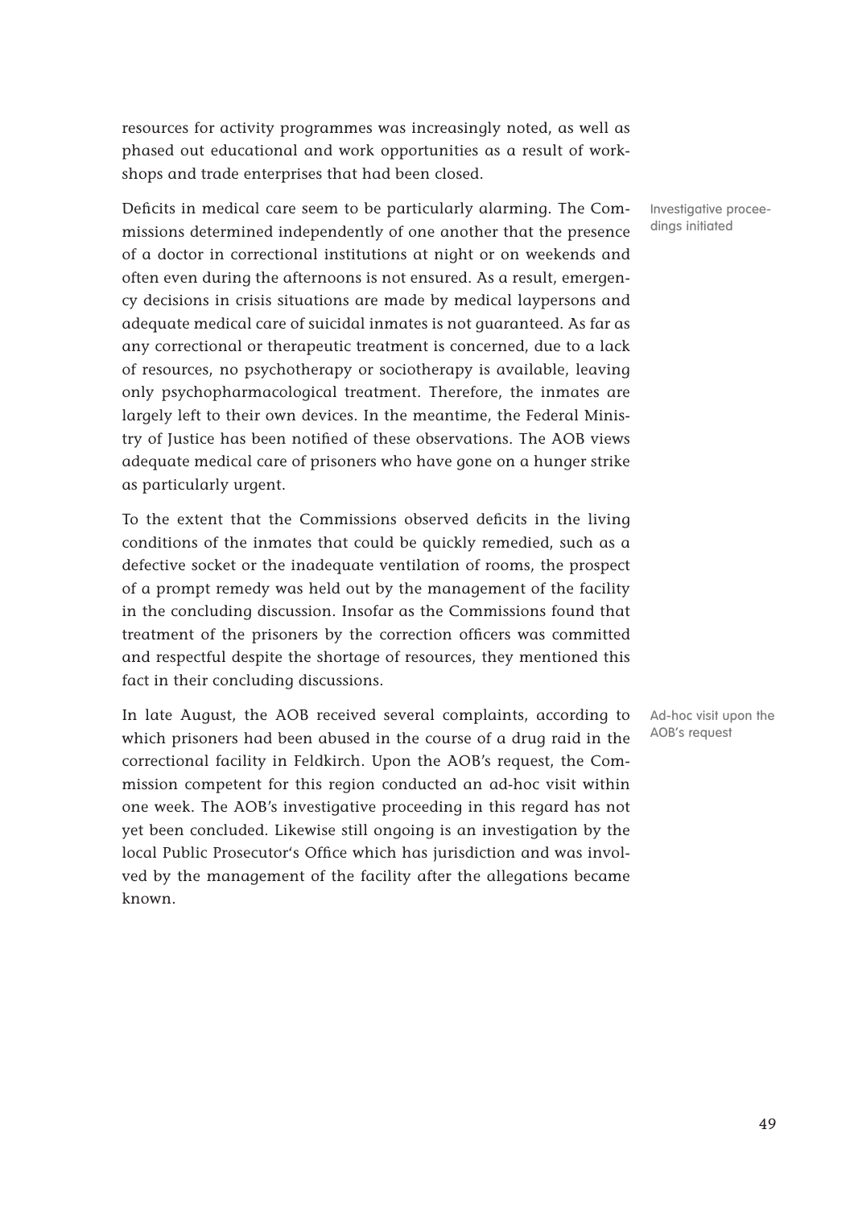resources for activity programmes was increasingly noted, as well as phased out educational and work opportunities as a result of workshops and trade enterprises that had been closed.

Investigative proceedings initiated

Deficits in medical care seem to be particularly alarming. The Commissions determined independently of one another that the presence of a doctor in correctional institutions at night or on weekends and often even during the afternoons is not ensured. As a result, emergency decisions in crisis situations are made by medical laypersons and adequate medical care of suicidal inmates is not guaranteed. As far as any correctional or therapeutic treatment is concerned, due to a lack of resources, no psychotherapy or sociotherapy is available, leaving only psychopharmacological treatment. Therefore, the inmates are largely left to their own devices. In the meantime, the Federal Ministry of Justice has been notified of these observations. The AOB views adequate medical care of prisoners who have gone on a hunger strike as particularly urgent.

To the extent that the Commissions observed deficits in the living conditions of the inmates that could be quickly remedied, such as a defective socket or the inadequate ventilation of rooms, the prospect of a prompt remedy was held out by the management of the facility in the concluding discussion. Insofar as the Commissions found that treatment of the prisoners by the correction officers was committed and respectful despite the shortage of resources, they mentioned this fact in their concluding discussions.

Ad-hoc visit upon the AOB's request

In late August, the AOB received several complaints, according to which prisoners had been abused in the course of a drug raid in the correctional facility in Feldkirch. Upon the AOB's request, the Commission competent for this region conducted an ad-hoc visit within one week. The AOB's investigative proceeding in this regard has not yet been concluded. Likewise still ongoing is an investigation by the local Public Prosecutor's Office which has jurisdiction and was involved by the management of the facility after the allegations became known.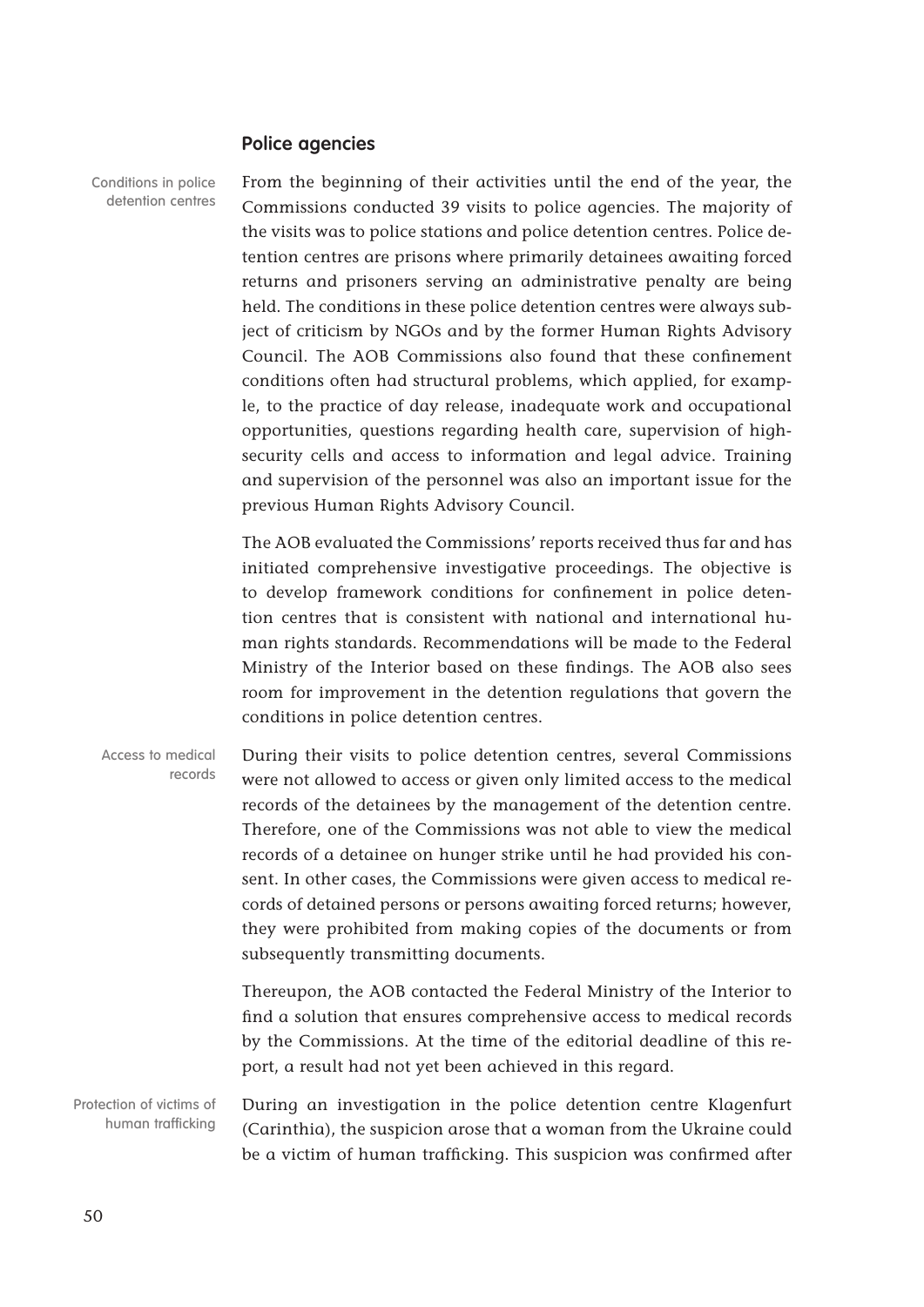## Police agencies

Conditions in police detention centres

From the beginning of their activities until the end of the year, the Commissions conducted 39 visits to police agencies. The majority of the visits was to police stations and police detention centres. Police detention centres are prisons where primarily detainees awaiting forced returns and prisoners serving an administrative penalty are being held. The conditions in these police detention centres were always subject of criticism by NGOs and by the former Human Rights Advisory Council. The AOB Commissions also found that these confinement conditions often had structural problems, which applied, for example, to the practice of day release, inadequate work and occupational opportunities, questions regarding health care, supervision of high-security cells and access to information and legal advice. Training and supervision of the personnel was also an important issue for the previous Human Rights Advisory Council.

The AOB evaluated the Commissions' reports received thus far and has initiated comprehensive investigative proceedings. The objective is to develop framework conditions for confinement in police detention centres that is consistent with national and international human rights standards. Recommendations will be made to the Federal Ministry of the Interior based on these findings. The AOB also sees room for improvement in the detention regulations that govern the conditions in police detention centres.

Access to medical records

During their visits to police detention centres, several Commissions were not allowed to access or given only limited access to the medical records of the detainees by the management of the detention centre. Therefore, one of the Commissions was not able to view the medical records of a detainee on hunger strike until he had provided his consent. In other cases, the Commissions were given access to medical records of detained persons or persons awaiting forced returns; however, they were prohibited from making copies of the documents or from subsequently transmitting documents.

Thereupon, the AOB contacted the Federal Ministry of the Interior to find a solution that ensures comprehensive access to medical records by the Commissions. At the time of the editorial deadline of this report, a result had not yet been achieved in this regard.

Protection of victims of human trafficking

During an investigation in the police detention centre Klagenfurt (Carinthia), the suspicion arose that a woman from the Ukraine could be a victim of human trafficking. This suspicion was confirmed after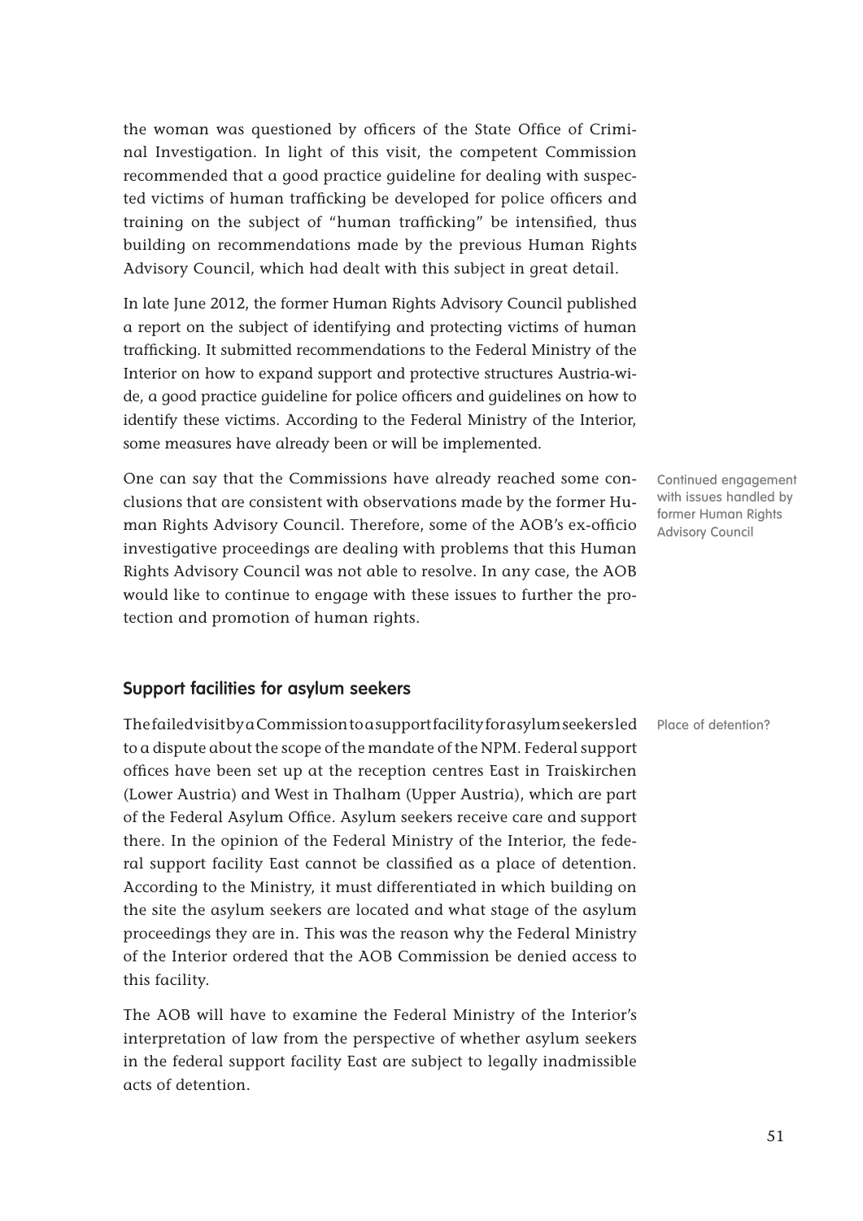the woman was questioned by officers of the State Office of Criminal Investigation. In light of this visit, the competent Commission recommended that a good practice guideline for dealing with suspected victims of human trafficking be developed for police officers and training on the subject of "human trafficking" be intensified, thus building on recommendations made by the previous Human Rights Advisory Council, which had dealt with this subject in great detail.

In late June 2012, the former Human Rights Advisory Council published a report on the subject of identifying and protecting victims of human trafficking. It submitted recommendations to the Federal Ministry of the Interior on how to expand support and protective structures Austria-wide, a good practice guideline for police officers and guidelines on how to identify these victims. According to the Federal Ministry of the Interior, some measures have already been or will be implemented.

Continued engagement with issues handled by former Human Rights Advisory Council

One can say that the Commissions have already reached some conclusions that are consistent with observations made by the former Human Rights Advisory Council. Therefore, some of the AOB's ex-officio investigative proceedings are dealing with problems that this Human Rights Advisory Council was not able to resolve. In any case, the AOB would like to continue to engage with these issues to further the protection and promotion of human rights.

## Support facilities for asylum seekers

Place of detention?

The failed visit by a Commission to a support facility for asylum seekers led to a dispute about the scope of the mandate of the NPM. Federal support offices have been set up at the reception centres East in Traiskirchen (Lower Austria) and West in Thalham (Upper Austria), which are part of the Federal Asylum Office. Asylum seekers receive care and support there. In the opinion of the Federal Ministry of the Interior, the federal support facility East cannot be classified as a place of detention. According to the Ministry, it must differentiated in which building on the site the asylum seekers are located and what stage of the asylum proceedings they are in. This was the reason why the Federal Ministry of the Interior ordered that the AOB Commission be denied access to this facility.

The AOB will have to examine the Federal Ministry of the Interior's interpretation of law from the perspective of whether asylum seekers in the federal support facility East are subject to legally inadmissible acts of detention.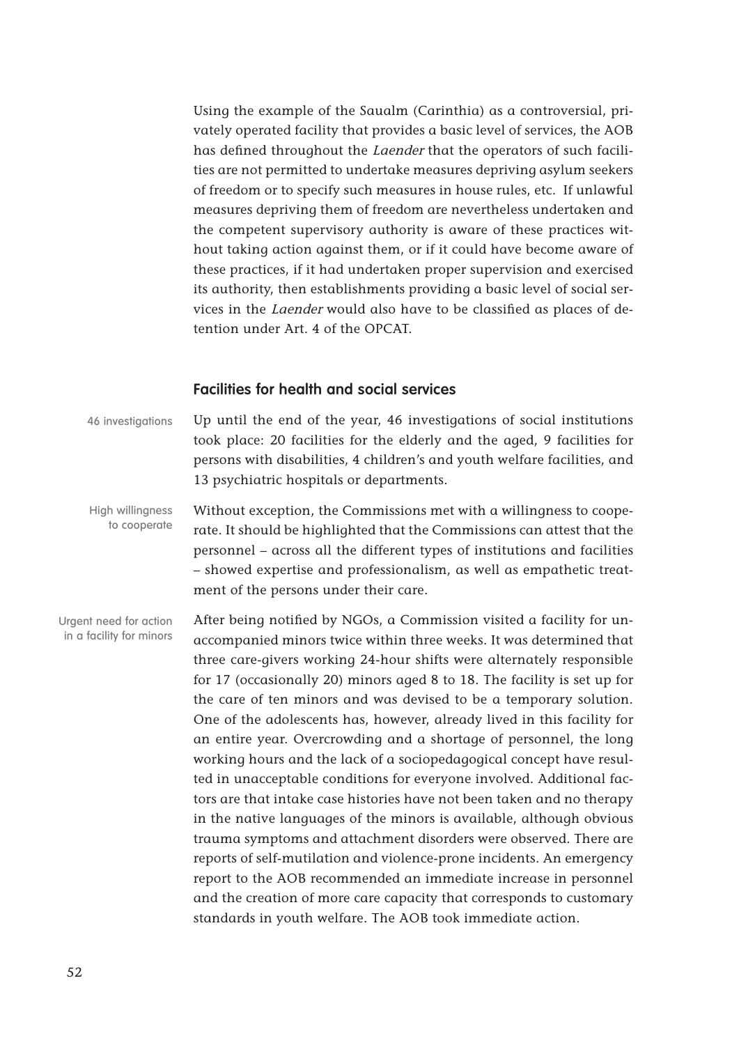Using the example of the Saualm (Carinthia) as a controversial, privately operated facility that provides a basic level of services, the AOB has defined throughout the *Laender* that the operators of such facilities are not permitted to undertake measures depriving asylum seekers of freedom or to specify such measures in house rules, etc. If unlawful measures depriving them of freedom are nevertheless undertaken and the competent supervisory authority is aware of these practices without taking action against them, or if it could have become aware of these practices, if it had undertaken proper supervision and exercised its authority, then establishments providing a basic level of social services in the *Laender* would also have to be classified as places of detention under Art. 4 of the OPCAT.

### Facilities for health and social services

46 investigations

Up until the end of the year, 46 investigations of social institutions took place: 20 facilities for the elderly and the aged, 9 facilities for persons with disabilities, 4 children's and youth welfare facilities, and 13 psychiatric hospitals or departments.

High willingness to cooperate

Without exception, the Commissions met with a willingness to cooperate. It should be highlighted that the Commissions can attest that the personnel – across all the different types of institutions and facilities – showed expertise and professionalism, as well as empathetic treatment of the persons under their care.

Urgent need for action in a facility for minors

After being notified by NGOs, a Commission visited a facility for unaccompanied minors twice within three weeks. It was determined that three care-givers working 24-hour shifts were alternately responsible for 17 (occasionally 20) minors aged 8 to 18. The facility is set up for the care of ten minors and was devised to be a temporary solution. One of the adolescents has, however, already lived in this facility for an entire year. Overcrowding and a shortage of personnel, the long working hours and the lack of a sociopedagogical concept have resulted in unacceptable conditions for everyone involved. Additional factors are that intake case histories have not been taken and no therapy in the native languages of the minors is available, although obvious trauma symptoms and attachment disorders were observed. There are reports of self-mutilation and violence-prone incidents. An emergency report to the AOB recommended an immediate increase in personnel and the creation of more care capacity that corresponds to customary standards in youth welfare. The AOB took immediate action.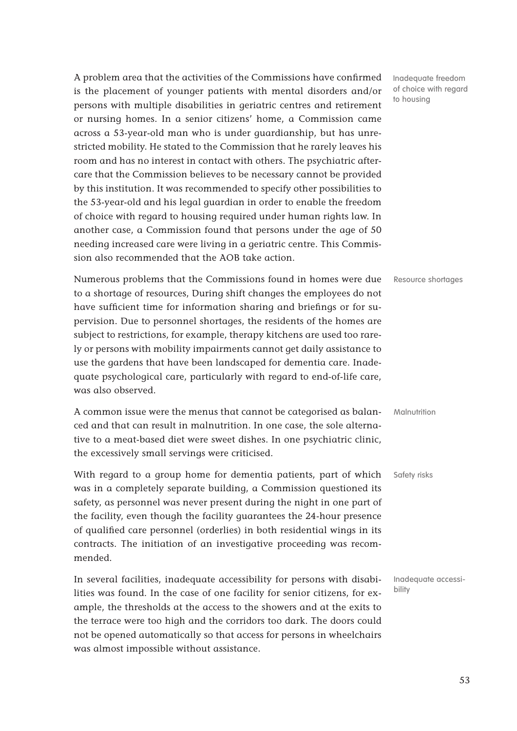Inadequate freedom of choice with regard to housing

A problem area that the activities of the Commissions have confirmed is the placement of younger patients with mental disorders and/or persons with multiple disabilities in geriatric centres and retirement or nursing homes. In a senior citizens' home, a Commission came across a 53-year-old man who is under guardianship, but has unrestricted mobility. He stated to the Commission that he rarely leaves his room and has no interest in contact with others. The psychiatric aftercare that the Commission believes to be necessary cannot be provided by this institution. It was recommended to specify other possibilities to the 53-year-old and his legal guardian in order to enable the freedom of choice with regard to housing required under human rights law. In another case, a Commission found that persons under the age of 50 needing increased care were living in a geriatric centre. This Commission also recommended that the AOB take action.

Resource shortages

Numerous problems that the Commissions found in homes were due to a shortage of resources, During shift changes the employees do not have sufficient time for information sharing and briefings or for supervision. Due to personnel shortages, the residents of the homes are subject to restrictions, for example, therapy kitchens are used too rarely or persons with mobility impairments cannot get daily assistance to use the gardens that have been landscaped for dementia care. Inadequate psychological care, particularly with regard to end-of-life care, was also observed.

Malnutrition

A common issue were the menus that cannot be categorised as balanced and that can result in malnutrition. In one case, the sole alternative to a meat-based diet were sweet dishes. In one psychiatric clinic, the excessively small servings were criticised.

Safety risks

With regard to a group home for dementia patients, part of which was in a completely separate building, a Commission questioned its safety, as personnel was never present during the night in one part of the facility, even though the facility guarantees the 24-hour presence of qualified care personnel (orderlies) in both residential wings in its contracts. The initiation of an investigative proceeding was recommended.

Inadequate accessibility

In several facilities, inadequate accessibility for persons with disabilities was found. In the case of one facility for senior citizens, for example, the thresholds at the access to the showers and at the exits to the terrace were too high and the corridors too dark. The doors could not be opened automatically so that access for persons in wheelchairs was almost impossible without assistance.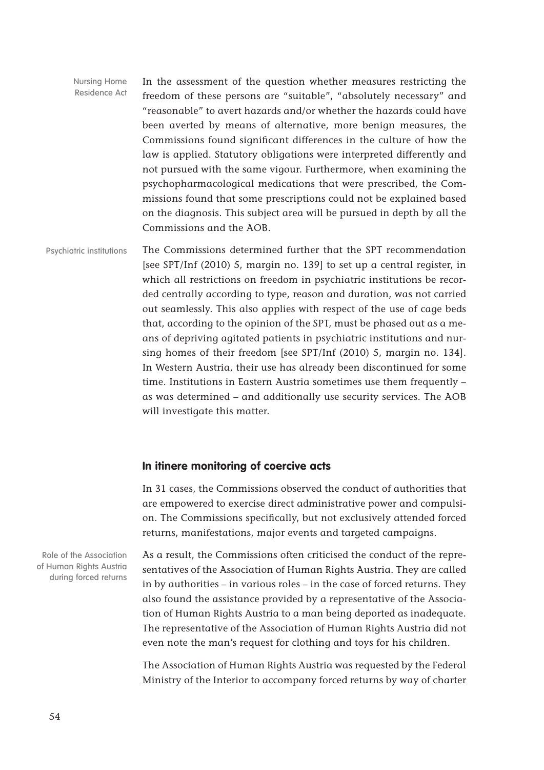Nursing Home Residence Act

In the assessment of the question whether measures restricting the freedom of these persons are "suitable", "absolutely necessary" and "reasonable" to avert hazards and/or whether the hazards could have been averted by means of alternative, more benign measures, the Commissions found significant differences in the culture of how the law is applied. Statutory obligations were interpreted differently and not pursued with the same vigour. Furthermore, when examining the psychopharmacological medications that were prescribed, the Commissions found that some prescriptions could not be explained based on the diagnosis. This subject area will be pursued in depth by all the Commissions and the AOB.

Psychiatric institutions

The Commissions determined further that the SPT recommendation [see SPT/Inf (2010) 5, margin no. 139] to set up a central register, in which all restrictions on freedom in psychiatric institutions be recorded centrally according to type, reason and duration, was not carried out seamlessly. This also applies with respect of the use of cage beds that, according to the opinion of the SPT, must be phased out as a means of depriving agitated patients in psychiatric institutions and nursing homes of their freedom [see SPT/Inf (2010) 5, margin no. 134]. In Western Austria, their use has already been discontinued for some time. Institutions in Eastern Austria sometimes use them frequently – as was determined – and additionally use security services. The AOB will investigate this matter.

### In itinere monitoring of coercive acts

In 31 cases, the Commissions observed the conduct of authorities that are empowered to exercise direct administrative power and compulsion. The Commissions specifically, but not exclusively attended forced returns, manifestations, major events and targeted campaigns.

Role of the Association of Human Rights Austria during forced returns

As a result, the Commissions often criticised the conduct of the representatives of the Association of Human Rights Austria. They are called in by authorities – in various roles – in the case of forced returns. They also found the assistance provided by a representative of the Association of Human Rights Austria to a man being deported as inadequate. The representative of the Association of Human Rights Austria did not even note the man's request for clothing and toys for his children.

The Association of Human Rights Austria was requested by the Federal Ministry of the Interior to accompany forced returns by way of charter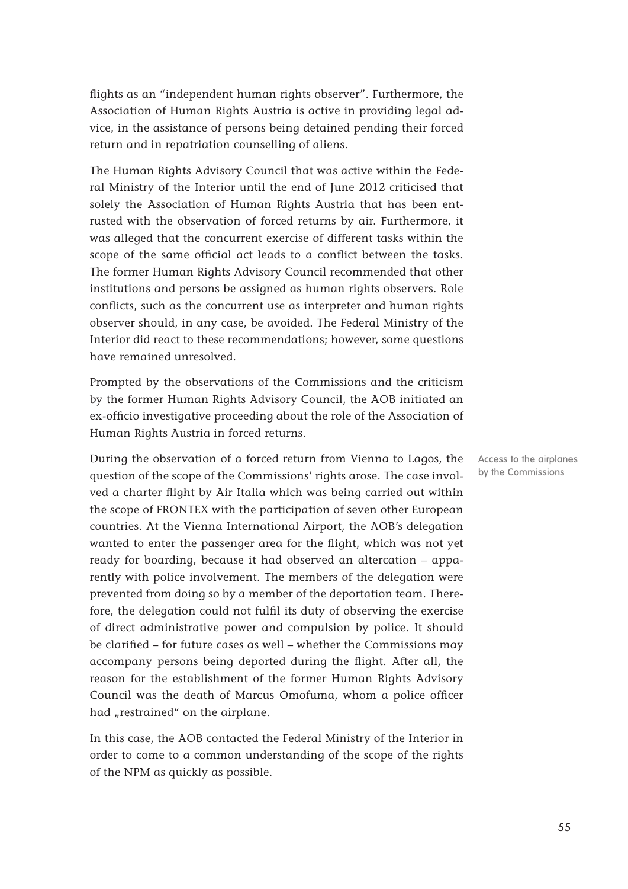flights as an "independent human rights observer". Furthermore, the Association of Human Rights Austria is active in providing legal advice, in the assistance of persons being detained pending their forced return and in repatriation counselling of aliens.

The Human Rights Advisory Council that was active within the Federal Ministry of the Interior until the end of June 2012 criticised that solely the Association of Human Rights Austria that has been entrusted with the observation of forced returns by air. Furthermore, it was alleged that the concurrent exercise of different tasks within the scope of the same official act leads to a conflict between the tasks. The former Human Rights Advisory Council recommended that other institutions and persons be assigned as human rights observers. Role conflicts, such as the concurrent use as interpreter and human rights observer should, in any case, be avoided. The Federal Ministry of the Interior did react to these recommendations; however, some questions have remained unresolved.

Prompted by the observations of the Commissions and the criticism by the former Human Rights Advisory Council, the AOB initiated an ex-officio investigative proceeding about the role of the Association of Human Rights Austria in forced returns.

Access to the airplanes by the Commissions

During the observation of a forced return from Vienna to Lagos, the question of the scope of the Commissions' rights arose. The case involved a charter flight by Air Italia which was being carried out within the scope of FRONTEX with the participation of seven other European countries. At the Vienna International Airport, the AOB's delegation wanted to enter the passenger area for the flight, which was not yet ready for boarding, because it had observed an altercation – apparently with police involvement. The members of the delegation were prevented from doing so by a member of the deportation team. Therefore, the delegation could not fulfil its duty of observing the exercise of direct administrative power and compulsion by police. It should be clarified – for future cases as well – whether the Commissions may accompany persons being deported during the flight. After all, the reason for the establishment of the former Human Rights Advisory Council was the death of Marcus Omofuma, whom a police officer had „restrained" on the airplane.

In this case, the AOB contacted the Federal Ministry of the Interior in order to come to a common understanding of the scope of the rights of the NPM as quickly as possible.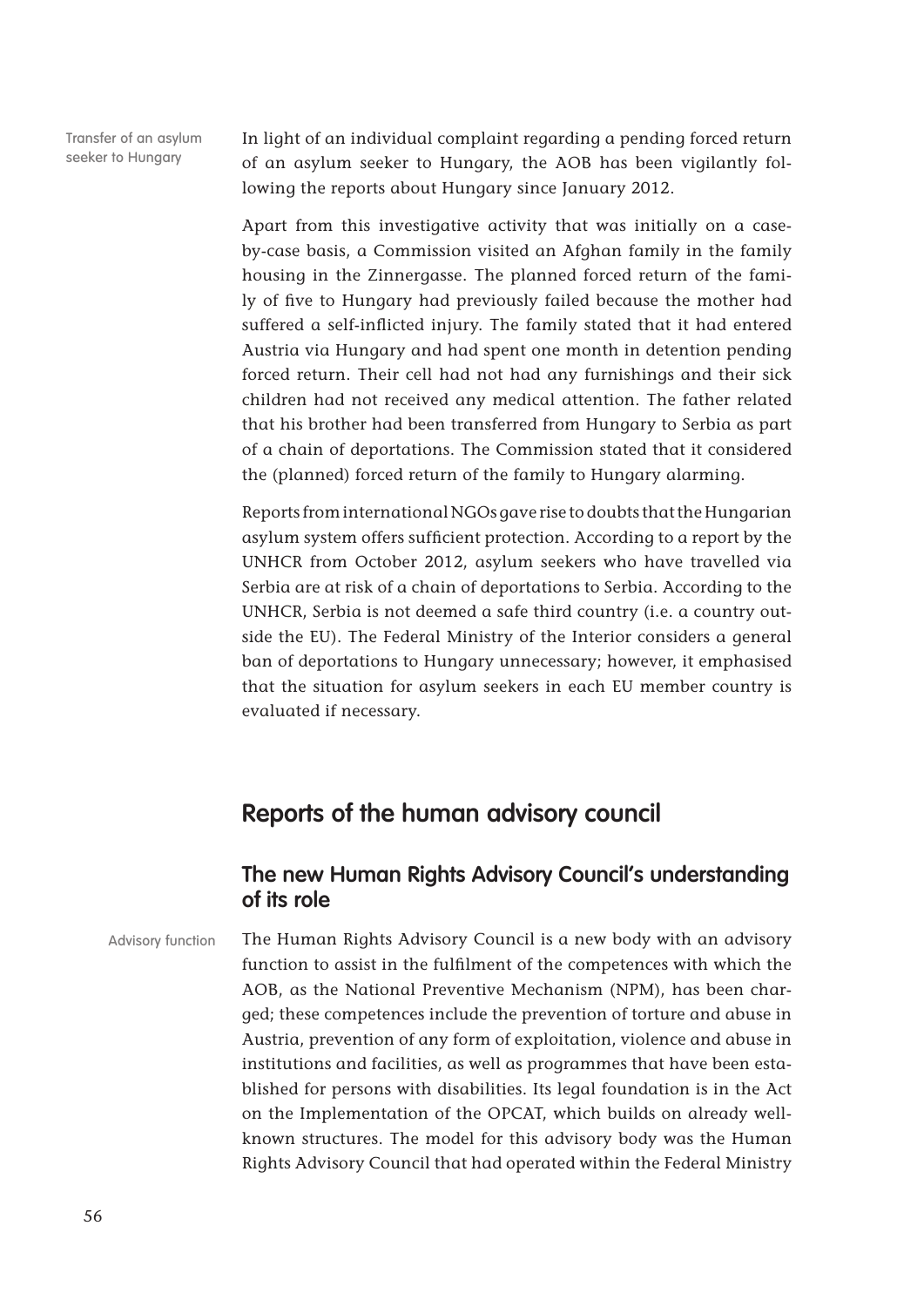Transfer of an asylum seeker to Hungary

In light of an individual complaint regarding a pending forced return of an asylum seeker to Hungary, the AOB has been vigilantly following the reports about Hungary since January 2012.

Apart from this investigative activity that was initially on a case-by-case basis, a Commission visited an Afghan family in the family housing in the Zinnergasse. The planned forced return of the family of five to Hungary had previously failed because the mother had suffered a self-inflicted injury. The family stated that it had entered Austria via Hungary and had spent one month in detention pending forced return. Their cell had not had any furnishings and their sick children had not received any medical attention. The father related that his brother had been transferred from Hungary to Serbia as part of a chain of deportations. The Commission stated that it considered the (planned) forced return of the family to Hungary alarming.

Reports from international NGOs gave rise to doubts that the Hungarian asylum system offers sufficient protection. According to a report by the UNHCR from October 2012, asylum seekers who have travelled via Serbia are at risk of a chain of deportations to Serbia. According to the UNHCR, Serbia is not deemed a safe third country (i.e. a country outside the EU). The Federal Ministry of the Interior considers a general ban of deportations to Hungary unnecessary; however, it emphasised that the situation for asylum seekers in each EU member country is evaluated if necessary.

## Reports of the human advisory council

### The new Human Rights Advisory Council's understanding of its role

Advisory function

The Human Rights Advisory Council is a new body with an advisory function to assist in the fulfilment of the competences with which the AOB, as the National Preventive Mechanism (NPM), has been charged; these competences include the prevention of torture and abuse in Austria, prevention of any form of exploitation, violence and abuse in institutions and facilities, as well as programmes that have been established for persons with disabilities. Its legal foundation is in the Act on the Implementation of the OPCAT, which builds on already well-known structures. The model for this advisory body was the Human Rights Advisory Council that had operated within the Federal Ministry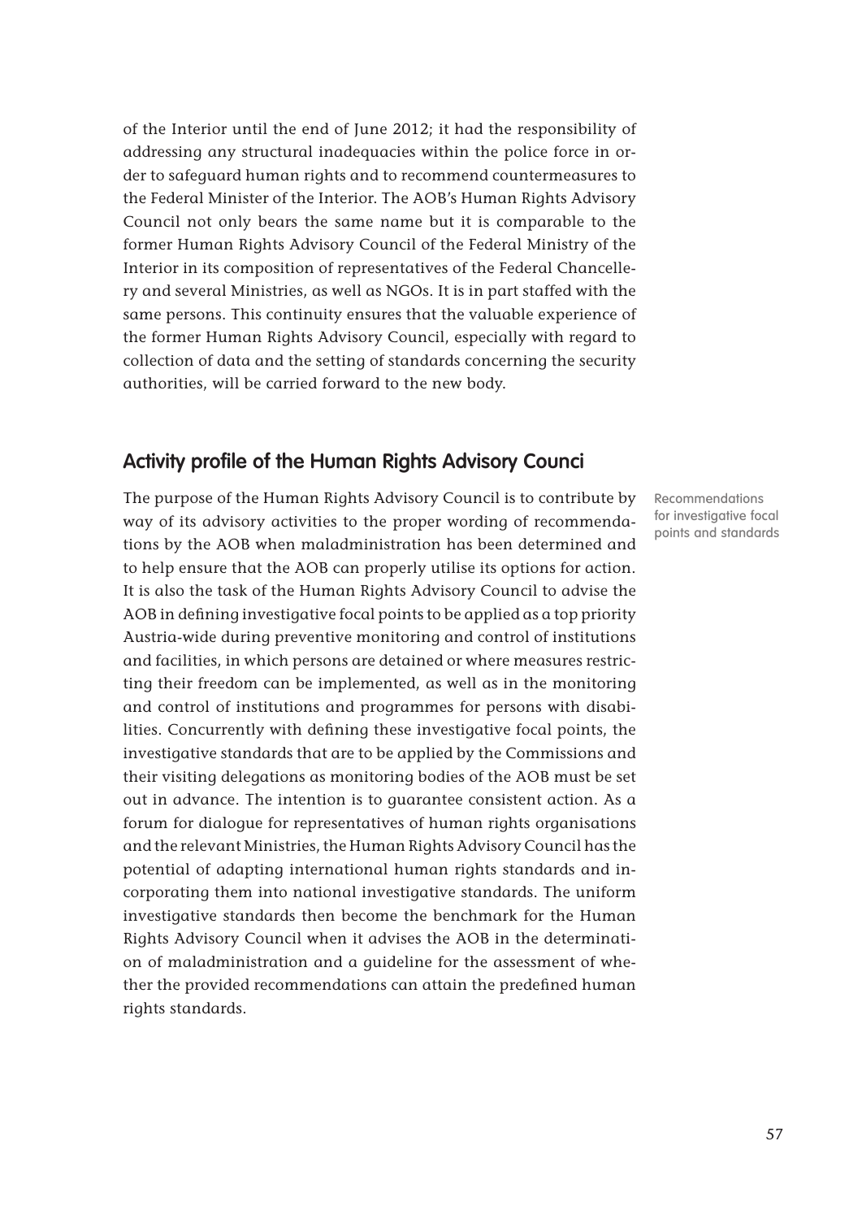of the Interior until the end of June 2012; it had the responsibility of addressing any structural inadequacies within the police force in order to safeguard human rights and to recommend countermeasures to the Federal Minister of the Interior. The AOB's Human Rights Advisory Council not only bears the same name but it is comparable to the former Human Rights Advisory Council of the Federal Ministry of the Interior in its composition of representatives of the Federal Chancellery and several Ministries, as well as NGOs. It is in part staffed with the same persons. This continuity ensures that the valuable experience of the former Human Rights Advisory Council, especially with regard to collection of data and the setting of standards concerning the security authorities, will be carried forward to the new body.

## Activity profile of the Human Rights Advisory Counci

Recommendations for investigative focal points and standards

The purpose of the Human Rights Advisory Council is to contribute by way of its advisory activities to the proper wording of recommendations by the AOB when maladministration has been determined and to help ensure that the AOB can properly utilise its options for action. It is also the task of the Human Rights Advisory Council to advise the AOB in defining investigative focal points to be applied as a top priority Austria-wide during preventive monitoring and control of institutions and facilities, in which persons are detained or where measures restricting their freedom can be implemented, as well as in the monitoring and control of institutions and programmes for persons with disabilities. Concurrently with defining these investigative focal points, the investigative standards that are to be applied by the Commissions and their visiting delegations as monitoring bodies of the AOB must be set out in advance. The intention is to guarantee consistent action. As a forum for dialogue for representatives of human rights organisations and the relevant Ministries, the Human Rights Advisory Council has the potential of adapting international human rights standards and incorporating them into national investigative standards. The uniform investigative standards then become the benchmark for the Human Rights Advisory Council when it advises the AOB in the determination of maladministration and a guideline for the assessment of whether the provided recommendations can attain the predefined human rights standards.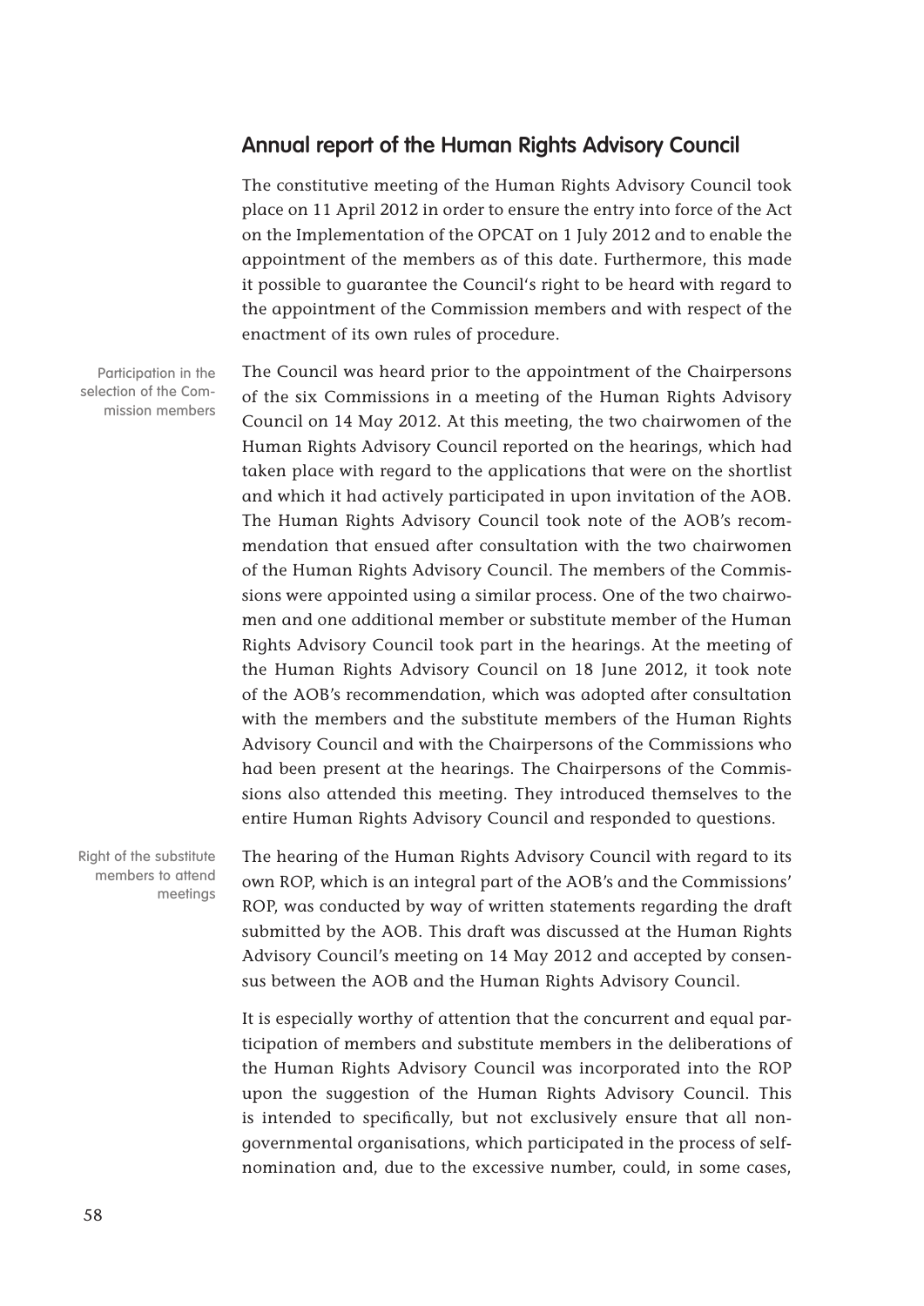## Annual report of the Human Rights Advisory Council

The constitutive meeting of the Human Rights Advisory Council took place on 11 April 2012 in order to ensure the entry into force of the Act on the Implementation of the OPCAT on 1 July 2012 and to enable the appointment of the members as of this date. Furthermore, this made it possible to guarantee the Council's right to be heard with regard to the appointment of the Commission members and with respect of the enactment of its own rules of procedure.

*Participation in the selection of the Commission members*

The Council was heard prior to the appointment of the Chairpersons of the six Commissions in a meeting of the Human Rights Advisory Council on 14 May 2012. At this meeting, the two chairwomen of the Human Rights Advisory Council reported on the hearings, which had taken place with regard to the applications that were on the shortlist and which it had actively participated in upon invitation of the AOB. The Human Rights Advisory Council took note of the AOB's recommendation that ensued after consultation with the two chairwomen of the Human Rights Advisory Council. The members of the Commissions were appointed using a similar process. One of the two chairwomen and one additional member or substitute member of the Human Rights Advisory Council took part in the hearings. At the meeting of the Human Rights Advisory Council on 18 June 2012, it took note of the AOB's recommendation, which was adopted after consultation with the members and the substitute members of the Human Rights Advisory Council and with the Chairpersons of the Commissions who had been present at the hearings. The Chairpersons of the Commissions also attended this meeting. They introduced themselves to the entire Human Rights Advisory Council and responded to questions.

*Right of the substitute members to attend meetings*

The hearing of the Human Rights Advisory Council with regard to its own ROP, which is an integral part of the AOB's and the Commissions' ROP, was conducted by way of written statements regarding the draft submitted by the AOB. This draft was discussed at the Human Rights Advisory Council's meeting on 14 May 2012 and accepted by consensus between the AOB and the Human Rights Advisory Council.

It is especially worthy of attention that the concurrent and equal participation of members and substitute members in the deliberations of the Human Rights Advisory Council was incorporated into the ROP upon the suggestion of the Human Rights Advisory Council. This is intended to specifically, but not exclusively ensure that all non-governmental organisations, which participated in the process of self-nomination and, due to the excessive number, could, in some cases,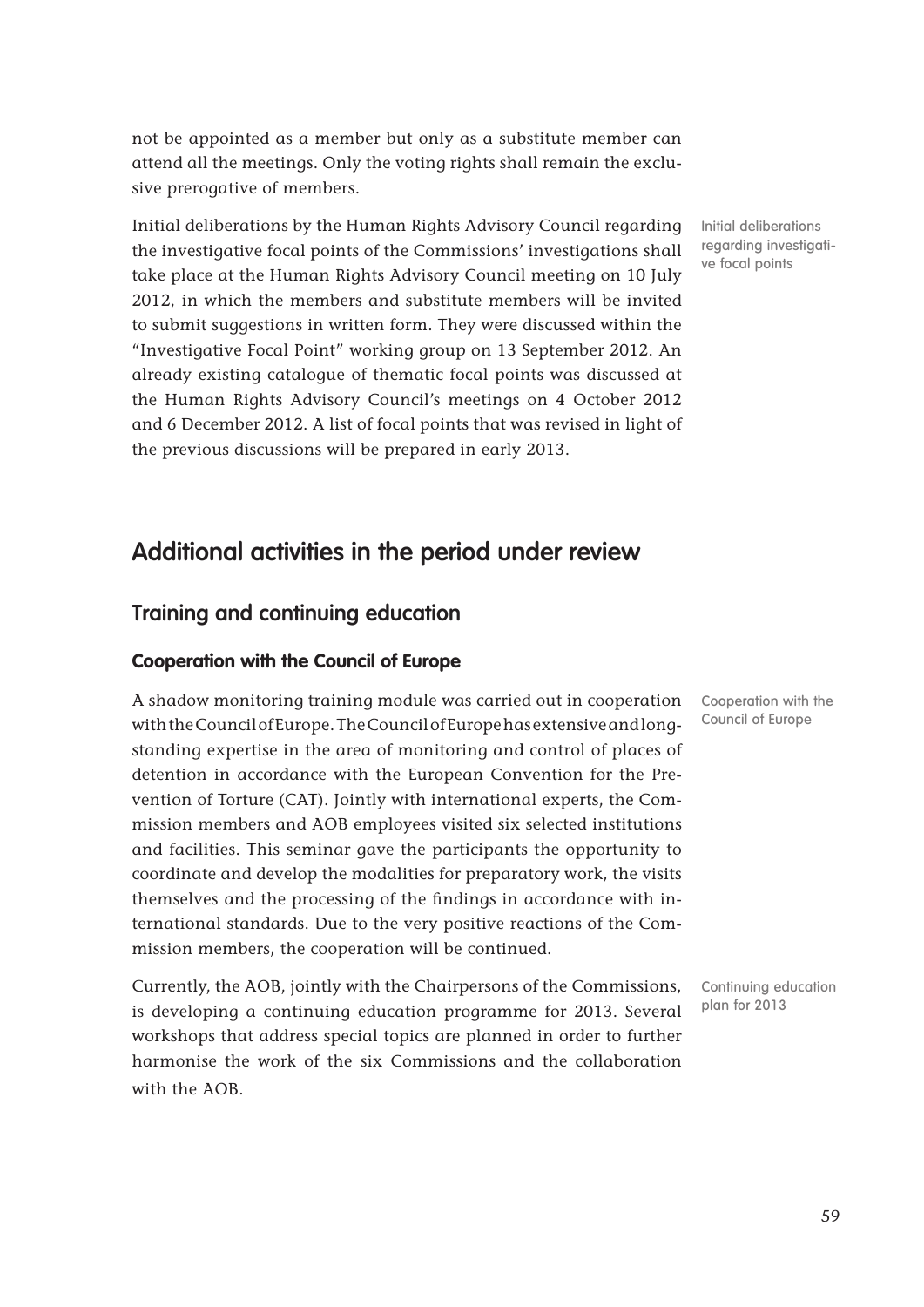not be appointed as a member but only as a substitute member can attend all the meetings. Only the voting rights shall remain the exclusive prerogative of members.

Initial deliberations regarding investigative focal points

Initial deliberations by the Human Rights Advisory Council regarding the investigative focal points of the Commissions' investigations shall take place at the Human Rights Advisory Council meeting on 10 July 2012, in which the members and substitute members will be invited to submit suggestions in written form. They were discussed within the "Investigative Focal Point" working group on 13 September 2012. An already existing catalogue of thematic focal points was discussed at the Human Rights Advisory Council's meetings on 4 October 2012 and 6 December 2012. A list of focal points that was revised in light of the previous discussions will be prepared in early 2013.

## Additional activities in the period under review

### Training and continuing education

#### Cooperation with the Council of Europe

Cooperation with the Council of Europe

A shadow monitoring training module was carried out in cooperation with the Council of Europe. The Council of Europe has extensive and longstanding expertise in the area of monitoring and control of places of detention in accordance with the European Convention for the Prevention of Torture (CAT). Jointly with international experts, the Commission members and AOB employees visited six selected institutions and facilities. This seminar gave the participants the opportunity to coordinate and develop the modalities for preparatory work, the visits themselves and the processing of the findings in accordance with international standards. Due to the very positive reactions of the Commission members, the cooperation will be continued.

Continuing education plan for 2013

Currently, the AOB, jointly with the Chairpersons of the Commissions, is developing a continuing education programme for 2013. Several workshops that address special topics are planned in order to further harmonise the work of the six Commissions and the collaboration with the AOB.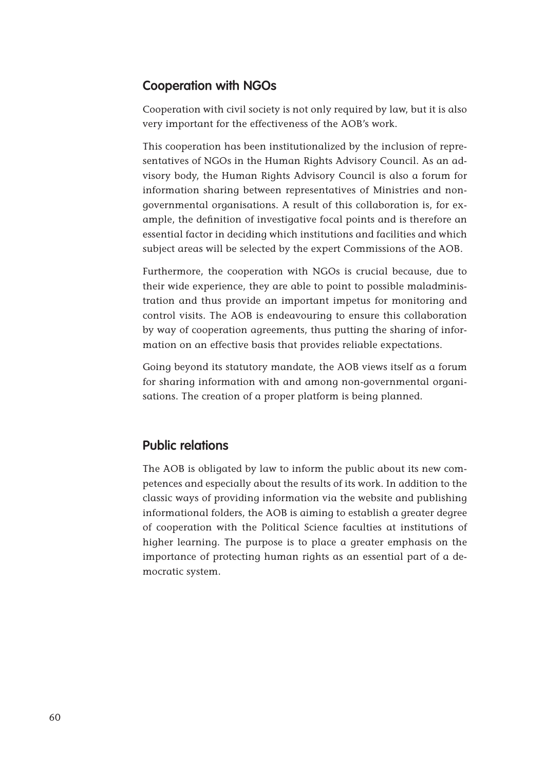## Cooperation with NGOs

Cooperation with civil society is not only required by law, but it is also very important for the effectiveness of the AOB's work.

This cooperation has been institutionalized by the inclusion of representatives of NGOs in the Human Rights Advisory Council. As an advisory body, the Human Rights Advisory Council is also a forum for information sharing between representatives of Ministries and non-governmental organisations. A result of this collaboration is, for example, the definition of investigative focal points and is therefore an essential factor in deciding which institutions and facilities and which subject areas will be selected by the expert Commissions of the AOB.

Furthermore, the cooperation with NGOs is crucial because, due to their wide experience, they are able to point to possible maladministration and thus provide an important impetus for monitoring and control visits. The AOB is endeavouring to ensure this collaboration by way of cooperation agreements, thus putting the sharing of information on an effective basis that provides reliable expectations.

Going beyond its statutory mandate, the AOB views itself as a forum for sharing information with and among non-governmental organisations. The creation of a proper platform is being planned.

## Public relations

The AOB is obligated by law to inform the public about its new competences and especially about the results of its work. In addition to the classic ways of providing information via the website and publishing informational folders, the AOB is aiming to establish a greater degree of cooperation with the Political Science faculties at institutions of higher learning. The purpose is to place a greater emphasis on the importance of protecting human rights as an essential part of a democratic system.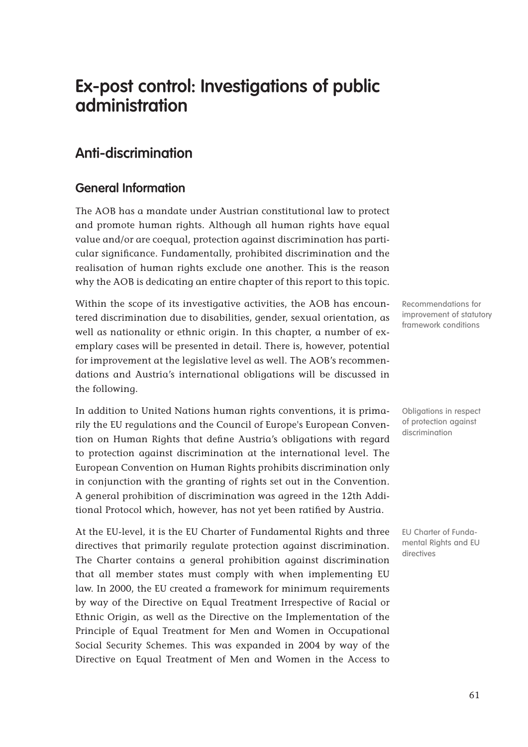# Ex-post control: Investigations of public administration

## Anti-discrimination

### General Information

The AOB has a mandate under Austrian constitutional law to protect and promote human rights. Although all human rights have equal value and/or are coequal, protection against discrimination has particular significance. Fundamentally, prohibited discrimination and the realisation of human rights exclude one another. This is the reason why the AOB is dedicating an entire chapter of this report to this topic.

Recommendations for improvement of statutory framework conditions

Within the scope of its investigative activities, the AOB has encountered discrimination due to disabilities, gender, sexual orientation, as well as nationality or ethnic origin. In this chapter, a number of exemplary cases will be presented in detail. There is, however, potential for improvement at the legislative level as well. The AOB's recommendations and Austria's international obligations will be discussed in the following.

Obligations in respect of protection against discrimination

In addition to United Nations human rights conventions, it is primarily the EU regulations and the Council of Europe's European Convention on Human Rights that define Austria's obligations with regard to protection against discrimination at the international level. The European Convention on Human Rights prohibits discrimination only in conjunction with the granting of rights set out in the Convention. A general prohibition of discrimination was agreed in the 12th Additional Protocol which, however, has not yet been ratified by Austria.

EU Charter of Fundamental Rights and EU directives

At the EU-level, it is the EU Charter of Fundamental Rights and three directives that primarily regulate protection against discrimination. The Charter contains a general prohibition against discrimination that all member states must comply with when implementing EU law. In 2000, the EU created a framework for minimum requirements by way of the Directive on Equal Treatment Irrespective of Racial or Ethnic Origin, as well as the Directive on the Implementation of the Principle of Equal Treatment for Men and Women in Occupational Social Security Schemes. This was expanded in 2004 by way of the Directive on Equal Treatment of Men and Women in the Access to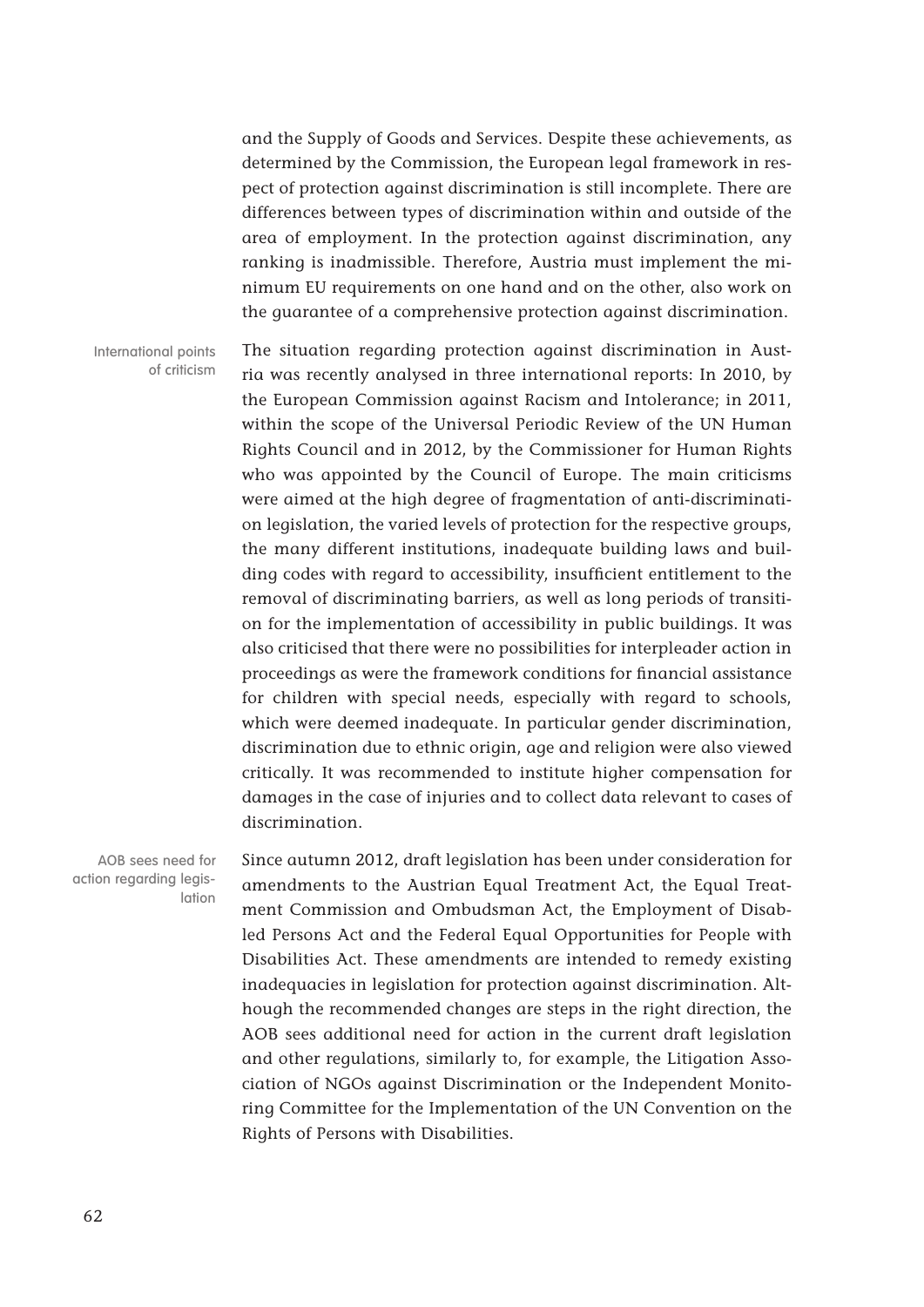and the Supply of Goods and Services. Despite these achievements, as determined by the Commission, the European legal framework in respect of protection against discrimination is still incomplete. There are differences between types of discrimination within and outside of the area of employment. In the protection against discrimination, any ranking is inadmissible. Therefore, Austria must implement the minimum EU requirements on one hand and on the other, also work on the guarantee of a comprehensive protection against discrimination.

International points of criticism

The situation regarding protection against discrimination in Austria was recently analysed in three international reports: In 2010, by the European Commission against Racism and Intolerance; in 2011, within the scope of the Universal Periodic Review of the UN Human Rights Council and in 2012, by the Commissioner for Human Rights who was appointed by the Council of Europe. The main criticisms were aimed at the high degree of fragmentation of anti-discrimination legislation, the varied levels of protection for the respective groups, the many different institutions, inadequate building laws and building codes with regard to accessibility, insufficient entitlement to the removal of discriminating barriers, as well as long periods of transition for the implementation of accessibility in public buildings. It was also criticised that there were no possibilities for interpleader action in proceedings as were the framework conditions for financial assistance for children with special needs, especially with regard to schools, which were deemed inadequate. In particular gender discrimination, discrimination due to ethnic origin, age and religion were also viewed critically. It was recommended to institute higher compensation for damages in the case of injuries and to collect data relevant to cases of discrimination.

AOB sees need for action regarding legislation

Since autumn 2012, draft legislation has been under consideration for amendments to the Austrian Equal Treatment Act, the Equal Treatment Commission and Ombudsman Act, the Employment of Disabled Persons Act and the Federal Equal Opportunities for People with Disabilities Act. These amendments are intended to remedy existing inadequacies in legislation for protection against discrimination. Although the recommended changes are steps in the right direction, the AOB sees additional need for action in the current draft legislation and other regulations, similarly to, for example, the Litigation Association of NGOs against Discrimination or the Independent Monitoring Committee for the Implementation of the UN Convention on the Rights of Persons with Disabilities.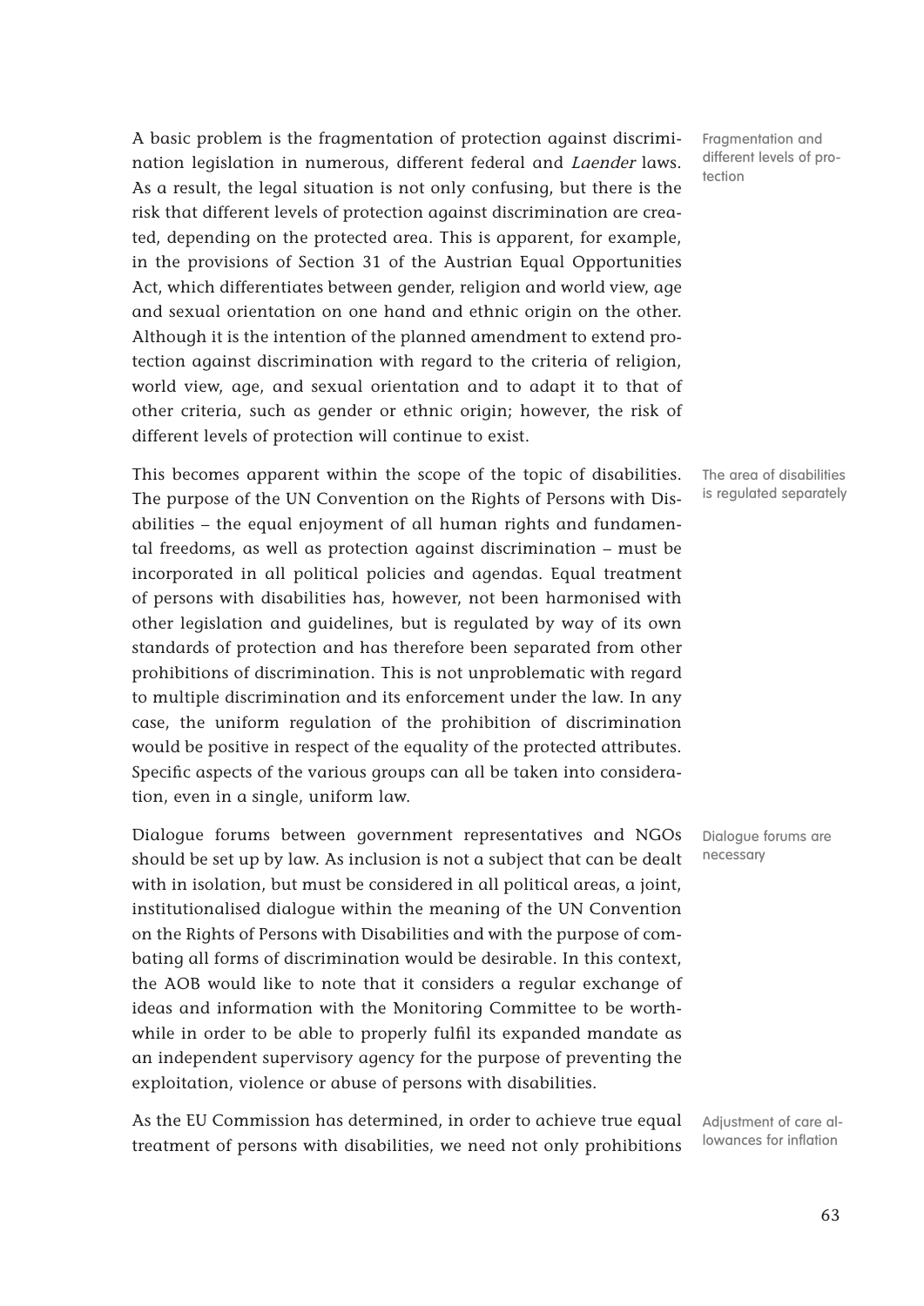A basic problem is the fragmentation of protection against discrimination legislation in numerous, different federal and *Laender* laws. As a result, the legal situation is not only confusing, but there is the risk that different levels of protection against discrimination are created, depending on the protected area. This is apparent, for example, in the provisions of Section 31 of the Austrian Equal Opportunities Act, which differentiates between gender, religion and world view, age and sexual orientation on one hand and ethnic origin on the other. Although it is the intention of the planned amendment to extend protection against discrimination with regard to the criteria of religion, world view, age, and sexual orientation and to adapt it to that of other criteria, such as gender or ethnic origin; however, the risk of different levels of protection will continue to exist.

Fragmentation and different levels of protection

This becomes apparent within the scope of the topic of disabilities. The purpose of the UN Convention on the Rights of Persons with Disabilities – the equal enjoyment of all human rights and fundamental freedoms, as well as protection against discrimination – must be incorporated in all political policies and agendas. Equal treatment of persons with disabilities has, however, not been harmonised with other legislation and guidelines, but is regulated by way of its own standards of protection and has therefore been separated from other prohibitions of discrimination. This is not unproblematic with regard to multiple discrimination and its enforcement under the law. In any case, the uniform regulation of the prohibition of discrimination would be positive in respect of the equality of the protected attributes. Specific aspects of the various groups can all be taken into consideration, even in a single, uniform law.

The area of disabilities is regulated separately

Dialogue forums between government representatives and NGOs should be set up by law. As inclusion is not a subject that can be dealt with in isolation, but must be considered in all political areas, a joint, institutionalised dialogue within the meaning of the UN Convention on the Rights of Persons with Disabilities and with the purpose of combating all forms of discrimination would be desirable. In this context, the AOB would like to note that it considers a regular exchange of ideas and information with the Monitoring Committee to be worthwhile in order to be able to properly fulfil its expanded mandate as an independent supervisory agency for the purpose of preventing the exploitation, violence or abuse of persons with disabilities.

Dialogue forums are necessary

As the EU Commission has determined, in order to achieve true equal treatment of persons with disabilities, we need not only prohibitions

Adjustment of care allowances for inflation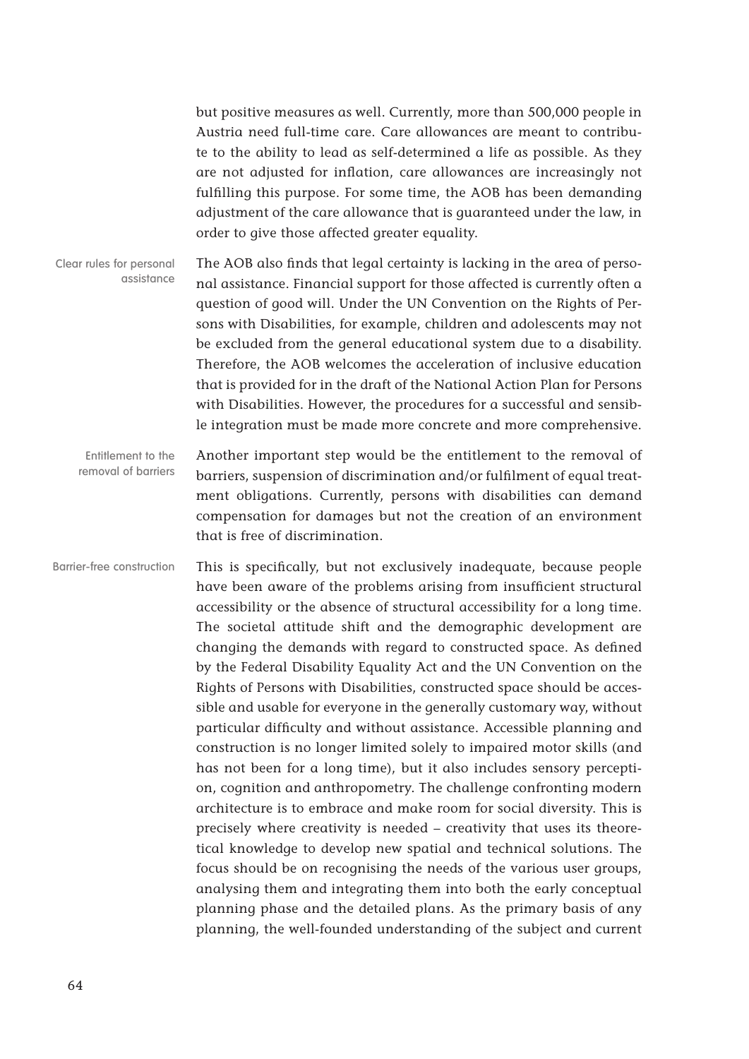but positive measures as well. Currently, more than 500,000 people in Austria need full-time care. Care allowances are meant to contribute to the ability to lead as self-determined a life as possible. As they are not adjusted for inflation, care allowances are increasingly not fulfilling this purpose. For some time, the AOB has been demanding adjustment of the care allowance that is guaranteed under the law, in order to give those affected greater equality.

Clear rules for personal assistance

The AOB also finds that legal certainty is lacking in the area of personal assistance. Financial support for those affected is currently often a question of good will. Under the UN Convention on the Rights of Persons with Disabilities, for example, children and adolescents may not be excluded from the general educational system due to a disability. Therefore, the AOB welcomes the acceleration of inclusive education that is provided for in the draft of the National Action Plan for Persons with Disabilities. However, the procedures for a successful and sensible integration must be made more concrete and more comprehensive.

Entitlement to the removal of barriers

Another important step would be the entitlement to the removal of barriers, suspension of discrimination and/or fulfilment of equal treatment obligations. Currently, persons with disabilities can demand compensation for damages but not the creation of an environment that is free of discrimination.

Barrier-free construction

This is specifically, but not exclusively inadequate, because people have been aware of the problems arising from insufficient structural accessibility or the absence of structural accessibility for a long time. The societal attitude shift and the demographic development are changing the demands with regard to constructed space. As defined by the Federal Disability Equality Act and the UN Convention on the Rights of Persons with Disabilities, constructed space should be accessible and usable for everyone in the generally customary way, without particular difficulty and without assistance. Accessible planning and construction is no longer limited solely to impaired motor skills (and has not been for a long time), but it also includes sensory perception, cognition and anthropometry. The challenge confronting modern architecture is to embrace and make room for social diversity. This is precisely where creativity is needed – creativity that uses its theoretical knowledge to develop new spatial and technical solutions. The focus should be on recognising the needs of the various user groups, analysing them and integrating them into both the early conceptual planning phase and the detailed plans. As the primary basis of any planning, the well-founded understanding of the subject and current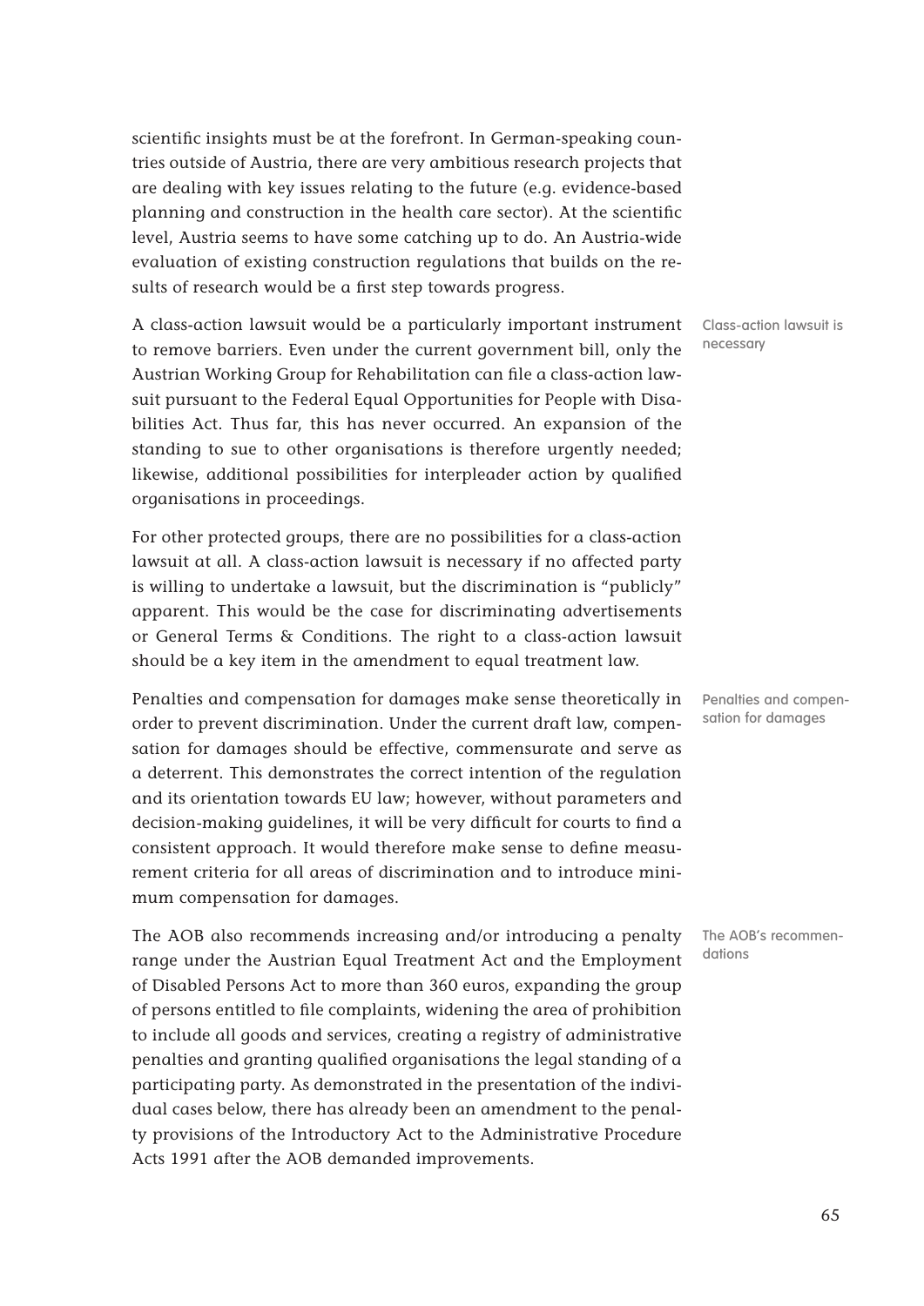scientific insights must be at the forefront. In German-speaking countries outside of Austria, there are very ambitious research projects that are dealing with key issues relating to the future (e.g. evidence-based planning and construction in the health care sector). At the scientific level, Austria seems to have some catching up to do. An Austria-wide evaluation of existing construction regulations that builds on the results of research would be a first step towards progress.

Class-action lawsuit is necessary

A class-action lawsuit would be a particularly important instrument to remove barriers. Even under the current government bill, only the Austrian Working Group for Rehabilitation can file a class-action lawsuit pursuant to the Federal Equal Opportunities for People with Disabilities Act. Thus far, this has never occurred. An expansion of the standing to sue to other organisations is therefore urgently needed; likewise, additional possibilities for interpleader action by qualified organisations in proceedings.

For other protected groups, there are no possibilities for a class-action lawsuit at all. A class-action lawsuit is necessary if no affected party is willing to undertake a lawsuit, but the discrimination is "publicly" apparent. This would be the case for discriminating advertisements or General Terms & Conditions. The right to a class-action lawsuit should be a key item in the amendment to equal treatment law.

Penalties and compensation for damages

Penalties and compensation for damages make sense theoretically in order to prevent discrimination. Under the current draft law, compensation for damages should be effective, commensurate and serve as a deterrent. This demonstrates the correct intention of the regulation and its orientation towards EU law; however, without parameters and decision-making guidelines, it will be very difficult for courts to find a consistent approach. It would therefore make sense to define measurement criteria for all areas of discrimination and to introduce minimum compensation for damages.

The AOB's recommendations

The AOB also recommends increasing and/or introducing a penalty range under the Austrian Equal Treatment Act and the Employment of Disabled Persons Act to more than 360 euros, expanding the group of persons entitled to file complaints, widening the area of prohibition to include all goods and services, creating a registry of administrative penalties and granting qualified organisations the legal standing of a participating party. As demonstrated in the presentation of the individual cases below, there has already been an amendment to the penalty provisions of the Introductory Act to the Administrative Procedure Acts 1991 after the AOB demanded improvements.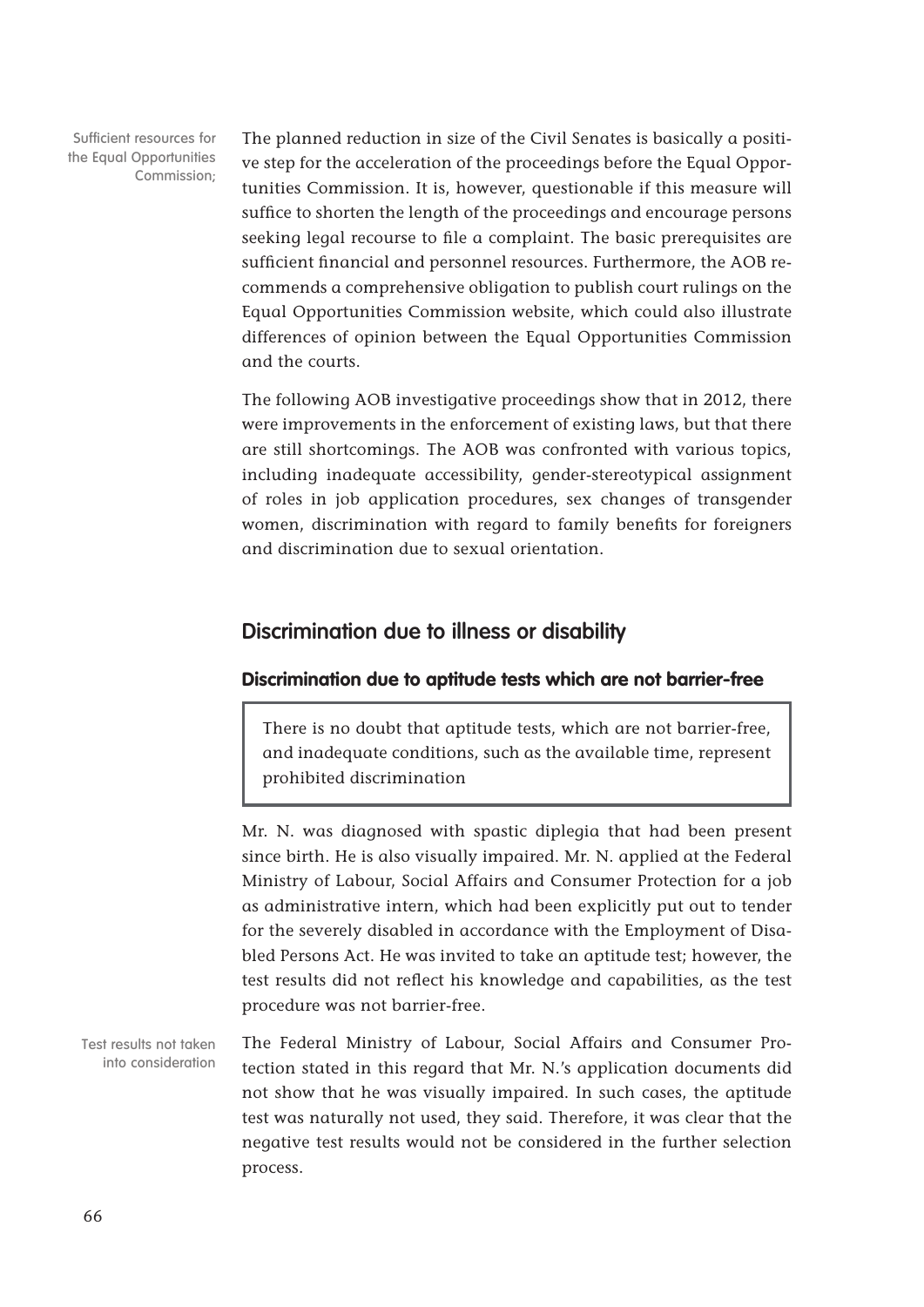Sufficient resources for the Equal Opportunities Commission;

The planned reduction in size of the Civil Senates is basically a positive step for the acceleration of the proceedings before the Equal Opportunities Commission. It is, however, questionable if this measure will suffice to shorten the length of the proceedings and encourage persons seeking legal recourse to file a complaint. The basic prerequisites are sufficient financial and personnel resources. Furthermore, the AOB recommends a comprehensive obligation to publish court rulings on the Equal Opportunities Commission website, which could also illustrate differences of opinion between the Equal Opportunities Commission and the courts.

The following AOB investigative proceedings show that in 2012, there were improvements in the enforcement of existing laws, but that there are still shortcomings. The AOB was confronted with various topics, including inadequate accessibility, gender-stereotypical assignment of roles in job application procedures, sex changes of transgender women, discrimination with regard to family benefits for foreigners and discrimination due to sexual orientation.

## Discrimination due to illness or disability

### Discrimination due to aptitude tests which are not barrier-free

> There is no doubt that aptitude tests, which are not barrier-free, and inadequate conditions, such as the available time, represent prohibited discrimination

Mr. N. was diagnosed with spastic diplegia that had been present since birth. He is also visually impaired. Mr. N. applied at the Federal Ministry of Labour, Social Affairs and Consumer Protection for a job as administrative intern, which had been explicitly put out to tender for the severely disabled in accordance with the Employment of Disabled Persons Act. He was invited to take an aptitude test; however, the test results did not reflect his knowledge and capabilities, as the test procedure was not barrier-free.

Test results not taken into consideration

The Federal Ministry of Labour, Social Affairs and Consumer Protection stated in this regard that Mr. N.'s application documents did not show that he was visually impaired. In such cases, the aptitude test was naturally not used, they said. Therefore, it was clear that the negative test results would not be considered in the further selection process.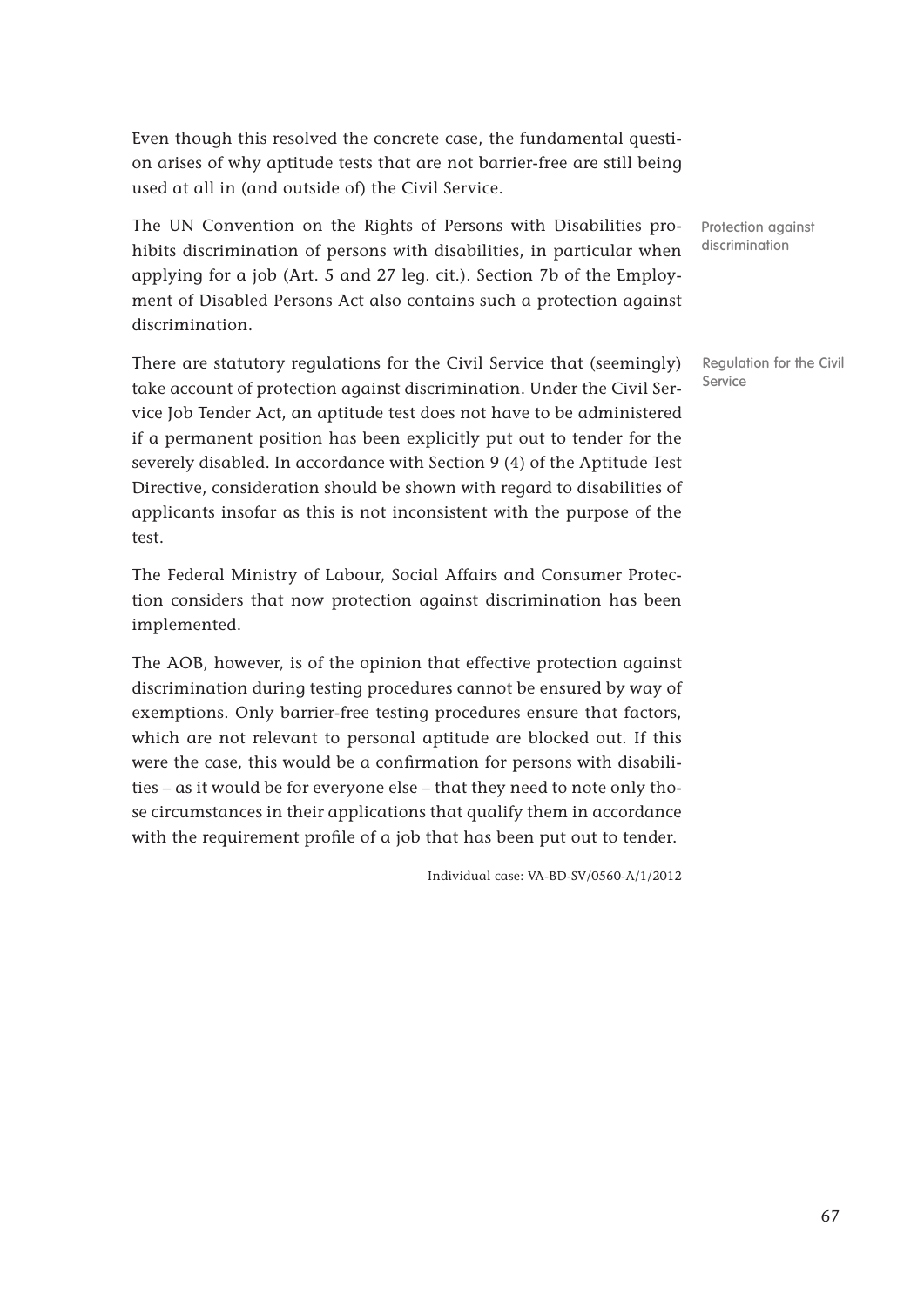Even though this resolved the concrete case, the fundamental question arises of why aptitude tests that are not barrier-free are still being used at all in (and outside of) the Civil Service.

Protection against discrimination

The UN Convention on the Rights of Persons with Disabilities prohibits discrimination of persons with disabilities, in particular when applying for a job (Art. 5 and 27 leg. cit.). Section 7b of the Employment of Disabled Persons Act also contains such a protection against discrimination.

Regulation for the Civil Service

There are statutory regulations for the Civil Service that (seemingly) take account of protection against discrimination. Under the Civil Service Job Tender Act, an aptitude test does not have to be administered if a permanent position has been explicitly put out to tender for the severely disabled. In accordance with Section 9 (4) of the Aptitude Test Directive, consideration should be shown with regard to disabilities of applicants insofar as this is not inconsistent with the purpose of the test.

The Federal Ministry of Labour, Social Affairs and Consumer Protection considers that now protection against discrimination has been implemented.

The AOB, however, is of the opinion that effective protection against discrimination during testing procedures cannot be ensured by way of exemptions. Only barrier-free testing procedures ensure that factors, which are not relevant to personal aptitude are blocked out. If this were the case, this would be a confirmation for persons with disabilities – as it would be for everyone else – that they need to note only those circumstances in their applications that qualify them in accordance with the requirement profile of a job that has been put out to tender.

Individual case: VA-BD-SV/0560-A/1/2012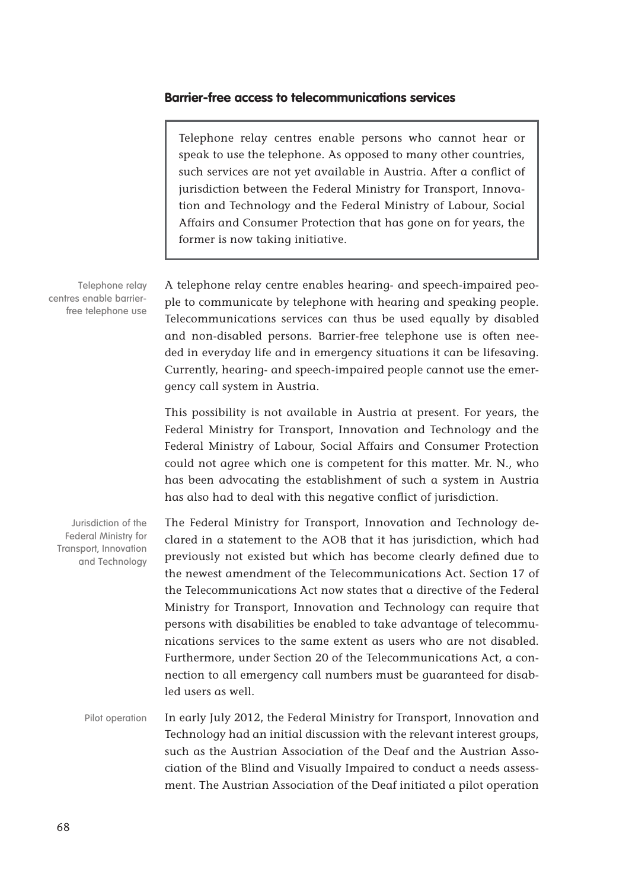### Barrier-free access to telecommunications services

> Telephone relay centres enable persons who cannot hear or speak to use the telephone. As opposed to many other countries, such services are not yet available in Austria. After a conflict of jurisdiction between the Federal Ministry for Transport, Innovation and Technology and the Federal Ministry of Labour, Social Affairs and Consumer Protection that has gone on for years, the former is now taking initiative.

Telephone relay centres enable barrier-free telephone use

A telephone relay centre enables hearing- and speech-impaired people to communicate by telephone with hearing and speaking people. Telecommunications services can thus be used equally by disabled and non-disabled persons. Barrier-free telephone use is often needed in everyday life and in emergency situations it can be lifesaving. Currently, hearing- and speech-impaired people cannot use the emergency call system in Austria.

This possibility is not available in Austria at present. For years, the Federal Ministry for Transport, Innovation and Technology and the Federal Ministry of Labour, Social Affairs and Consumer Protection could not agree which one is competent for this matter. Mr. N., who has been advocating the establishment of such a system in Austria has also had to deal with this negative conflict of jurisdiction.

Jurisdiction of the Federal Ministry for Transport, Innovation and Technology

The Federal Ministry for Transport, Innovation and Technology declared in a statement to the AOB that it has jurisdiction, which had previously not existed but which has become clearly defined due to the newest amendment of the Telecommunications Act. Section 17 of the Telecommunications Act now states that a directive of the Federal Ministry for Transport, Innovation and Technology can require that persons with disabilities be enabled to take advantage of telecommunications services to the same extent as users who are not disabled. Furthermore, under Section 20 of the Telecommunications Act, a connection to all emergency call numbers must be guaranteed for disabled users as well.

Pilot operation

In early July 2012, the Federal Ministry for Transport, Innovation and Technology had an initial discussion with the relevant interest groups, such as the Austrian Association of the Deaf and the Austrian Association of the Blind and Visually Impaired to conduct a needs assessment. The Austrian Association of the Deaf initiated a pilot operation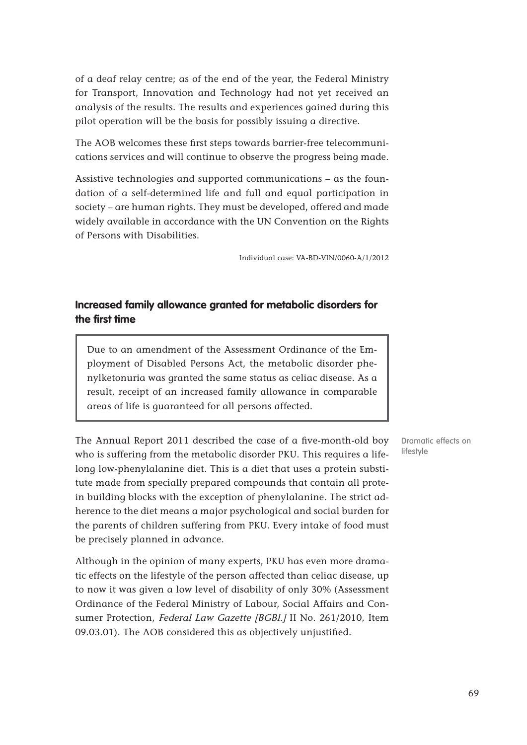of a deaf relay centre; as of the end of the year, the Federal Ministry for Transport, Innovation and Technology had not yet received an analysis of the results. The results and experiences gained during this pilot operation will be the basis for possibly issuing a directive.

The AOB welcomes these first steps towards barrier-free telecommunications services and will continue to observe the progress being made.

Assistive technologies and supported communications – as the foundation of a self-determined life and full and equal participation in society – are human rights. They must be developed, offered and made widely available in accordance with the UN Convention on the Rights of Persons with Disabilities.

Individual case: VA-BD-VIN/0060-A/1/2012

## Increased family allowance granted for metabolic disorders for the first time

> Due to an amendment of the Assessment Ordinance of the Employment of Disabled Persons Act, the metabolic disorder phenylketonuria was granted the same status as celiac disease. As a result, receipt of an increased family allowance in comparable areas of life is guaranteed for all persons affected.

Dramatic effects on lifestyle

The Annual Report 2011 described the case of a five-month-old boy who is suffering from the metabolic disorder PKU. This requires a lifelong low-phenylalanine diet. This is a diet that uses a protein substitute made from specially prepared compounds that contain all protein building blocks with the exception of phenylalanine. The strict adherence to the diet means a major psychological and social burden for the parents of children suffering from PKU. Every intake of food must be precisely planned in advance.

Although in the opinion of many experts, PKU has even more dramatic effects on the lifestyle of the person affected than celiac disease, up to now it was given a low level of disability of only 30% (Assessment Ordinance of the Federal Ministry of Labour, Social Affairs and Consumer Protection, *Federal Law Gazette [BGBl.]* II No. 261/2010, Item 09.03.01). The AOB considered this as objectively unjustified.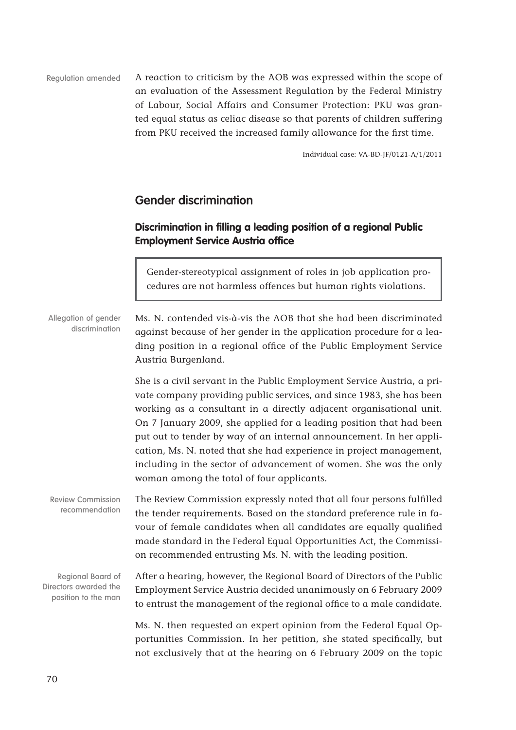Regulation amended

A reaction to criticism by the AOB was expressed within the scope of an evaluation of the Assessment Regulation by the Federal Ministry of Labour, Social Affairs and Consumer Protection: PKU was granted equal status as celiac disease so that parents of children suffering from PKU received the increased family allowance for the first time.

Individual case: VA-BD-JF/0121-A/1/2011

## Gender discrimination

### Discrimination in filling a leading position of a regional Public Employment Service Austria office

> Gender-stereotypical assignment of roles in job application procedures are not harmless offences but human rights violations.

Allegation of gender discrimination

Ms. N. contended vis-à-vis the AOB that she had been discriminated against because of her gender in the application procedure for a leading position in a regional office of the Public Employment Service Austria Burgenland.

She is a civil servant in the Public Employment Service Austria, a private company providing public services, and since 1983, she has been working as a consultant in a directly adjacent organisational unit. On 7 January 2009, she applied for a leading position that had been put out to tender by way of an internal announcement. In her application, Ms. N. noted that she had experience in project management, including in the sector of advancement of women. She was the only woman among the total of four applicants.

Review Commission recommendation

The Review Commission expressly noted that all four persons fulfilled the tender requirements. Based on the standard preference rule in favour of female candidates when all candidates are equally qualified made standard in the Federal Equal Opportunities Act, the Commission recommended entrusting Ms. N. with the leading position.

Regional Board of Directors awarded the position to the man

After a hearing, however, the Regional Board of Directors of the Public Employment Service Austria decided unanimously on 6 February 2009 to entrust the management of the regional office to a male candidate.

Ms. N. then requested an expert opinion from the Federal Equal Opportunities Commission. In her petition, she stated specifically, but not exclusively that at the hearing on 6 February 2009 on the topic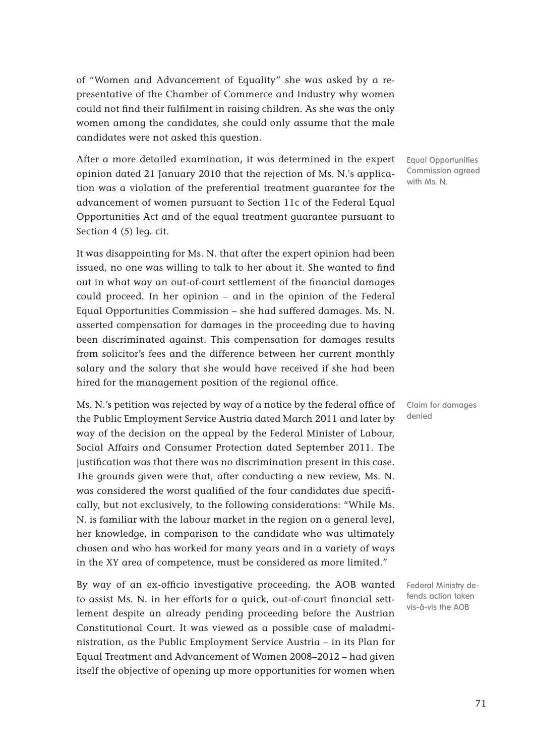of "Women and Advancement of Equality" she was asked by a representative of the Chamber of Commerce and Industry why women could not find their fulfilment in raising children. As she was the only women among the candidates, she could only assume that the male candidates were not asked this question.

Equal Opportunities Commission agreed with Ms. N.

After a more detailed examination, it was determined in the expert opinion dated 21 January 2010 that the rejection of Ms. N.'s application was a violation of the preferential treatment guarantee for the advancement of women pursuant to Section 11c of the Federal Equal Opportunities Act and of the equal treatment guarantee pursuant to Section 4 (5) leg. cit.

It was disappointing for Ms. N. that after the expert opinion had been issued, no one was willing to talk to her about it. She wanted to find out in what way an out-of-court settlement of the financial damages could proceed. In her opinion – and in the opinion of the Federal Equal Opportunities Commission – she had suffered damages. Ms. N. asserted compensation for damages in the proceeding due to having been discriminated against. This compensation for damages results from solicitor's fees and the difference between her current monthly salary and the salary that she would have received if she had been hired for the management position of the regional office.

Claim for damages denied

Ms. N.'s petition was rejected by way of a notice by the federal office of the Public Employment Service Austria dated March 2011 and later by way of the decision on the appeal by the Federal Minister of Labour, Social Affairs and Consumer Protection dated September 2011. The justification was that there was no discrimination present in this case. The grounds given were that, after conducting a new review, Ms. N. was considered the worst qualified of the four candidates due specifically, but not exclusively, to the following considerations: "While Ms. N. is familiar with the labour market in the region on a general level, her knowledge, in comparison to the candidate who was ultimately chosen and who has worked for many years and in a variety of ways in the XY area of competence, must be considered as more limited."

Federal Ministry defends action taken vis-à-vis the AOB

By way of an ex-officio investigative proceeding, the AOB wanted to assist Ms. N. in her efforts for a quick, out-of-court financial settlement despite an already pending proceeding before the Austrian Constitutional Court. It was viewed as a possible case of maladministration, as the Public Employment Service Austria – in its Plan for Equal Treatment and Advancement of Women 2008–2012 – had given itself the objective of opening up more opportunities for women when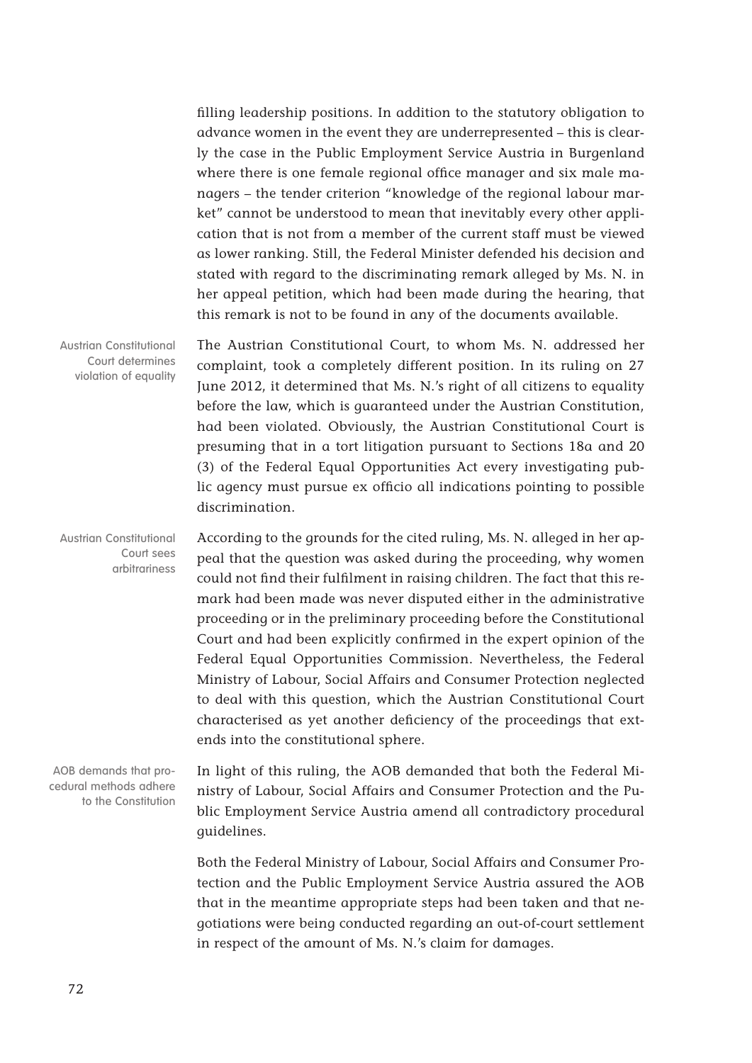filling leadership positions. In addition to the statutory obligation to advance women in the event they are underrepresented – this is clearly the case in the Public Employment Service Austria in Burgenland where there is one female regional office manager and six male managers – the tender criterion "knowledge of the regional labour market" cannot be understood to mean that inevitably every other application that is not from a member of the current staff must be viewed as lower ranking. Still, the Federal Minister defended his decision and stated with regard to the discriminating remark alleged by Ms. N. in her appeal petition, which had been made during the hearing, that this remark is not to be found in any of the documents available.

*Austrian Constitutional Court determines violation of equality*

The Austrian Constitutional Court, to whom Ms. N. addressed her complaint, took a completely different position. In its ruling on 27 June 2012, it determined that Ms. N.'s right of all citizens to equality before the law, which is guaranteed under the Austrian Constitution, had been violated. Obviously, the Austrian Constitutional Court is presuming that in a tort litigation pursuant to Sections 18a and 20 (3) of the Federal Equal Opportunities Act every investigating public agency must pursue ex officio all indications pointing to possible discrimination.

*Austrian Constitutional Court sees arbitrariness*

According to the grounds for the cited ruling, Ms. N. alleged in her appeal that the question was asked during the proceeding, why women could not find their fulfilment in raising children. The fact that this remark had been made was never disputed either in the administrative proceeding or in the preliminary proceeding before the Constitutional Court and had been explicitly confirmed in the expert opinion of the Federal Equal Opportunities Commission. Nevertheless, the Federal Ministry of Labour, Social Affairs and Consumer Protection neglected to deal with this question, which the Austrian Constitutional Court characterised as yet another deficiency of the proceedings that extends into the constitutional sphere.

*AOB demands that procedural methods adhere to the Constitution*

In light of this ruling, the AOB demanded that both the Federal Ministry of Labour, Social Affairs and Consumer Protection and the Public Employment Service Austria amend all contradictory procedural guidelines.

Both the Federal Ministry of Labour, Social Affairs and Consumer Protection and the Public Employment Service Austria assured the AOB that in the meantime appropriate steps had been taken and that negotiations were being conducted regarding an out-of-court settlement in respect of the amount of Ms. N.'s claim for damages.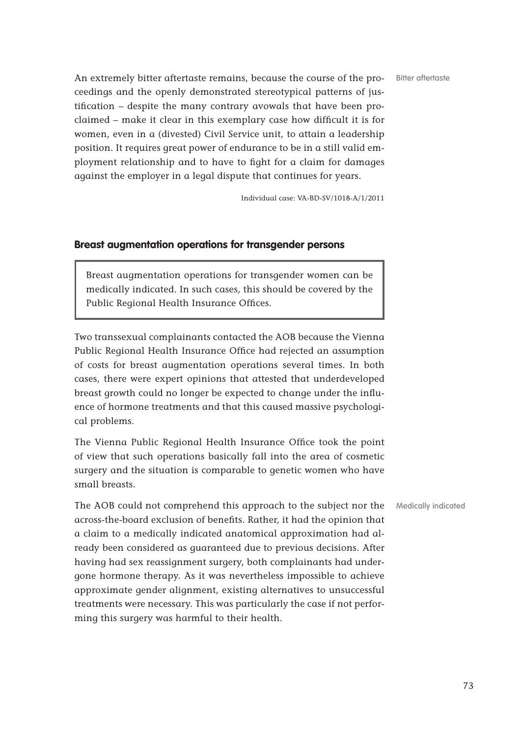An extremely bitter aftertaste remains, because the course of the proceedings and the openly demonstrated stereotypical patterns of justification – despite the many contrary avowals that have been proclaimed – make it clear in this exemplary case how difficult it is for women, even in a (divested) Civil Service unit, to attain a leadership position. It requires great power of endurance to be in a still valid employment relationship and to have to fight for a claim for damages against the employer in a legal dispute that continues for years.

Bitter aftertaste

Individual case: VA-BD-SV/1018-A/1/2011

## Breast augmentation operations for transgender persons

> Breast augmentation operations for transgender women can be medically indicated. In such cases, this should be covered by the Public Regional Health Insurance Offices.

Two transsexual complainants contacted the AOB because the Vienna Public Regional Health Insurance Office had rejected an assumption of costs for breast augmentation operations several times. In both cases, there were expert opinions that attested that underdeveloped breast growth could no longer be expected to change under the influence of hormone treatments and that this caused massive psychological problems.

The Vienna Public Regional Health Insurance Office took the point of view that such operations basically fall into the area of cosmetic surgery and the situation is comparable to genetic women who have small breasts.

Medically indicated

The AOB could not comprehend this approach to the subject nor the across-the-board exclusion of benefits. Rather, it had the opinion that a claim to a medically indicated anatomical approximation had already been considered as guaranteed due to previous decisions. After having had sex reassignment surgery, both complainants had undergone hormone therapy. As it was nevertheless impossible to achieve approximate gender alignment, existing alternatives to unsuccessful treatments were necessary. This was particularly the case if not performing this surgery was harmful to their health.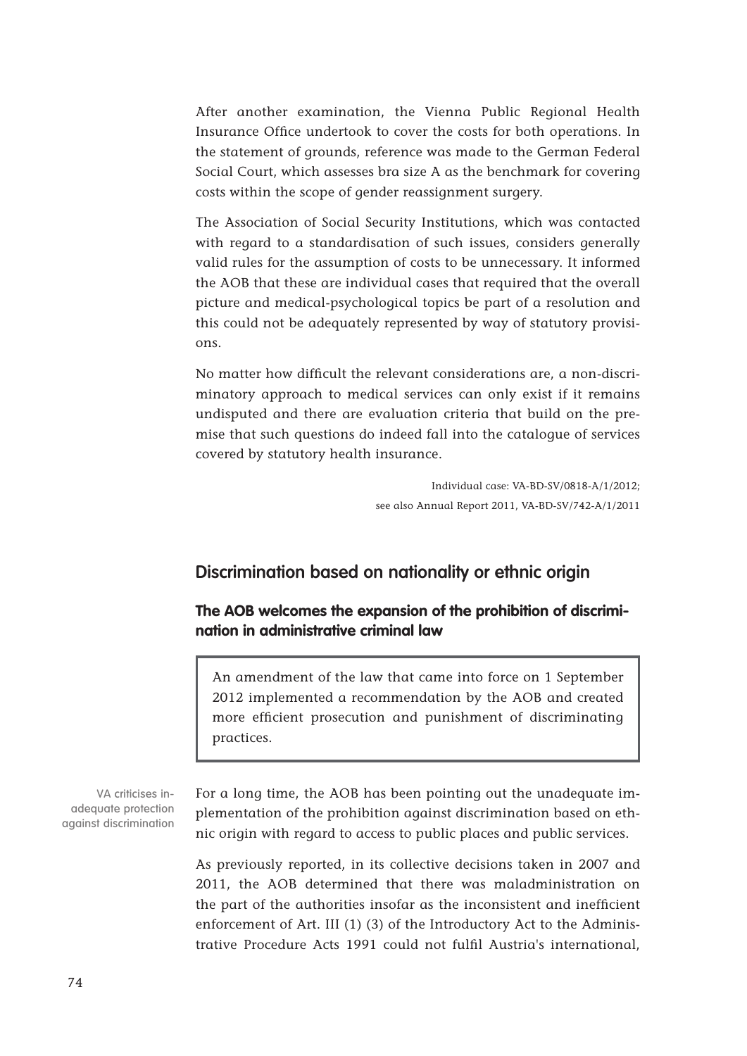After another examination, the Vienna Public Regional Health Insurance Office undertook to cover the costs for both operations. In the statement of grounds, reference was made to the German Federal Social Court, which assesses bra size A as the benchmark for covering costs within the scope of gender reassignment surgery.

The Association of Social Security Institutions, which was contacted with regard to a standardisation of such issues, considers generally valid rules for the assumption of costs to be unnecessary. It informed the AOB that these are individual cases that required that the overall picture and medical-psychological topics be part of a resolution and this could not be adequately represented by way of statutory provisions.

No matter how difficult the relevant considerations are, a non-discriminatory approach to medical services can only exist if it remains undisputed and there are evaluation criteria that build on the premise that such questions do indeed fall into the catalogue of services covered by statutory health insurance.

Individual case: VA-BD-SV/0818-A/1/2012;
see also Annual Report 2011, VA-BD-SV/742-A/1/2011

## Discrimination based on nationality or ethnic origin

### The AOB welcomes the expansion of the prohibition of discrimination in administrative criminal law

> An amendment of the law that came into force on 1 September 2012 implemented a recommendation by the AOB and created more efficient prosecution and punishment of discriminating practices.

VA criticises inadequate protection against discrimination

For a long time, the AOB has been pointing out the unadequate implementation of the prohibition against discrimination based on ethnic origin with regard to access to public places and public services.

As previously reported, in its collective decisions taken in 2007 and 2011, the AOB determined that there was maladministration on the part of the authorities insofar as the inconsistent and inefficient enforcement of Art. III (1) (3) of the Introductory Act to the Administrative Procedure Acts 1991 could not fulfil Austria's international,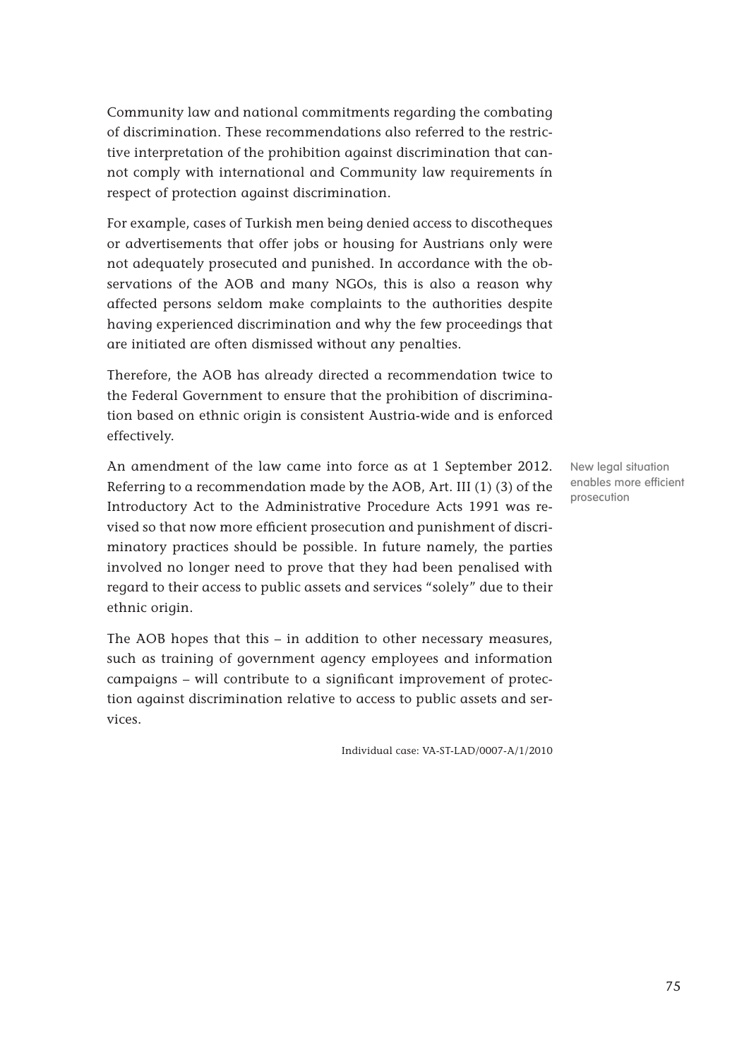Community law and national commitments regarding the combating of discrimination. These recommendations also referred to the restrictive interpretation of the prohibition against discrimination that cannot comply with international and Community law requirements ín respect of protection against discrimination.

For example, cases of Turkish men being denied access to discotheques or advertisements that offer jobs or housing for Austrians only were not adequately prosecuted and punished. In accordance with the observations of the AOB and many NGOs, this is also a reason why affected persons seldom make complaints to the authorities despite having experienced discrimination and why the few proceedings that are initiated are often dismissed without any penalties.

Therefore, the AOB has already directed a recommendation twice to the Federal Government to ensure that the prohibition of discrimination based on ethnic origin is consistent Austria-wide and is enforced effectively.

New legal situation enables more efficient prosecution

An amendment of the law came into force as at 1 September 2012. Referring to a recommendation made by the AOB, Art. III (1) (3) of the Introductory Act to the Administrative Procedure Acts 1991 was revised so that now more efficient prosecution and punishment of discriminatory practices should be possible. In future namely, the parties involved no longer need to prove that they had been penalised with regard to their access to public assets and services "solely" due to their ethnic origin.

The AOB hopes that this – in addition to other necessary measures, such as training of government agency employees and information campaigns – will contribute to a significant improvement of protection against discrimination relative to access to public assets and services.

Individual case: VA-ST-LAD/0007-A/1/2010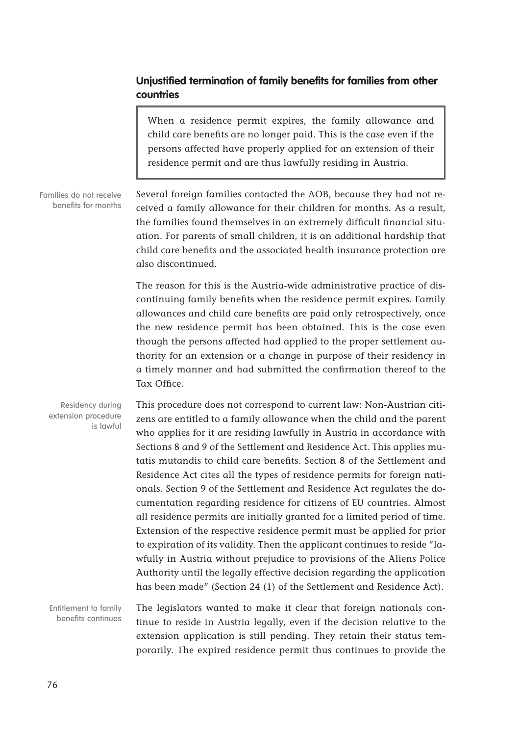## Unjustified termination of family benefits for families from other countries

> When a residence permit expires, the family allowance and child care benefits are no longer paid. This is the case even if the persons affected have properly applied for an extension of their residence permit and are thus lawfully residing in Austria.

Families do not receive benefits for months

Several foreign families contacted the AOB, because they had not received a family allowance for their children for months. As a result, the families found themselves in an extremely difficult financial situation. For parents of small children, it is an additional hardship that child care benefits and the associated health insurance protection are also discontinued.

The reason for this is the Austria-wide administrative practice of discontinuing family benefits when the residence permit expires. Family allowances and child care benefits are paid only retrospectively, once the new residence permit has been obtained. This is the case even though the persons affected had applied to the proper settlement authority for an extension or a change in purpose of their residency in a timely manner and had submitted the confirmation thereof to the Tax Office.

Residency during extension procedure is lawful

This procedure does not correspond to current law: Non-Austrian citizens are entitled to a family allowance when the child and the parent who applies for it are residing lawfully in Austria in accordance with Sections 8 and 9 of the Settlement and Residence Act. This applies mutatis mutandis to child care benefits. Section 8 of the Settlement and Residence Act cites all the types of residence permits for foreign nationals. Section 9 of the Settlement and Residence Act regulates the documentation regarding residence for citizens of EU countries. Almost all residence permits are initially granted for a limited period of time. Extension of the respective residence permit must be applied for prior to expiration of its validity. Then the applicant continues to reside "lawfully in Austria without prejudice to provisions of the Aliens Police Authority until the legally effective decision regarding the application has been made" (Section 24 (1) of the Settlement and Residence Act).

Entitlement to family benefits continues

The legislators wanted to make it clear that foreign nationals continue to reside in Austria legally, even if the decision relative to the extension application is still pending. They retain their status temporarily. The expired residence permit thus continues to provide the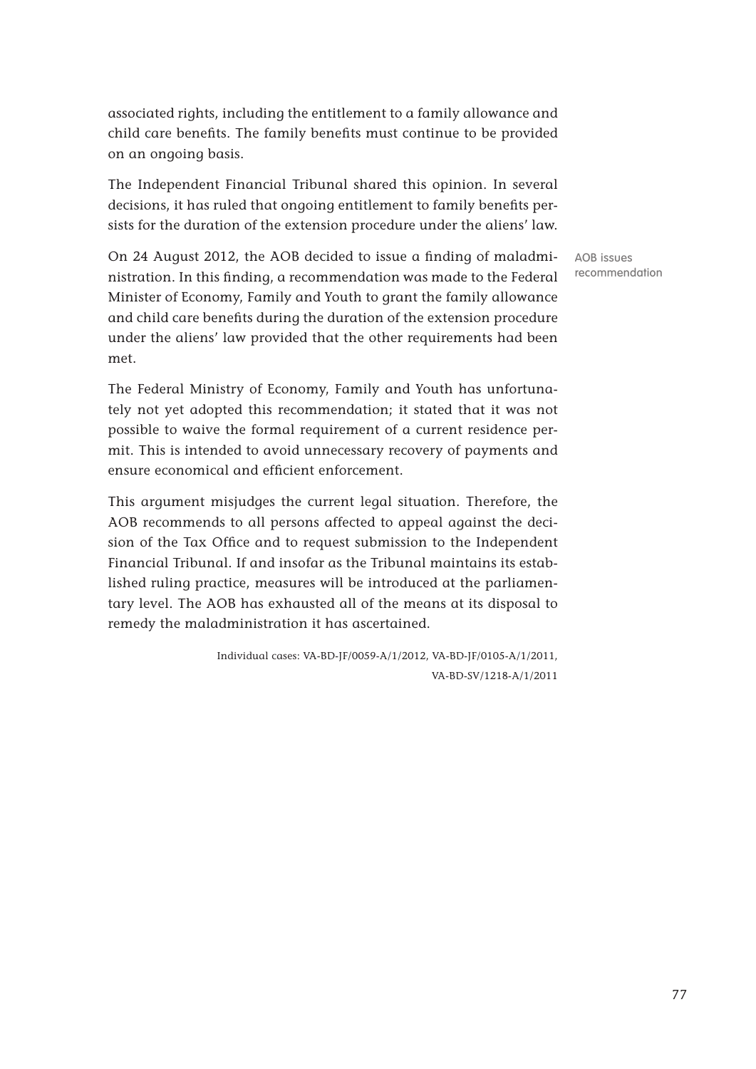associated rights, including the entitlement to a family allowance and child care benefits. The family benefits must continue to be provided on an ongoing basis.

The Independent Financial Tribunal shared this opinion. In several decisions, it has ruled that ongoing entitlement to family benefits persists for the duration of the extension procedure under the aliens' law.

AOB issues recommendation

On 24 August 2012, the AOB decided to issue a finding of maladministration. In this finding, a recommendation was made to the Federal Minister of Economy, Family and Youth to grant the family allowance and child care benefits during the duration of the extension procedure under the aliens' law provided that the other requirements had been met.

The Federal Ministry of Economy, Family and Youth has unfortunately not yet adopted this recommendation; it stated that it was not possible to waive the formal requirement of a current residence permit. This is intended to avoid unnecessary recovery of payments and ensure economical and efficient enforcement.

This argument misjudges the current legal situation. Therefore, the AOB recommends to all persons affected to appeal against the decision of the Tax Office and to request submission to the Independent Financial Tribunal. If and insofar as the Tribunal maintains its established ruling practice, measures will be introduced at the parliamentary level. The AOB has exhausted all of the means at its disposal to remedy the maladministration it has ascertained.

Individual cases: VA-BD-JF/0059-A/1/2012, VA-BD-JF/0105-A/1/2011, VA-BD-SV/1218-A/1/2011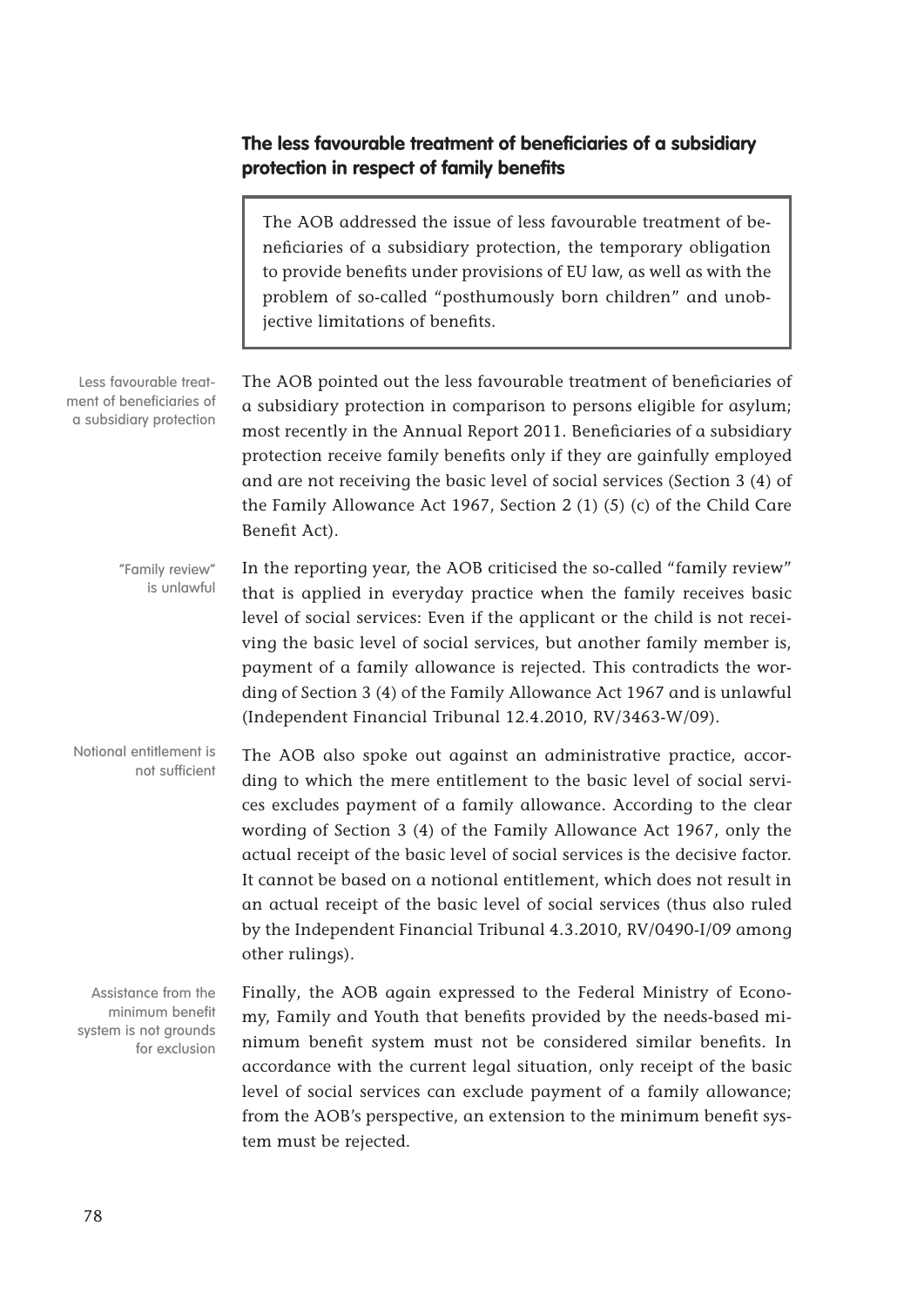## The less favourable treatment of beneficiaries of a subsidiary protection in respect of family benefits

> The AOB addressed the issue of less favourable treatment of beneficiaries of a subsidiary protection, the temporary obligation to provide benefits under provisions of EU law, as well as with the problem of so-called "posthumously born children" and unobjective limitations of benefits.

Less favourable treatment of beneficiaries of a subsidiary protection

The AOB pointed out the less favourable treatment of beneficiaries of a subsidiary protection in comparison to persons eligible for asylum; most recently in the Annual Report 2011. Beneficiaries of a subsidiary protection receive family benefits only if they are gainfully employed and are not receiving the basic level of social services (Section 3 (4) of the Family Allowance Act 1967, Section 2 (1) (5) (c) of the Child Care Benefit Act).

"Family review" is unlawful

In the reporting year, the AOB criticised the so-called "family review" that is applied in everyday practice when the family receives basic level of social services: Even if the applicant or the child is not receiving the basic level of social services, but another family member is, payment of a family allowance is rejected. This contradicts the wording of Section 3 (4) of the Family Allowance Act 1967 and is unlawful (Independent Financial Tribunal 12.4.2010, RV/3463-W/09).

Notional entitlement is not sufficient

The AOB also spoke out against an administrative practice, according to which the mere entitlement to the basic level of social services excludes payment of a family allowance. According to the clear wording of Section 3 (4) of the Family Allowance Act 1967, only the actual receipt of the basic level of social services is the decisive factor. It cannot be based on a notional entitlement, which does not result in an actual receipt of the basic level of social services (thus also ruled by the Independent Financial Tribunal 4.3.2010, RV/0490-I/09 among other rulings).

Assistance from the minimum benefit system is not grounds for exclusion

Finally, the AOB again expressed to the Federal Ministry of Economy, Family and Youth that benefits provided by the needs-based minimum benefit system must not be considered similar benefits. In accordance with the current legal situation, only receipt of the basic level of social services can exclude payment of a family allowance; from the AOB's perspective, an extension to the minimum benefit system must be rejected.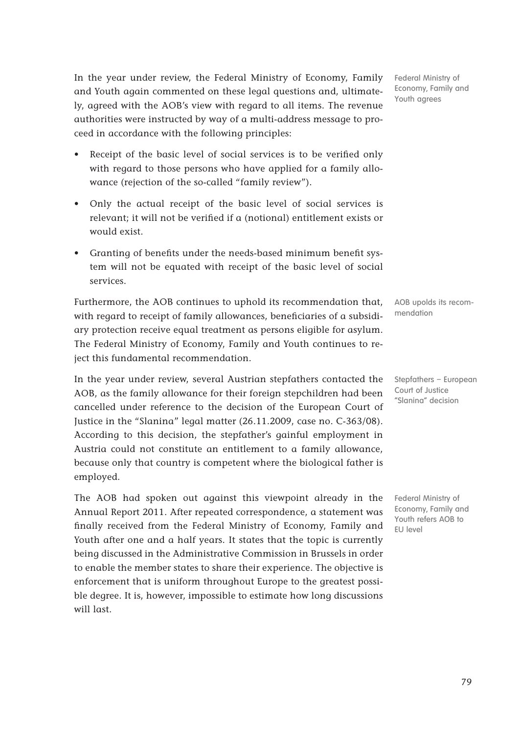In the year under review, the Federal Ministry of Economy, Family and Youth again commented on these legal questions and, ultimately, agreed with the AOB's view with regard to all items. The revenue authorities were instructed by way of a multi-address message to proceed in accordance with the following principles:

Federal Ministry of Economy, Family and Youth agrees

- Receipt of the basic level of social services is to be verified only with regard to those persons who have applied for a family allowance (rejection of the so-called "family review").
- Only the actual receipt of the basic level of social services is relevant; it will not be verified if a (notional) entitlement exists or would exist.
- Granting of benefits under the needs-based minimum benefit system will not be equated with receipt of the basic level of social services.

Furthermore, the AOB continues to uphold its recommendation that, with regard to receipt of family allowances, beneficiaries of a subsidiary protection receive equal treatment as persons eligible for asylum. The Federal Ministry of Economy, Family and Youth continues to reject this fundamental recommendation.

AOB upolds its recommendation

In the year under review, several Austrian stepfathers contacted the AOB, as the family allowance for their foreign stepchildren had been cancelled under reference to the decision of the European Court of Justice in the "Slanina" legal matter (26.11.2009, case no. C-363/08). According to this decision, the stepfather's gainful employment in Austria could not constitute an entitlement to a family allowance, because only that country is competent where the biological father is employed.

Stepfathers – European Court of Justice "Slanina" decision

The AOB had spoken out against this viewpoint already in the Annual Report 2011. After repeated correspondence, a statement was finally received from the Federal Ministry of Economy, Family and Youth after one and a half years. It states that the topic is currently being discussed in the Administrative Commission in Brussels in order to enable the member states to share their experience. The objective is enforcement that is uniform throughout Europe to the greatest possible degree. It is, however, impossible to estimate how long discussions will last.

Federal Ministry of Economy, Family and Youth refers AOB to EU level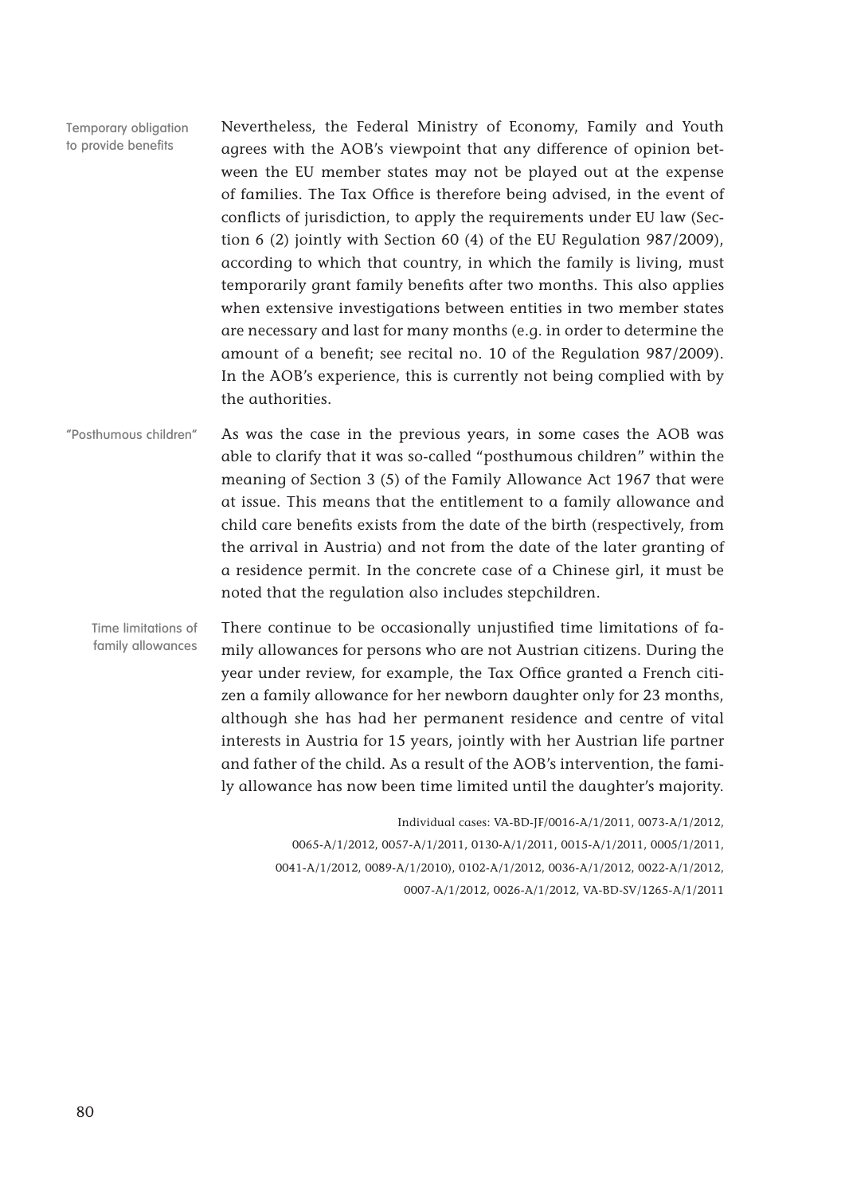Temporary obligation to provide benefits

Nevertheless, the Federal Ministry of Economy, Family and Youth agrees with the AOB's viewpoint that any difference of opinion between the EU member states may not be played out at the expense of families. The Tax Office is therefore being advised, in the event of conflicts of jurisdiction, to apply the requirements under EU law (Section 6 (2) jointly with Section 60 (4) of the EU Regulation 987/2009), according to which that country, in which the family is living, must temporarily grant family benefits after two months. This also applies when extensive investigations between entities in two member states are necessary and last for many months (e.g. in order to determine the amount of a benefit; see recital no. 10 of the Regulation 987/2009). In the AOB's experience, this is currently not being complied with by the authorities.

"Posthumous children"

As was the case in the previous years, in some cases the AOB was able to clarify that it was so-called "posthumous children" within the meaning of Section 3 (5) of the Family Allowance Act 1967 that were at issue. This means that the entitlement to a family allowance and child care benefits exists from the date of the birth (respectively, from the arrival in Austria) and not from the date of the later granting of a residence permit. In the concrete case of a Chinese girl, it must be noted that the regulation also includes stepchildren.

Time limitations of family allowances

There continue to be occasionally unjustified time limitations of family allowances for persons who are not Austrian citizens. During the year under review, for example, the Tax Office granted a French citizen a family allowance for her newborn daughter only for 23 months, although she has had her permanent residence and centre of vital interests in Austria for 15 years, jointly with her Austrian life partner and father of the child. As a result of the AOB's intervention, the family allowance has now been time limited until the daughter's majority.

Individual cases: VA-BD-JF/0016-A/1/2011, 0073-A/1/2012, 0065-A/1/2012, 0057-A/1/2011, 0130-A/1/2011, 0015-A/1/2011, 0005/1/2011, 0041-A/1/2012, 0089-A/1/2010), 0102-A/1/2012, 0036-A/1/2012, 0022-A/1/2012, 0007-A/1/2012, 0026-A/1/2012, VA-BD-SV/1265-A/1/2011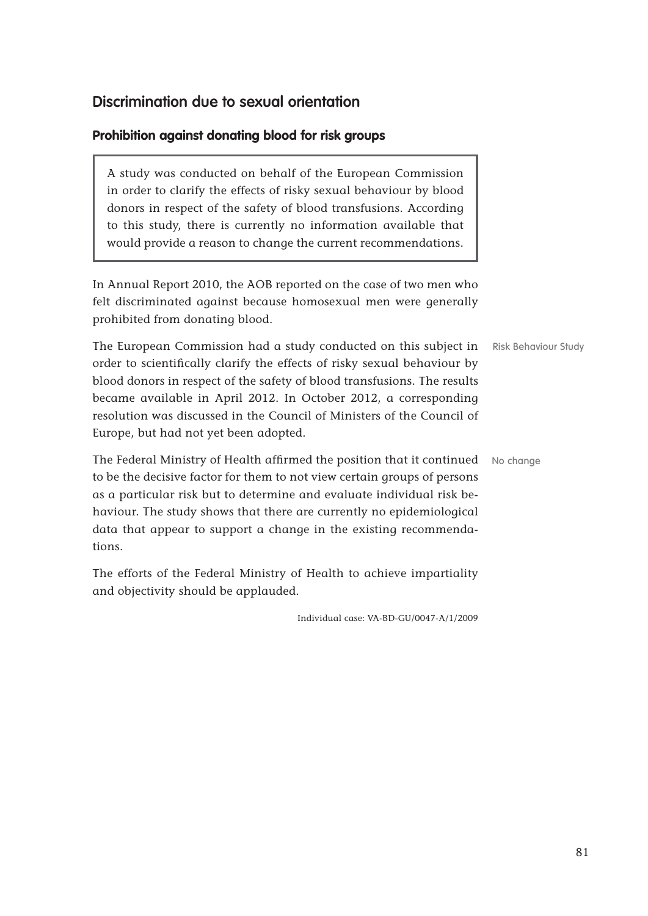## Discrimination due to sexual orientation

### Prohibition against donating blood for risk groups

> A study was conducted on behalf of the European Commission in order to clarify the effects of risky sexual behaviour by blood donors in respect of the safety of blood transfusions. According to this study, there is currently no information available that would provide a reason to change the current recommendations.

In Annual Report 2010, the AOB reported on the case of two men who felt discriminated against because homosexual men were generally prohibited from donating blood.

Risk Behaviour Study

The European Commission had a study conducted on this subject in order to scientifically clarify the effects of risky sexual behaviour by blood donors in respect of the safety of blood transfusions. The results became available in April 2012. In October 2012, a corresponding resolution was discussed in the Council of Ministers of the Council of Europe, but had not yet been adopted.

No change

The Federal Ministry of Health affirmed the position that it continued to be the decisive factor for them to not view certain groups of persons as a particular risk but to determine and evaluate individual risk behaviour. The study shows that there are currently no epidemiological data that appear to support a change in the existing recommendations.

The efforts of the Federal Ministry of Health to achieve impartiality and objectivity should be applauded.

Individual case: VA-BD-GU/0047-A/1/2009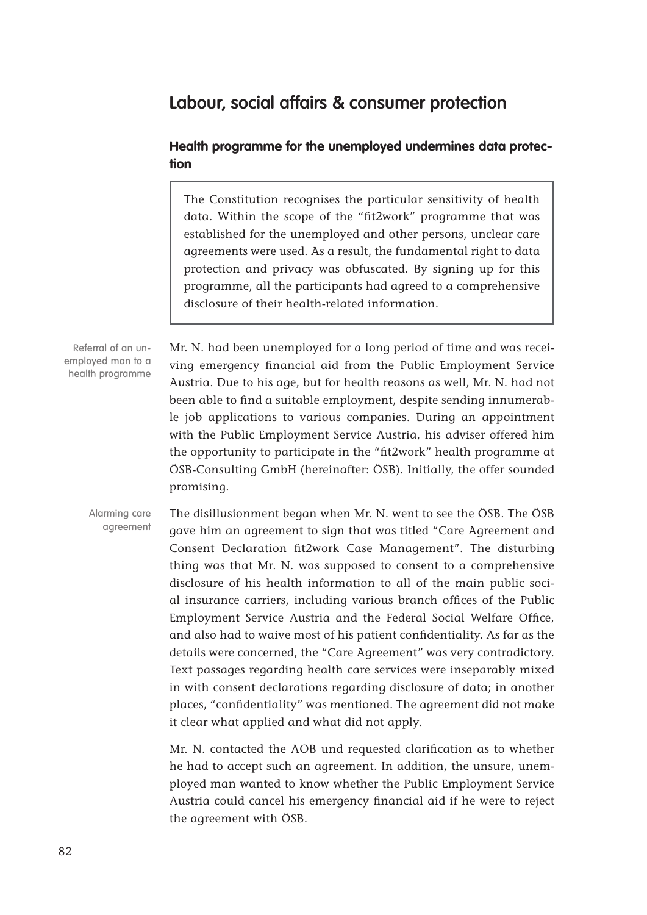# Labour, social affairs & consumer protection

## Health programme for the unemployed undermines data protection

> The Constitution recognises the particular sensitivity of health data. Within the scope of the "fit2work" programme that was established for the unemployed and other persons, unclear care agreements were used. As a result, the fundamental right to data protection and privacy was obfuscated. By signing up for this programme, all the participants had agreed to a comprehensive disclosure of their health-related information.

*Referral of an unemployed man to a health programme*

Mr. N. had been unemployed for a long period of time and was receiving emergency financial aid from the Public Employment Service Austria. Due to his age, but for health reasons as well, Mr. N. had not been able to find a suitable employment, despite sending innumerable job applications to various companies. During an appointment with the Public Employment Service Austria, his adviser offered him the opportunity to participate in the "fit2work" health programme at ÖSB-Consulting GmbH (hereinafter: ÖSB). Initially, the offer sounded promising.

*Alarming care agreement*

The disillusionment began when Mr. N. went to see the ÖSB. The ÖSB gave him an agreement to sign that was titled "Care Agreement and Consent Declaration fit2work Case Management". The disturbing thing was that Mr. N. was supposed to consent to a comprehensive disclosure of his health information to all of the main public social insurance carriers, including various branch offices of the Public Employment Service Austria and the Federal Social Welfare Office, and also had to waive most of his patient confidentiality. As far as the details were concerned, the "Care Agreement" was very contradictory. Text passages regarding health care services were inseparably mixed in with consent declarations regarding disclosure of data; in another places, "confidentiality" was mentioned. The agreement did not make it clear what applied and what did not apply.

Mr. N. contacted the AOB und requested clarification as to whether he had to accept such an agreement. In addition, the unsure, unemployed man wanted to know whether the Public Employment Service Austria could cancel his emergency financial aid if he were to reject the agreement with ÖSB.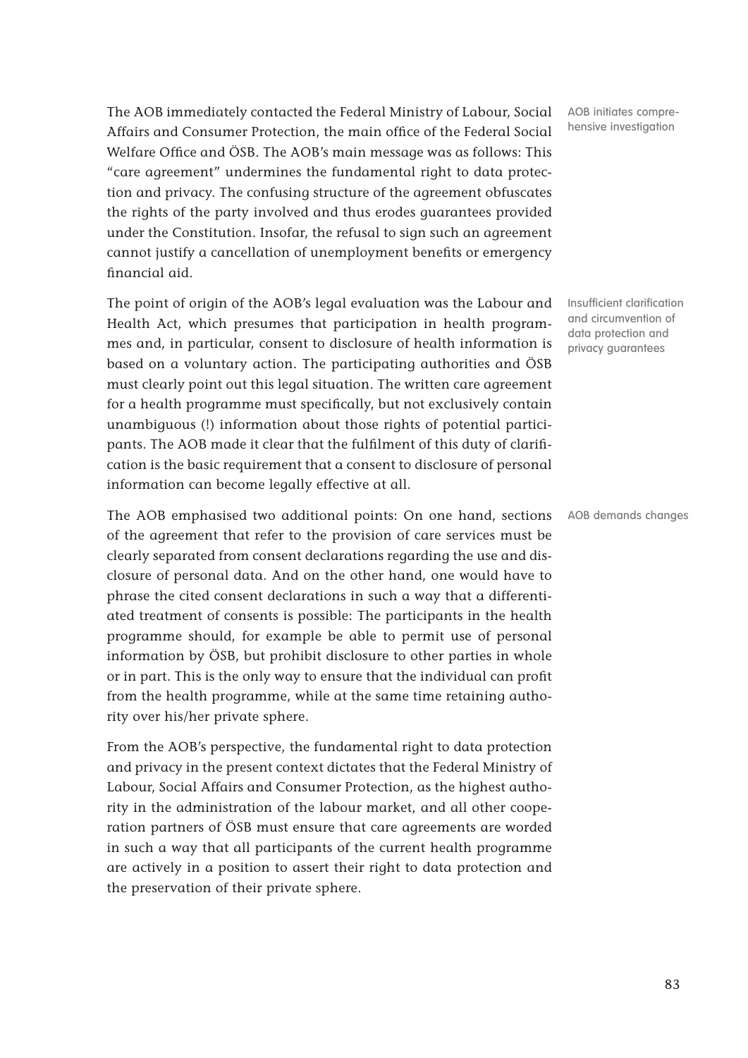The AOB immediately contacted the Federal Ministry of Labour, Social Affairs and Consumer Protection, the main office of the Federal Social Welfare Office and ÖSB. The AOB's main message was as follows: This "care agreement" undermines the fundamental right to data protection and privacy. The confusing structure of the agreement obfuscates the rights of the party involved and thus erodes guarantees provided under the Constitution. Insofar, the refusal to sign such an agreement cannot justify a cancellation of unemployment benefits or emergency financial aid.

AOB initiates comprehensive investigation

The point of origin of the AOB's legal evaluation was the Labour and Health Act, which presumes that participation in health programmes and, in particular, consent to disclosure of health information is based on a voluntary action. The participating authorities and ÖSB must clearly point out this legal situation. The written care agreement for a health programme must specifically, but not exclusively contain unambiguous (!) information about those rights of potential participants. The AOB made it clear that the fulfilment of this duty of clarification is the basic requirement that a consent to disclosure of personal information can become legally effective at all.

Insufficient clarification and circumvention of data protection and privacy guarantees

The AOB emphasised two additional points: On one hand, sections of the agreement that refer to the provision of care services must be clearly separated from consent declarations regarding the use and disclosure of personal data. And on the other hand, one would have to phrase the cited consent declarations in such a way that a differentiated treatment of consents is possible: The participants in the health programme should, for example be able to permit use of personal information by ÖSB, but prohibit disclosure to other parties in whole or in part. This is the only way to ensure that the individual can profit from the health programme, while at the same time retaining authority over his/her private sphere.

AOB demands changes

From the AOB's perspective, the fundamental right to data protection and privacy in the present context dictates that the Federal Ministry of Labour, Social Affairs and Consumer Protection, as the highest authority in the administration of the labour market, and all other cooperation partners of ÖSB must ensure that care agreements are worded in such a way that all participants of the current health programme are actively in a position to assert their right to data protection and the preservation of their private sphere.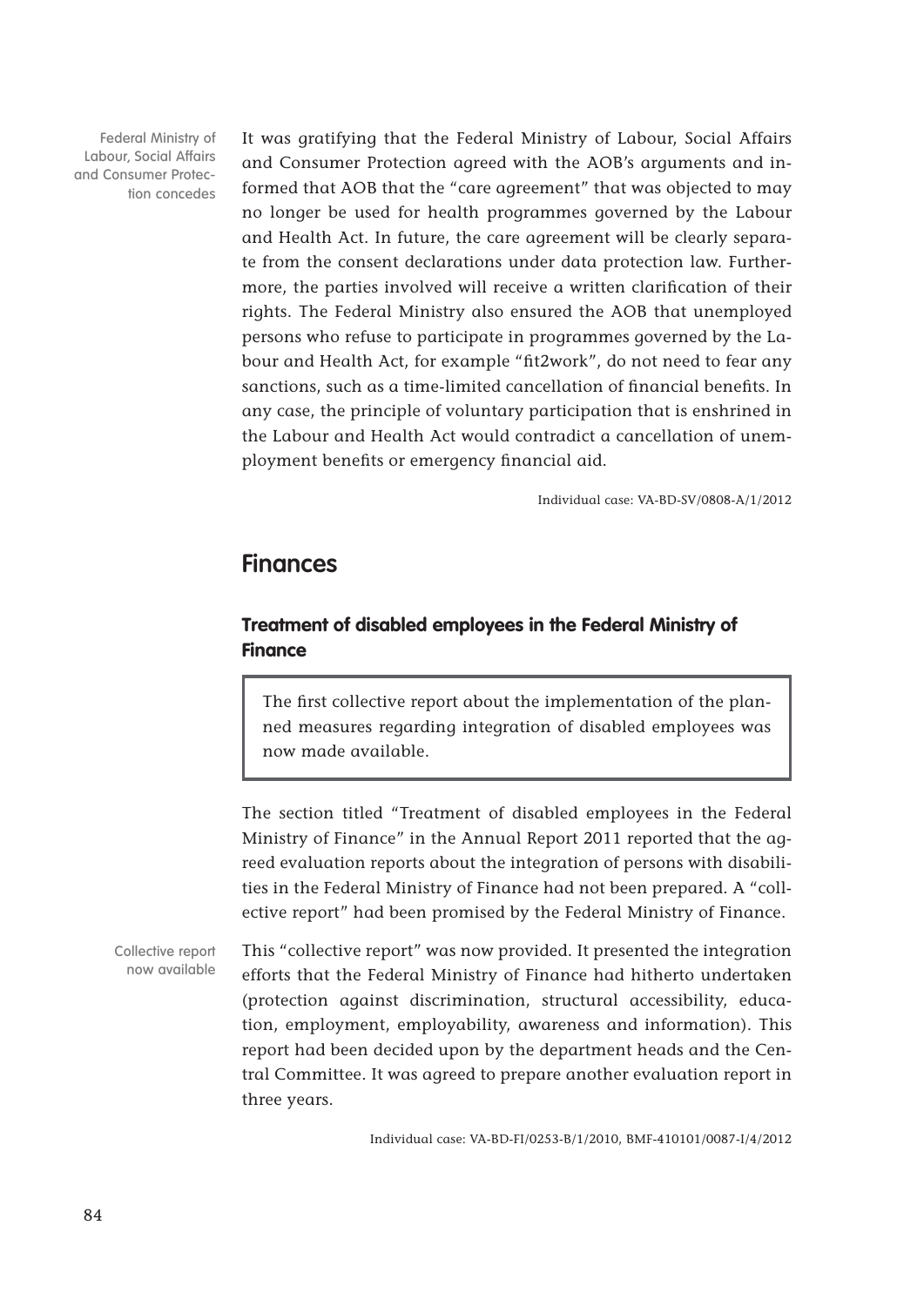Federal Ministry of Labour, Social Affairs and Consumer Protection concedes

It was gratifying that the Federal Ministry of Labour, Social Affairs and Consumer Protection agreed with the AOB's arguments and informed that AOB that the "care agreement" that was objected to may no longer be used for health programmes governed by the Labour and Health Act. In future, the care agreement will be clearly separate from the consent declarations under data protection law. Furthermore, the parties involved will receive a written clarification of their rights. The Federal Ministry also ensured the AOB that unemployed persons who refuse to participate in programmes governed by the Labour and Health Act, for example "fit2work", do not need to fear any sanctions, such as a time-limited cancellation of financial benefits. In any case, the principle of voluntary participation that is enshrined in the Labour and Health Act would contradict a cancellation of unemployment benefits or emergency financial aid.

Individual case: VA-BD-SV/0808-A/1/2012

## Finances

### Treatment of disabled employees in the Federal Ministry of Finance

> The first collective report about the implementation of the planned measures regarding integration of disabled employees was now made available.

The section titled "Treatment of disabled employees in the Federal Ministry of Finance" in the Annual Report 2011 reported that the agreed evaluation reports about the integration of persons with disabilities in the Federal Ministry of Finance had not been prepared. A "collective report" had been promised by the Federal Ministry of Finance.

Collective report now available

This "collective report" was now provided. It presented the integration efforts that the Federal Ministry of Finance had hitherto undertaken (protection against discrimination, structural accessibility, education, employment, employability, awareness and information). This report had been decided upon by the department heads and the Central Committee. It was agreed to prepare another evaluation report in three years.

Individual case: VA-BD-FI/0253-B/1/2010, BMF-410101/0087-I/4/2012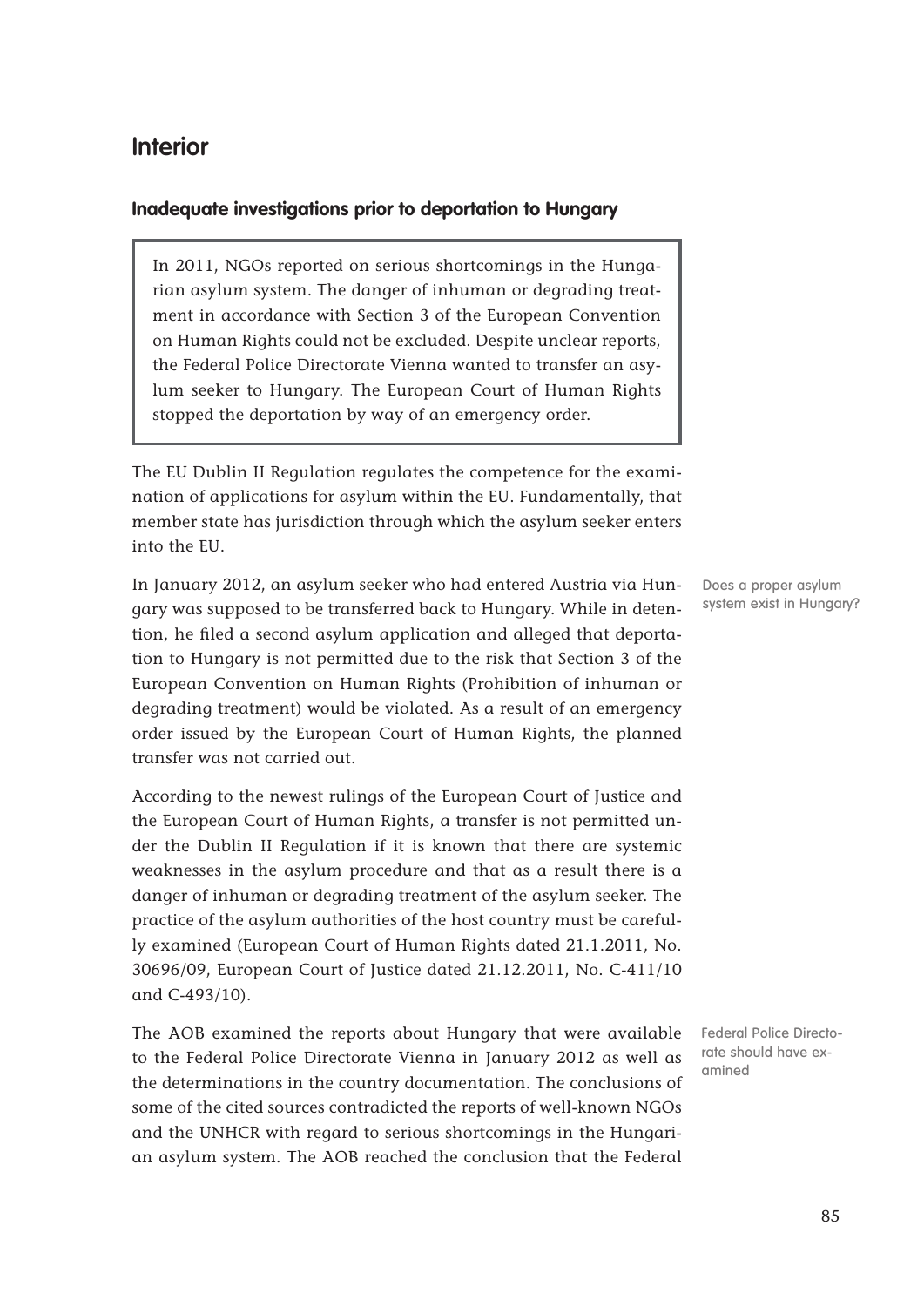# Interior

## Inadequate investigations prior to deportation to Hungary

> In 2011, NGOs reported on serious shortcomings in the Hungarian asylum system. The danger of inhuman or degrading treatment in accordance with Section 3 of the European Convention on Human Rights could not be excluded. Despite unclear reports, the Federal Police Directorate Vienna wanted to transfer an asylum seeker to Hungary. The European Court of Human Rights stopped the deportation by way of an emergency order.

The EU Dublin II Regulation regulates the competence for the examination of applications for asylum within the EU. Fundamentally, that member state has jurisdiction through which the asylum seeker enters into the EU.

Does a proper asylum system exist in Hungary?

In January 2012, an asylum seeker who had entered Austria via Hungary was supposed to be transferred back to Hungary. While in detention, he filed a second asylum application and alleged that deportation to Hungary is not permitted due to the risk that Section 3 of the European Convention on Human Rights (Prohibition of inhuman or degrading treatment) would be violated. As a result of an emergency order issued by the European Court of Human Rights, the planned transfer was not carried out.

According to the newest rulings of the European Court of Justice and the European Court of Human Rights, a transfer is not permitted under the Dublin II Regulation if it is known that there are systemic weaknesses in the asylum procedure and that as a result there is a danger of inhuman or degrading treatment of the asylum seeker. The practice of the asylum authorities of the host country must be carefully examined (European Court of Human Rights dated 21.1.2011, No. 30696/09, European Court of Justice dated 21.12.2011, No. C-411/10 and C-493/10).

Federal Police Directorate should have examined

The AOB examined the reports about Hungary that were available to the Federal Police Directorate Vienna in January 2012 as well as the determinations in the country documentation. The conclusions of some of the cited sources contradicted the reports of well-known NGOs and the UNHCR with regard to serious shortcomings in the Hungarian asylum system. The AOB reached the conclusion that the Federal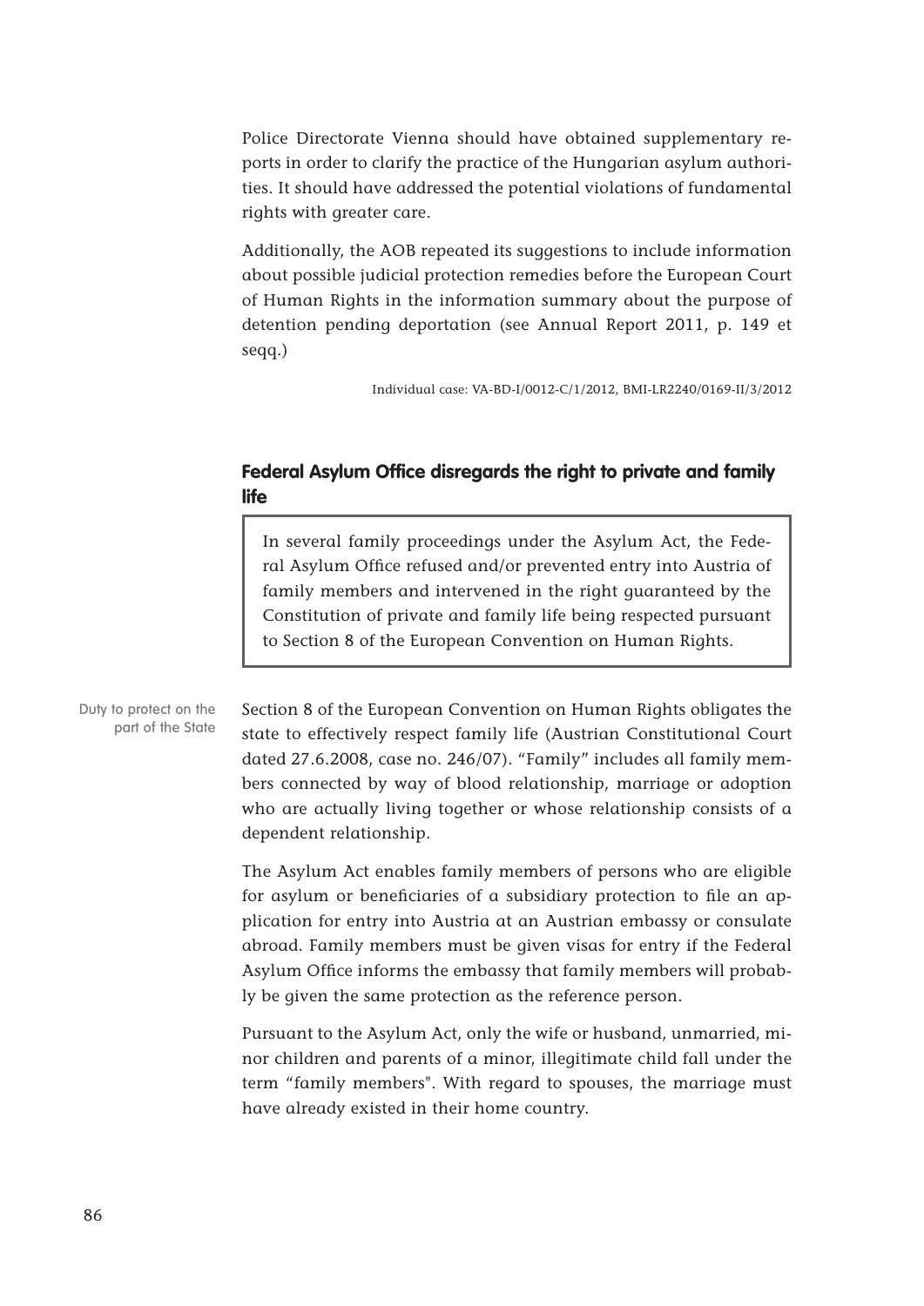Police Directorate Vienna should have obtained supplementary reports in order to clarify the practice of the Hungarian asylum authorities. It should have addressed the potential violations of fundamental rights with greater care.

Additionally, the AOB repeated its suggestions to include information about possible judicial protection remedies before the European Court of Human Rights in the information summary about the purpose of detention pending deportation (see Annual Report 2011, p. 149 et seqq.)

Individual case: VA-BD-I/0012-C/1/2012, BMI-LR2240/0169-II/3/2012

## Federal Asylum Office disregards the right to private and family life

> In several family proceedings under the Asylum Act, the Federal Asylum Office refused and/or prevented entry into Austria of family members and intervened in the right guaranteed by the Constitution of private and family life being respected pursuant to Section 8 of the European Convention on Human Rights.

Duty to protect on the part of the State

Section 8 of the European Convention on Human Rights obligates the state to effectively respect family life (Austrian Constitutional Court dated 27.6.2008, case no. 246/07). "Family" includes all family members connected by way of blood relationship, marriage or adoption who are actually living together or whose relationship consists of a dependent relationship.

The Asylum Act enables family members of persons who are eligible for asylum or beneficiaries of a subsidiary protection to file an application for entry into Austria at an Austrian embassy or consulate abroad. Family members must be given visas for entry if the Federal Asylum Office informs the embassy that family members will probably be given the same protection as the reference person.

Pursuant to the Asylum Act, only the wife or husband, unmarried, minor children and parents of a minor, illegitimate child fall under the term "family members". With regard to spouses, the marriage must have already existed in their home country.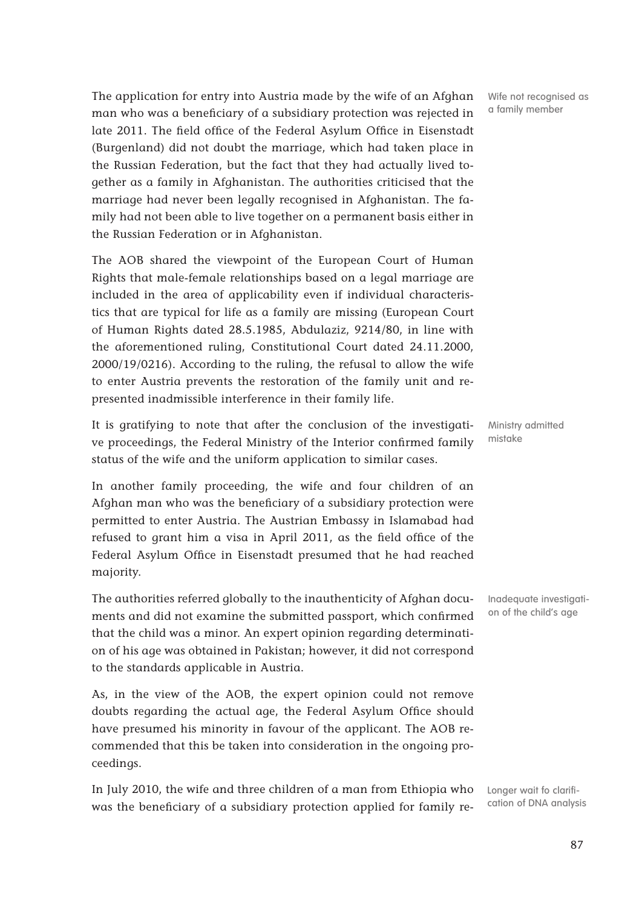The application for entry into Austria made by the wife of an Afghan man who was a beneficiary of a subsidiary protection was rejected in late 2011. The field office of the Federal Asylum Office in Eisenstadt (Burgenland) did not doubt the marriage, which had taken place in the Russian Federation, but the fact that they had actually lived together as a family in Afghanistan. The authorities criticised that the marriage had never been legally recognised in Afghanistan. The family had not been able to live together on a permanent basis either in the Russian Federation or in Afghanistan.

Wife not recognised as a family member

The AOB shared the viewpoint of the European Court of Human Rights that male-female relationships based on a legal marriage are included in the area of applicability even if individual characteristics that are typical for life as a family are missing (European Court of Human Rights dated 28.5.1985, Abdulaziz, 9214/80, in line with the aforementioned ruling, Constitutional Court dated 24.11.2000, 2000/19/0216). According to the ruling, the refusal to allow the wife to enter Austria prevents the restoration of the family unit and represented inadmissible interference in their family life.

It is gratifying to note that after the conclusion of the investigative proceedings, the Federal Ministry of the Interior confirmed family status of the wife and the uniform application to similar cases.

Ministry admitted mistake

In another family proceeding, the wife and four children of an Afghan man who was the beneficiary of a subsidiary protection were permitted to enter Austria. The Austrian Embassy in Islamabad had refused to grant him a visa in April 2011, as the field office of the Federal Asylum Office in Eisenstadt presumed that he had reached majority.

The authorities referred globally to the inauthenticity of Afghan documents and did not examine the submitted passport, which confirmed that the child was a minor. An expert opinion regarding determination of his age was obtained in Pakistan; however, it did not correspond to the standards applicable in Austria.

Inadequate investigation of the child's age

As, in the view of the AOB, the expert opinion could not remove doubts regarding the actual age, the Federal Asylum Office should have presumed his minority in favour of the applicant. The AOB recommended that this be taken into consideration in the ongoing proceedings.

In July 2010, the wife and three children of a man from Ethiopia who was the beneficiary of a subsidiary protection applied for family re-

Longer wait fo clarification of DNA analysis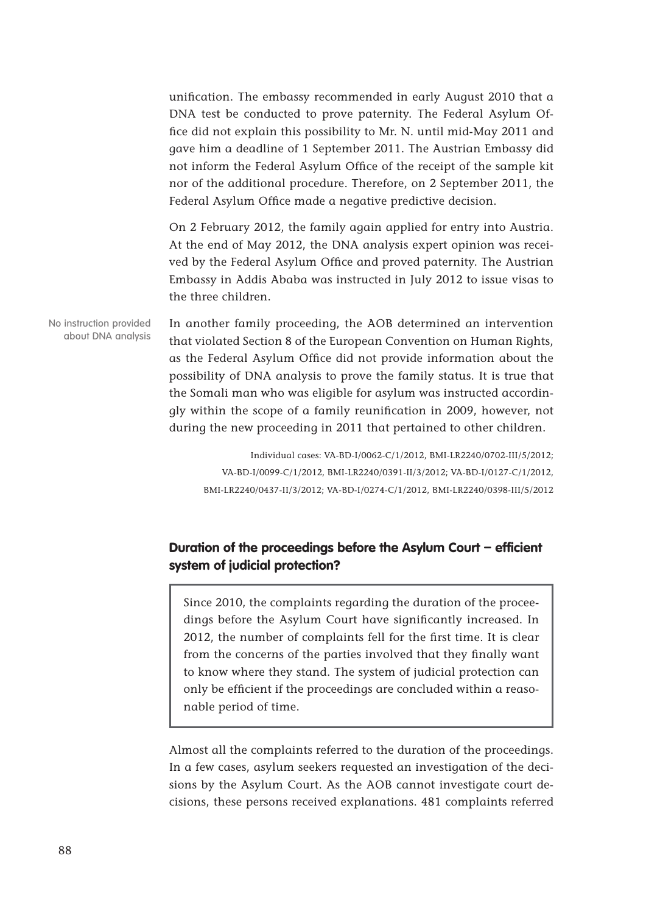unification. The embassy recommended in early August 2010 that a DNA test be conducted to prove paternity. The Federal Asylum Office did not explain this possibility to Mr. N. until mid-May 2011 and gave him a deadline of 1 September 2011. The Austrian Embassy did not inform the Federal Asylum Office of the receipt of the sample kit nor of the additional procedure. Therefore, on 2 September 2011, the Federal Asylum Office made a negative predictive decision.

On 2 February 2012, the family again applied for entry into Austria. At the end of May 2012, the DNA analysis expert opinion was received by the Federal Asylum Office and proved paternity. The Austrian Embassy in Addis Ababa was instructed in July 2012 to issue visas to the three children.

No instruction provided about DNA analysis

In another family proceeding, the AOB determined an intervention that violated Section 8 of the European Convention on Human Rights, as the Federal Asylum Office did not provide information about the possibility of DNA analysis to prove the family status. It is true that the Somali man who was eligible for asylum was instructed accordingly within the scope of a family reunification in 2009, however, not during the new proceeding in 2011 that pertained to other children.

Individual cases: VA-BD-I/0062-C/1/2012, BMI-LR2240/0702-III/5/2012; VA-BD-I/0099-C/1/2012, BMI-LR2240/0391-II/3/2012; VA-BD-I/0127-C/1/2012, BMI-LR2240/0437-II/3/2012; VA-BD-I/0274-C/1/2012, BMI-LR2240/0398-III/5/2012

## Duration of the proceedings before the Asylum Court – efficient system of judicial protection?

> Since 2010, the complaints regarding the duration of the proceedings before the Asylum Court have significantly increased. In 2012, the number of complaints fell for the first time. It is clear from the concerns of the parties involved that they finally want to know where they stand. The system of judicial protection can only be efficient if the proceedings are concluded within a reasonable period of time.

Almost all the complaints referred to the duration of the proceedings. In a few cases, asylum seekers requested an investigation of the decisions by the Asylum Court. As the AOB cannot investigate court decisions, these persons received explanations. 481 complaints referred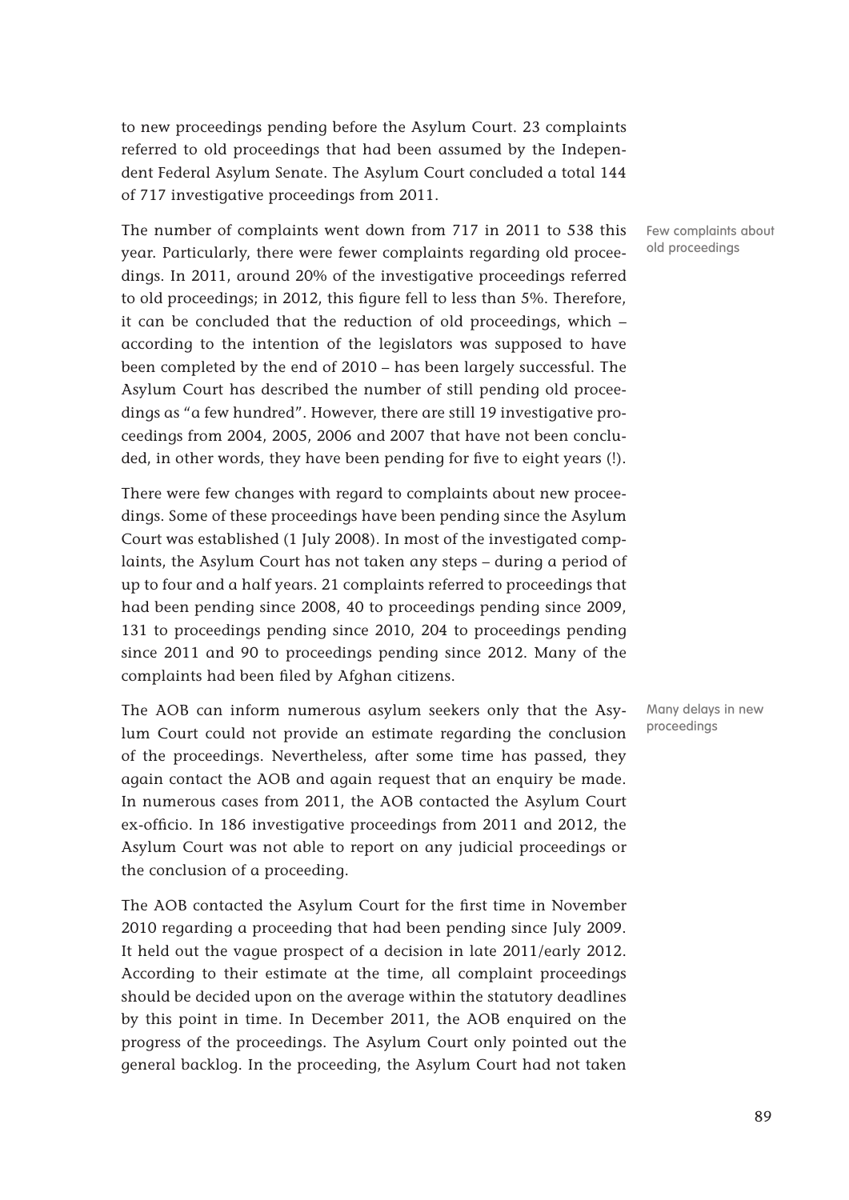to new proceedings pending before the Asylum Court. 23 complaints referred to old proceedings that had been assumed by the Independent Federal Asylum Senate. The Asylum Court concluded a total 144 of 717 investigative proceedings from 2011.

Few complaints about old proceedings

The number of complaints went down from 717 in 2011 to 538 this year. Particularly, there were fewer complaints regarding old proceedings. In 2011, around 20% of the investigative proceedings referred to old proceedings; in 2012, this figure fell to less than 5%. Therefore, it can be concluded that the reduction of old proceedings, which – according to the intention of the legislators was supposed to have been completed by the end of 2010 – has been largely successful. The Asylum Court has described the number of still pending old proceedings as "a few hundred". However, there are still 19 investigative proceedings from 2004, 2005, 2006 and 2007 that have not been concluded, in other words, they have been pending for five to eight years (!).

There were few changes with regard to complaints about new proceedings. Some of these proceedings have been pending since the Asylum Court was established (1 July 2008). In most of the investigated complaints, the Asylum Court has not taken any steps – during a period of up to four and a half years. 21 complaints referred to proceedings that had been pending since 2008, 40 to proceedings pending since 2009, 131 to proceedings pending since 2010, 204 to proceedings pending since 2011 and 90 to proceedings pending since 2012. Many of the complaints had been filed by Afghan citizens.

Many delays in new proceedings

The AOB can inform numerous asylum seekers only that the Asylum Court could not provide an estimate regarding the conclusion of the proceedings. Nevertheless, after some time has passed, they again contact the AOB and again request that an enquiry be made. In numerous cases from 2011, the AOB contacted the Asylum Court ex-officio. In 186 investigative proceedings from 2011 and 2012, the Asylum Court was not able to report on any judicial proceedings or the conclusion of a proceeding.

The AOB contacted the Asylum Court for the first time in November 2010 regarding a proceeding that had been pending since July 2009. It held out the vague prospect of a decision in late 2011/early 2012. According to their estimate at the time, all complaint proceedings should be decided upon on the average within the statutory deadlines by this point in time. In December 2011, the AOB enquired on the progress of the proceedings. The Asylum Court only pointed out the general backlog. In the proceeding, the Asylum Court had not taken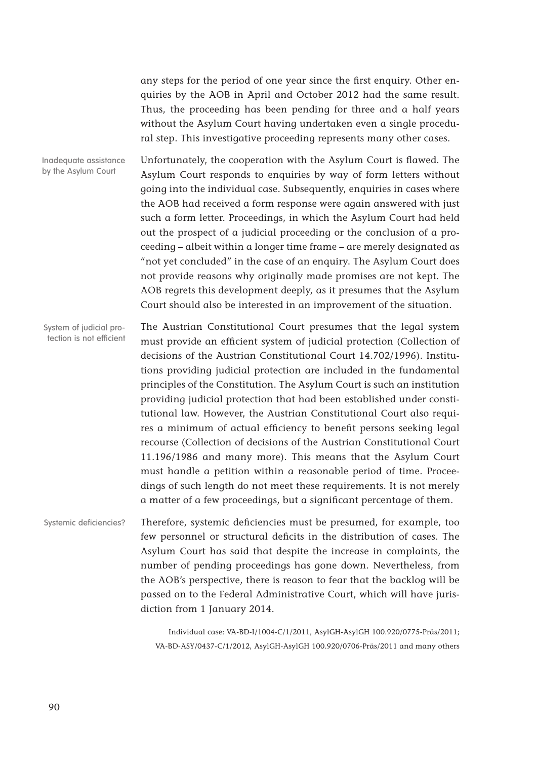any steps for the period of one year since the first enquiry. Other enquiries by the AOB in April and October 2012 had the same result. Thus, the proceeding has been pending for three and a half years without the Asylum Court having undertaken even a single procedural step. This investigative proceeding represents many other cases.

Inadequate assistance by the Asylum Court

Unfortunately, the cooperation with the Asylum Court is flawed. The Asylum Court responds to enquiries by way of form letters without going into the individual case. Subsequently, enquiries in cases where the AOB had received a form response were again answered with just such a form letter. Proceedings, in which the Asylum Court had held out the prospect of a judicial proceeding or the conclusion of a proceeding – albeit within a longer time frame – are merely designated as "not yet concluded" in the case of an enquiry. The Asylum Court does not provide reasons why originally made promises are not kept. The AOB regrets this development deeply, as it presumes that the Asylum Court should also be interested in an improvement of the situation.

System of judicial protection is not efficient

The Austrian Constitutional Court presumes that the legal system must provide an efficient system of judicial protection (Collection of decisions of the Austrian Constitutional Court 14.702/1996). Institutions providing judicial protection are included in the fundamental principles of the Constitution. The Asylum Court is such an institution providing judicial protection that had been established under constitutional law. However, the Austrian Constitutional Court also requires a minimum of actual efficiency to benefit persons seeking legal recourse (Collection of decisions of the Austrian Constitutional Court 11.196/1986 and many more). This means that the Asylum Court must handle a petition within a reasonable period of time. Proceedings of such length do not meet these requirements. It is not merely a matter of a few proceedings, but a significant percentage of them.

Systemic deficiencies?

Therefore, systemic deficiencies must be presumed, for example, too few personnel or structural deficits in the distribution of cases. The Asylum Court has said that despite the increase in complaints, the number of pending proceedings has gone down. Nevertheless, from the AOB's perspective, there is reason to fear that the backlog will be passed on to the Federal Administrative Court, which will have jurisdiction from 1 January 2014.

Individual case: VA-BD-I/1004-C/1/2011, AsylGH-AsylGH 100.920/0775-Präs/2011; VA-BD-ASY/0437-C/1/2012, AsylGH-AsylGH 100.920/0706-Präs/2011 and many others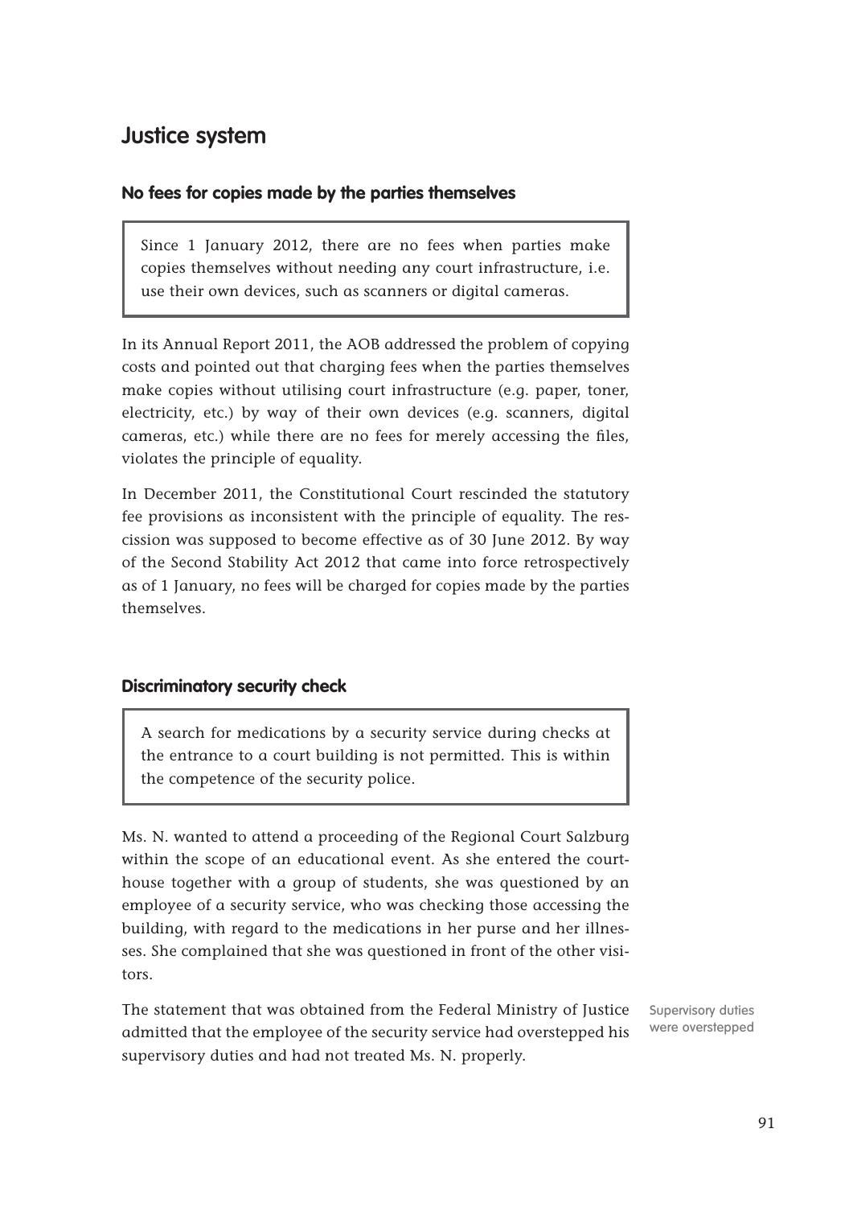## Justice system

### No fees for copies made by the parties themselves

Since 1 January 2012, there are no fees when parties make copies themselves without needing any court infrastructure, i.e. use their own devices, such as scanners or digital cameras.

In its Annual Report 2011, the AOB addressed the problem of copying costs and pointed out that charging fees when the parties themselves make copies without utilising court infrastructure (e.g. paper, toner, electricity, etc.) by way of their own devices (e.g. scanners, digital cameras, etc.) while there are no fees for merely accessing the files, violates the principle of equality.

In December 2011, the Constitutional Court rescinded the statutory fee provisions as inconsistent with the principle of equality. The rescission was supposed to become effective as of 30 June 2012. By way of the Second Stability Act 2012 that came into force retrospectively as of 1 January, no fees will be charged for copies made by the parties themselves.

### Discriminatory security check

A search for medications by a security service during checks at the entrance to a court building is not permitted. This is within the competence of the security police.

Ms. N. wanted to attend a proceeding of the Regional Court Salzburg within the scope of an educational event. As she entered the courthouse together with a group of students, she was questioned by an employee of a security service, who was checking those accessing the building, with regard to the medications in her purse and her illnesses. She complained that she was questioned in front of the other visitors.

Supervisory duties were overstepped

The statement that was obtained from the Federal Ministry of Justice admitted that the employee of the security service had overstepped his supervisory duties and had not treated Ms. N. properly.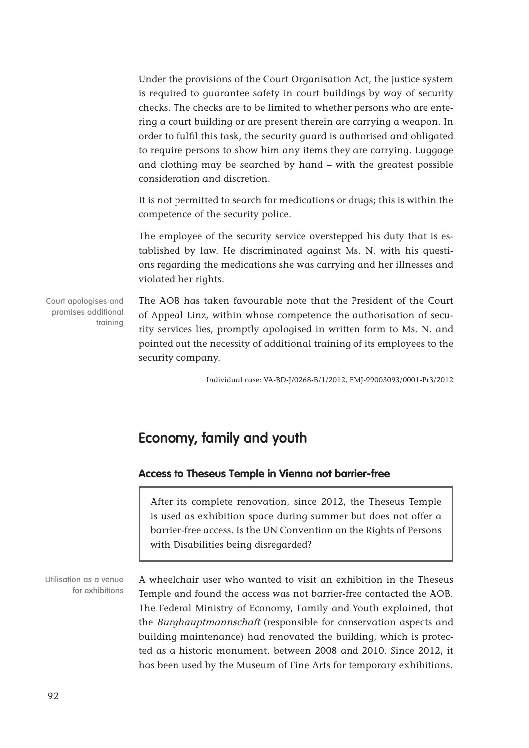Under the provisions of the Court Organisation Act, the justice system is required to guarantee safety in court buildings by way of security checks. The checks are to be limited to whether persons who are entering a court building or are present therein are carrying a weapon. In order to fulfil this task, the security guard is authorised and obligated to require persons to show him any items they are carrying. Luggage and clothing may be searched by hand – with the greatest possible consideration and discretion.

It is not permitted to search for medications or drugs; this is within the competence of the security police.

The employee of the security service overstepped his duty that is established by law. He discriminated against Ms. N. with his questions regarding the medications she was carrying and her illnesses and violated her rights.

Court apologises and promises additional training

The AOB has taken favourable note that the President of the Court of Appeal Linz, within whose competence the authorisation of security services lies, promptly apologised in written form to Ms. N. and pointed out the necessity of additional training of its employees to the security company.

Individual case: VA-BD-J/0268-B/1/2012, BMJ-99003093/0001-Pr3/2012

## Economy, family and youth

### Access to Theseus Temple in Vienna not barrier-free

> After its complete renovation, since 2012, the Theseus Temple is used as exhibition space during summer but does not offer a barrier-free access. Is the UN Convention on the Rights of Persons with Disabilities being disregarded?

Utilisation as a venue for exhibitions

A wheelchair user who wanted to visit an exhibition in the Theseus Temple and found the access was not barrier-free contacted the AOB. The Federal Ministry of Economy, Family and Youth explained, that the *Burghauptmannschaft* (responsible for conservation aspects and building maintenance) had renovated the building, which is protected as a historic monument, between 2008 and 2010. Since 2012, it has been used by the Museum of Fine Arts for temporary exhibitions.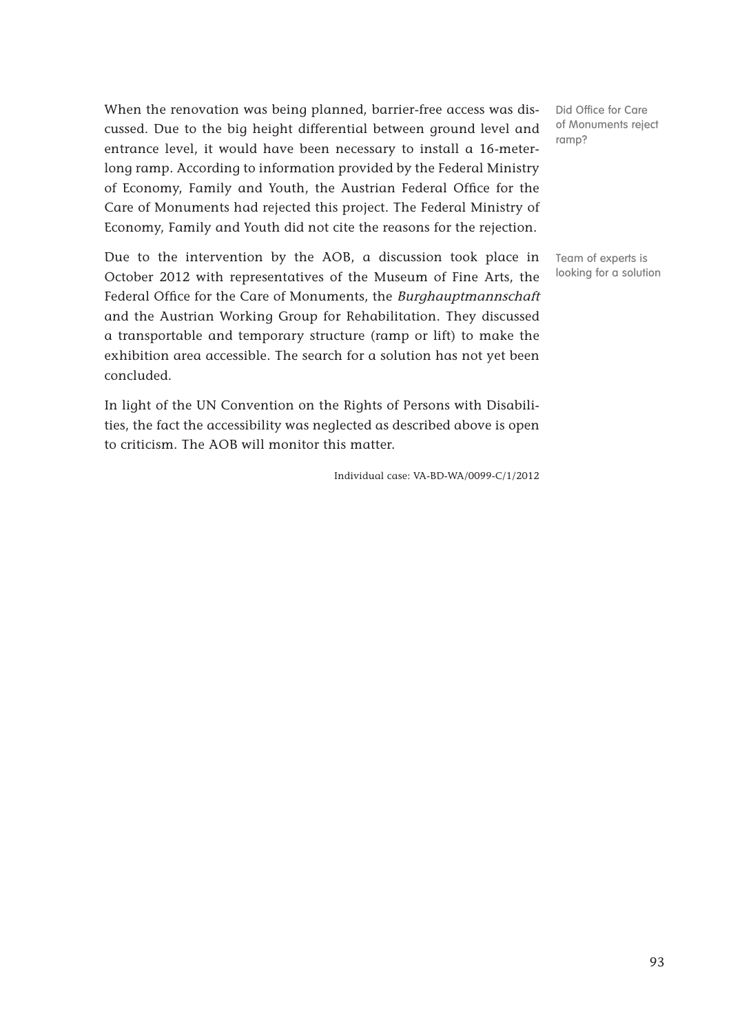When the renovation was being planned, barrier-free access was discussed. Due to the big height differential between ground level and entrance level, it would have been necessary to install a 16-meter-long ramp. According to information provided by the Federal Ministry of Economy, Family and Youth, the Austrian Federal Office for the Care of Monuments had rejected this project. The Federal Ministry of Economy, Family and Youth did not cite the reasons for the rejection.

Did Office for Care of Monuments reject ramp?

Due to the intervention by the AOB, a discussion took place in October 2012 with representatives of the Museum of Fine Arts, the Federal Office for the Care of Monuments, the *Burghauptmannschaft* and the Austrian Working Group for Rehabilitation. They discussed a transportable and temporary structure (ramp or lift) to make the exhibition area accessible. The search for a solution has not yet been concluded.

Team of experts is looking for a solution

In light of the UN Convention on the Rights of Persons with Disabilities, the fact the accessibility was neglected as described above is open to criticism. The AOB will monitor this matter.

Individual case: VA-BD-WA/0099-C/1/2012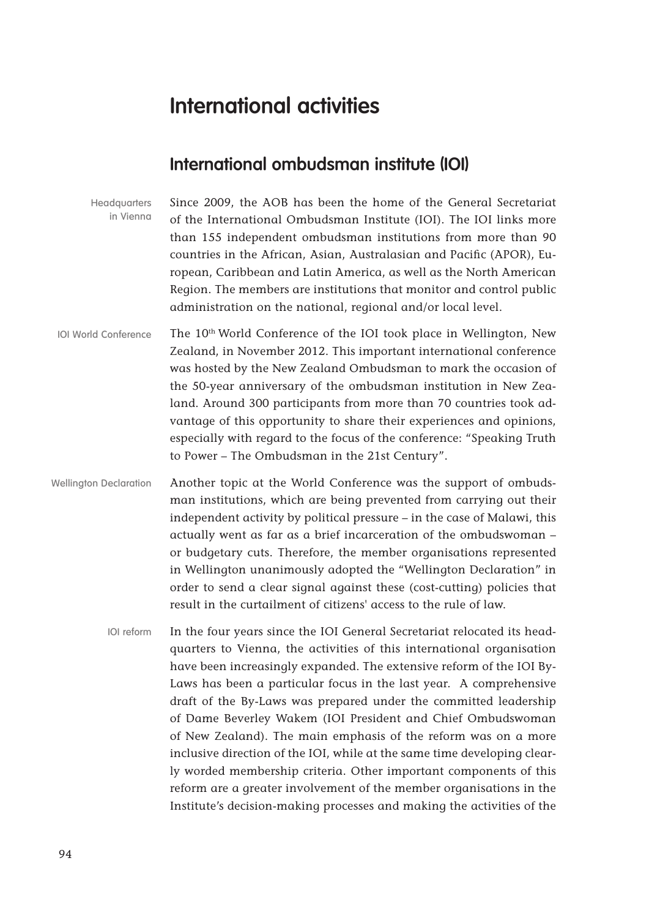# International activities

## International ombudsman institute (IOI)

Headquarters in Vienna

Since 2009, the AOB has been the home of the General Secretariat of the International Ombudsman Institute (IOI). The IOI links more than 155 independent ombudsman institutions from more than 90 countries in the African, Asian, Australasian and Pacific (APOR), European, Caribbean and Latin America, as well as the North American Region. The members are institutions that monitor and control public administration on the national, regional and/or local level.

IOI World Conference

The 10th World Conference of the IOI took place in Wellington, New Zealand, in November 2012. This important international conference was hosted by the New Zealand Ombudsman to mark the occasion of the 50-year anniversary of the ombudsman institution in New Zealand. Around 300 participants from more than 70 countries took advantage of this opportunity to share their experiences and opinions, especially with regard to the focus of the conference: "Speaking Truth to Power – The Ombudsman in the 21st Century".

Wellington Declaration

Another topic at the World Conference was the support of ombudsman institutions, which are being prevented from carrying out their independent activity by political pressure – in the case of Malawi, this actually went as far as a brief incarceration of the ombudswoman – or budgetary cuts. Therefore, the member organisations represented in Wellington unanimously adopted the "Wellington Declaration" in order to send a clear signal against these (cost-cutting) policies that result in the curtailment of citizens' access to the rule of law.

IOI reform

In the four years since the IOI General Secretariat relocated its headquarters to Vienna, the activities of this international organisation have been increasingly expanded. The extensive reform of the IOI By-Laws has been a particular focus in the last year. A comprehensive draft of the By-Laws was prepared under the committed leadership of Dame Beverley Wakem (IOI President and Chief Ombudswoman of New Zealand). The main emphasis of the reform was on a more inclusive direction of the IOI, while at the same time developing clearly worded membership criteria. Other important components of this reform are a greater involvement of the member organisations in the Institute's decision-making processes and making the activities of the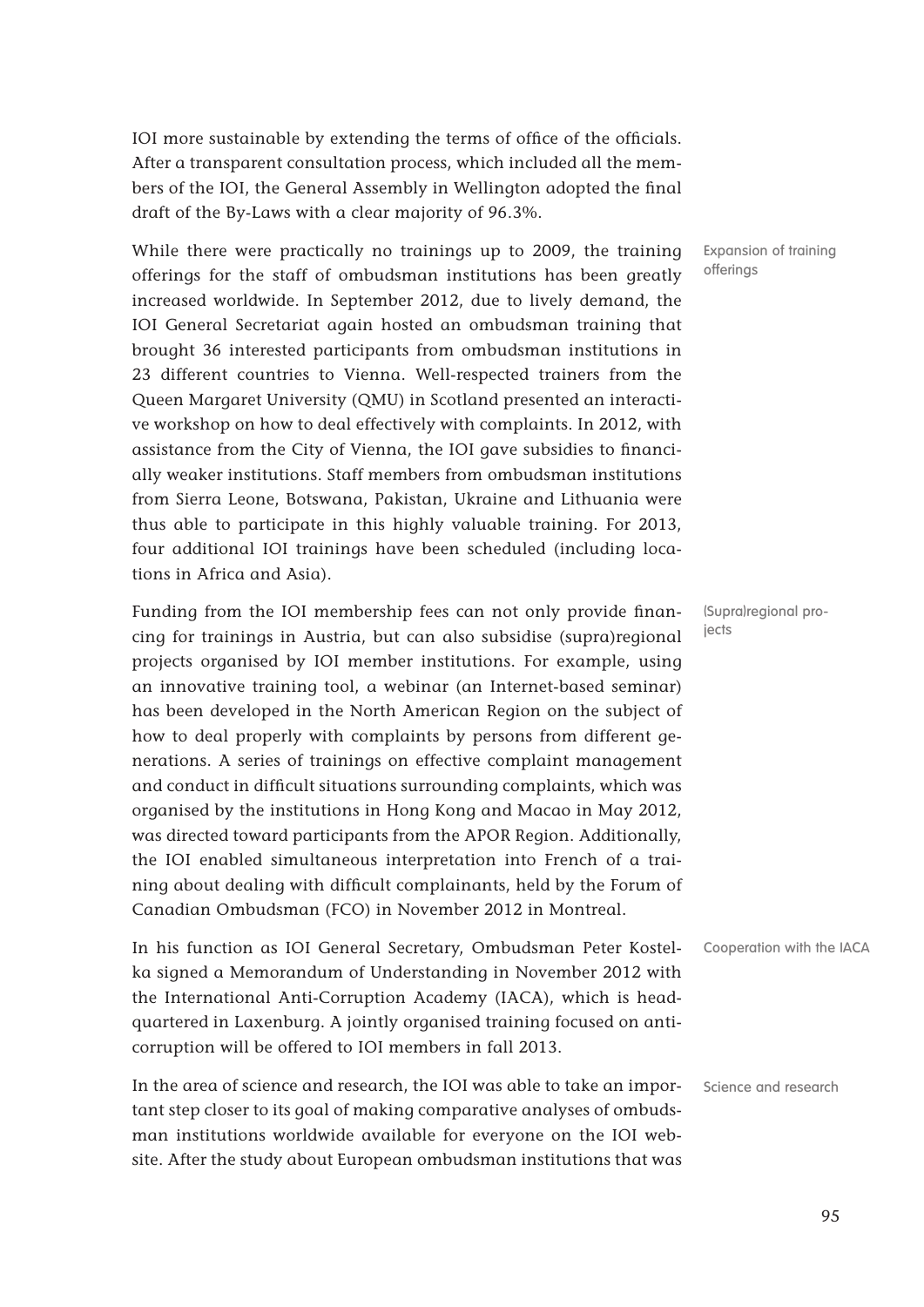IOI more sustainable by extending the terms of office of the officials. After a transparent consultation process, which included all the members of the IOI, the General Assembly in Wellington adopted the final draft of the By-Laws with a clear majority of 96.3%.

Expansion of training offerings

While there were practically no trainings up to 2009, the training offerings for the staff of ombudsman institutions has been greatly increased worldwide. In September 2012, due to lively demand, the IOI General Secretariat again hosted an ombudsman training that brought 36 interested participants from ombudsman institutions in 23 different countries to Vienna. Well-respected trainers from the Queen Margaret University (QMU) in Scotland presented an interactive workshop on how to deal effectively with complaints. In 2012, with assistance from the City of Vienna, the IOI gave subsidies to financially weaker institutions. Staff members from ombudsman institutions from Sierra Leone, Botswana, Pakistan, Ukraine and Lithuania were thus able to participate in this highly valuable training. For 2013, four additional IOI trainings have been scheduled (including locations in Africa and Asia).

(Supra)regional projects

Funding from the IOI membership fees can not only provide financing for trainings in Austria, but can also subsidise (supra)regional projects organised by IOI member institutions. For example, using an innovative training tool, a webinar (an Internet-based seminar) has been developed in the North American Region on the subject of how to deal properly with complaints by persons from different generations. A series of trainings on effective complaint management and conduct in difficult situations surrounding complaints, which was organised by the institutions in Hong Kong and Macao in May 2012, was directed toward participants from the APOR Region. Additionally, the IOI enabled simultaneous interpretation into French of a training about dealing with difficult complainants, held by the Forum of Canadian Ombudsman (FCO) in November 2012 in Montreal.

Cooperation with the IACA

In his function as IOI General Secretary, Ombudsman Peter Kostelka signed a Memorandum of Understanding in November 2012 with the International Anti-Corruption Academy (IACA), which is headquartered in Laxenburg. A jointly organised training focused on anti-corruption will be offered to IOI members in fall 2013.

Science and research

In the area of science and research, the IOI was able to take an important step closer to its goal of making comparative analyses of ombudsman institutions worldwide available for everyone on the IOI website. After the study about European ombudsman institutions that was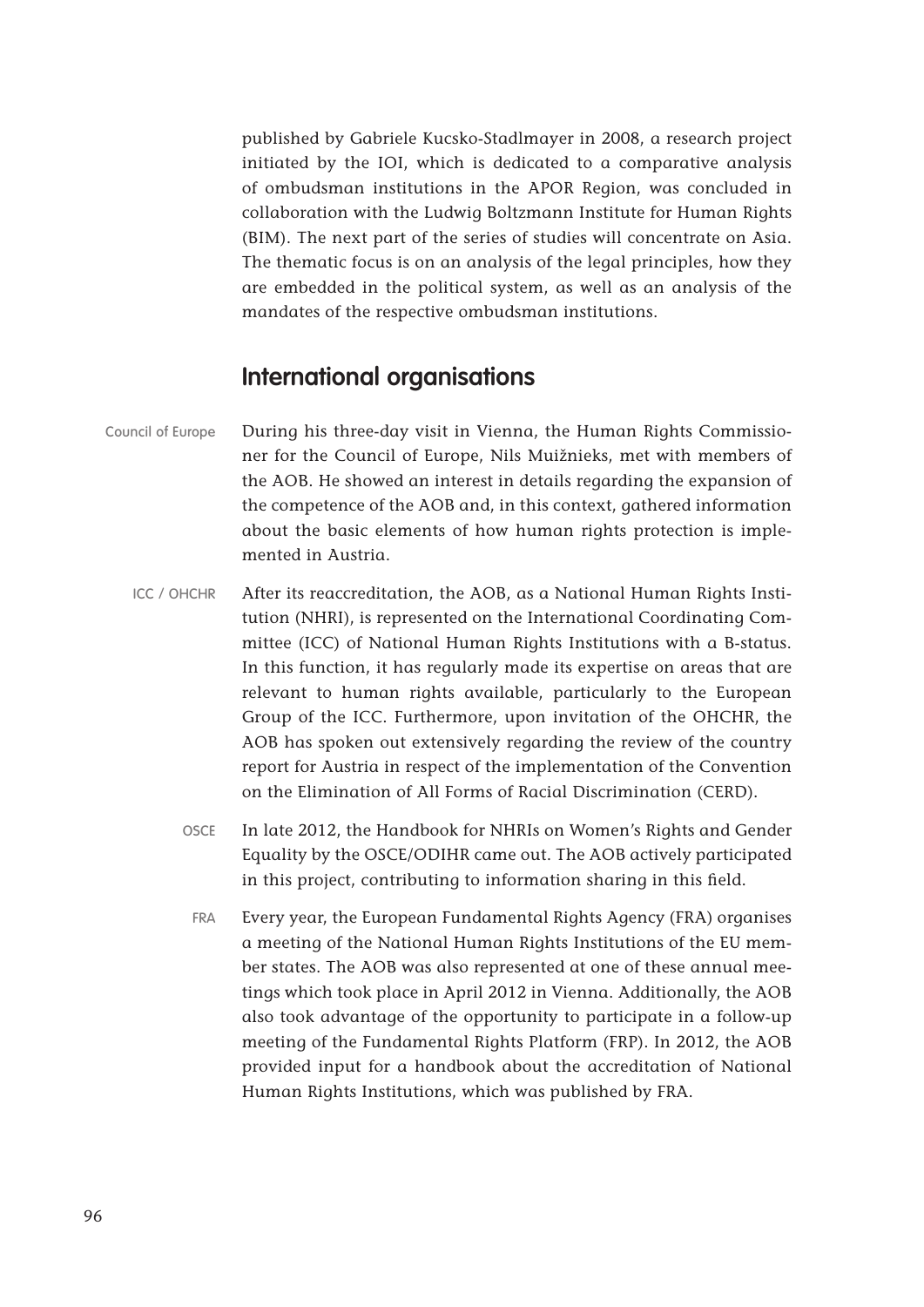published by Gabriele Kucsko-Stadlmayer in 2008, a research project initiated by the IOI, which is dedicated to a comparative analysis of ombudsman institutions in the APOR Region, was concluded in collaboration with the Ludwig Boltzmann Institute for Human Rights (BIM). The next part of the series of studies will concentrate on Asia. The thematic focus is on an analysis of the legal principles, how they are embedded in the political system, as well as an analysis of the mandates of the respective ombudsman institutions.

## International organisations

Council of Europe

During his three-day visit in Vienna, the Human Rights Commissioner for the Council of Europe, Nils Muižnieks, met with members of the AOB. He showed an interest in details regarding the expansion of the competence of the AOB and, in this context, gathered information about the basic elements of how human rights protection is implemented in Austria.

ICC / OHCHR

After its reaccreditation, the AOB, as a National Human Rights Institution (NHRI), is represented on the International Coordinating Committee (ICC) of National Human Rights Institutions with a B-status. In this function, it has regularly made its expertise on areas that are relevant to human rights available, particularly to the European Group of the ICC. Furthermore, upon invitation of the OHCHR, the AOB has spoken out extensively regarding the review of the country report for Austria in respect of the implementation of the Convention on the Elimination of All Forms of Racial Discrimination (CERD).

OSCE

In late 2012, the Handbook for NHRIs on Women's Rights and Gender Equality by the OSCE/ODIHR came out. The AOB actively participated in this project, contributing to information sharing in this field.

FRA

Every year, the European Fundamental Rights Agency (FRA) organises a meeting of the National Human Rights Institutions of the EU member states. The AOB was also represented at one of these annual meetings which took place in April 2012 in Vienna. Additionally, the AOB also took advantage of the opportunity to participate in a follow-up meeting of the Fundamental Rights Platform (FRP). In 2012, the AOB provided input for a handbook about the accreditation of National Human Rights Institutions, which was published by FRA.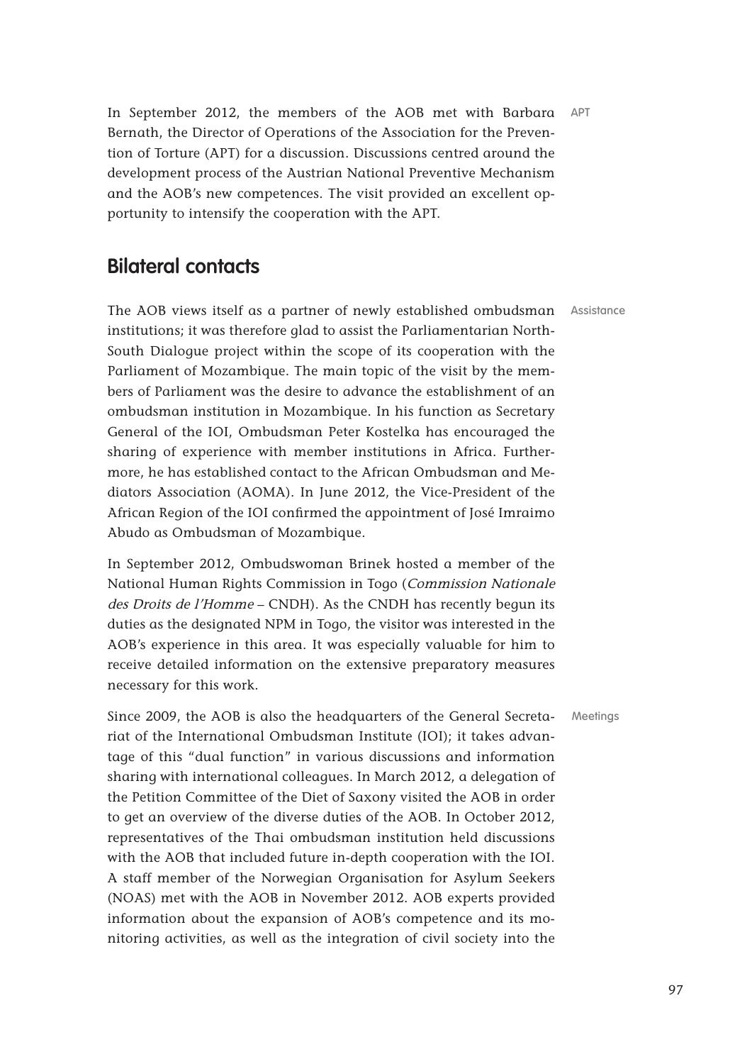APT

In September 2012, the members of the AOB met with Barbara Bernath, the Director of Operations of the Association for the Prevention of Torture (APT) for a discussion. Discussions centred around the development process of the Austrian National Preventive Mechanism and the AOB's new competences. The visit provided an excellent opportunity to intensify the cooperation with the APT.

## Bilateral contacts

Assistance

The AOB views itself as a partner of newly established ombudsman institutions; it was therefore glad to assist the Parliamentarian North-South Dialogue project within the scope of its cooperation with the Parliament of Mozambique. The main topic of the visit by the members of Parliament was the desire to advance the establishment of an ombudsman institution in Mozambique. In his function as Secretary General of the IOI, Ombudsman Peter Kostelka has encouraged the sharing of experience with member institutions in Africa. Furthermore, he has established contact to the African Ombudsman and Mediators Association (AOMA). In June 2012, the Vice-President of the African Region of the IOI confirmed the appointment of José Imraimo Abudo as Ombudsman of Mozambique.

In September 2012, Ombudswoman Brinek hosted a member of the National Human Rights Commission in Togo (*Commission Nationale des Droits de l'Homme* – CNDH). As the CNDH has recently begun its duties as the designated NPM in Togo, the visitor was interested in the AOB's experience in this area. It was especially valuable for him to receive detailed information on the extensive preparatory measures necessary for this work.

Meetings

Since 2009, the AOB is also the headquarters of the General Secretariat of the International Ombudsman Institute (IOI); it takes advantage of this "dual function" in various discussions and information sharing with international colleagues. In March 2012, a delegation of the Petition Committee of the Diet of Saxony visited the AOB in order to get an overview of the diverse duties of the AOB. In October 2012, representatives of the Thai ombudsman institution held discussions with the AOB that included future in-depth cooperation with the IOI. A staff member of the Norwegian Organisation for Asylum Seekers (NOAS) met with the AOB in November 2012. AOB experts provided information about the expansion of AOB's competence and its monitoring activities, as well as the integration of civil society into the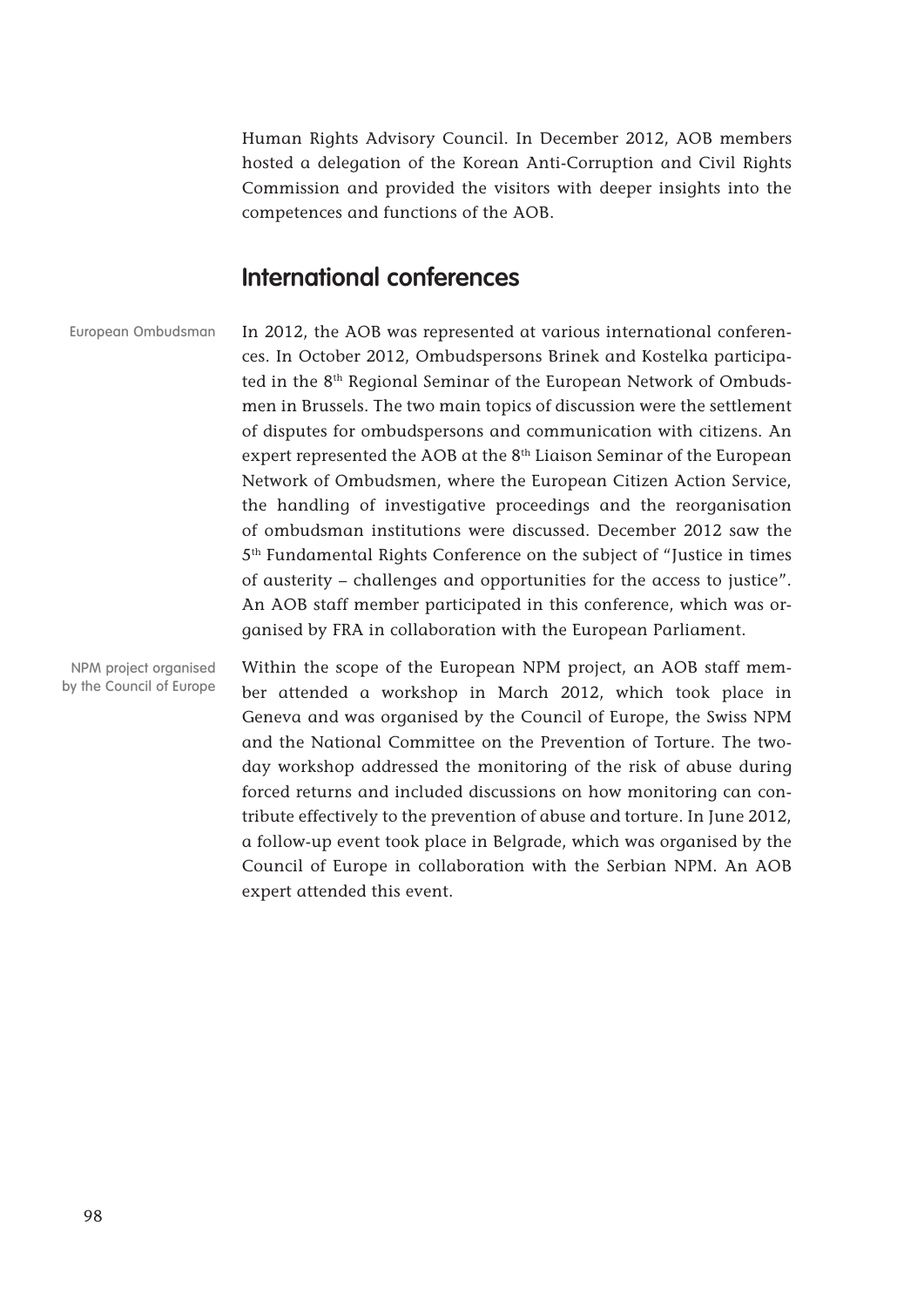Human Rights Advisory Council. In December 2012, AOB members hosted a delegation of the Korean Anti-Corruption and Civil Rights Commission and provided the visitors with deeper insights into the competences and functions of the AOB.

## International conferences

European Ombudsman

In 2012, the AOB was represented at various international conferences. In October 2012, Ombudspersons Brinek and Kostelka participated in the 8th Regional Seminar of the European Network of Ombudsmen in Brussels. The two main topics of discussion were the settlement of disputes for ombudspersons and communication with citizens. An expert represented the AOB at the 8th Liaison Seminar of the European Network of Ombudsmen, where the European Citizen Action Service, the handling of investigative proceedings and the reorganisation of ombudsman institutions were discussed. December 2012 saw the 5th Fundamental Rights Conference on the subject of "Justice in times of austerity – challenges and opportunities for the access to justice". An AOB staff member participated in this conference, which was organised by FRA in collaboration with the European Parliament.

NPM project organised by the Council of Europe

Within the scope of the European NPM project, an AOB staff member attended a workshop in March 2012, which took place in Geneva and was organised by the Council of Europe, the Swiss NPM and the National Committee on the Prevention of Torture. The two-day workshop addressed the monitoring of the risk of abuse during forced returns and included discussions on how monitoring can contribute effectively to the prevention of abuse and torture. In June 2012, a follow-up event took place in Belgrade, which was organised by the Council of Europe in collaboration with the Serbian NPM. An AOB expert attended this event.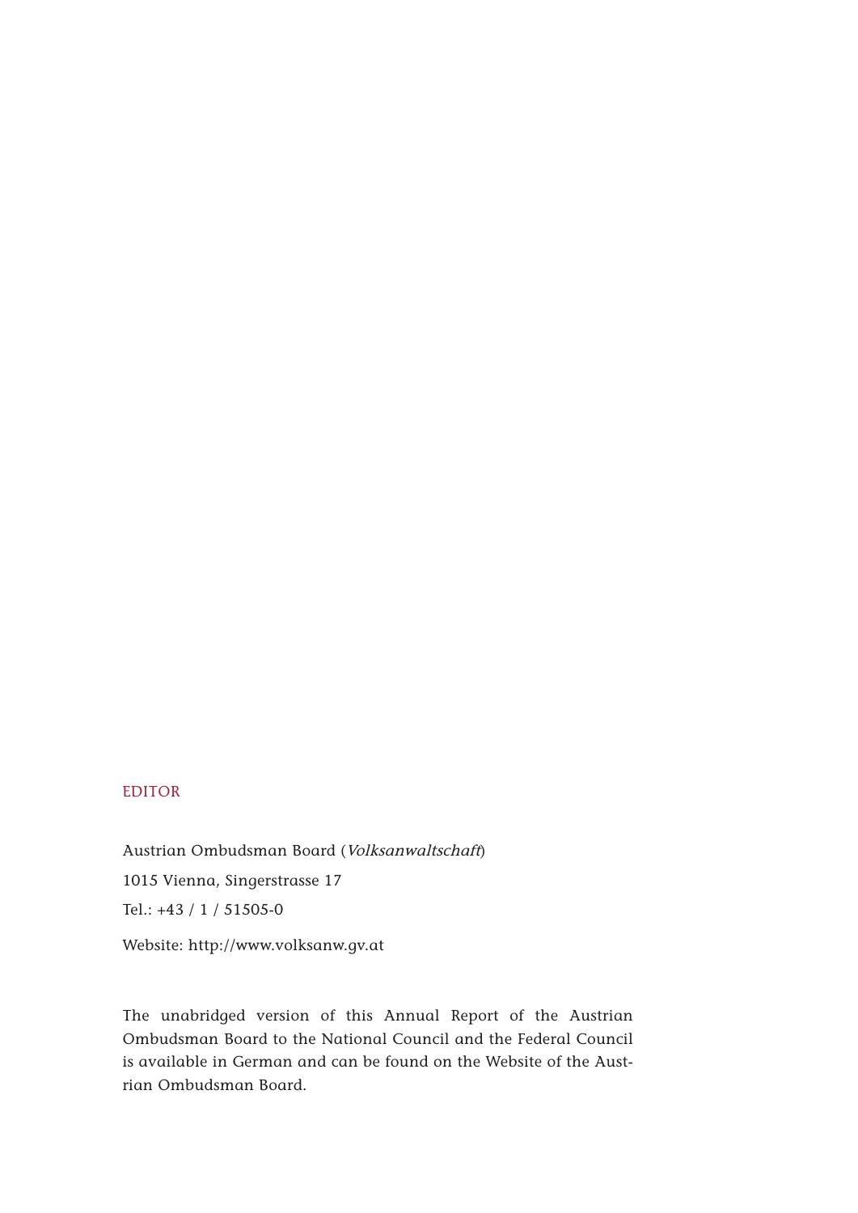## EDITOR

Austrian Ombudsman Board (*Volksanwaltschaft*)

1015 Vienna, Singerstrasse 17

Tel.: +43 / 1 / 51505-0

Website: http://www.volksanw.gv.at

The unabridged version of this Annual Report of the Austrian Ombudsman Board to the National Council and the Federal Council is available in German and can be found on the Website of the Austrian Ombudsman Board.